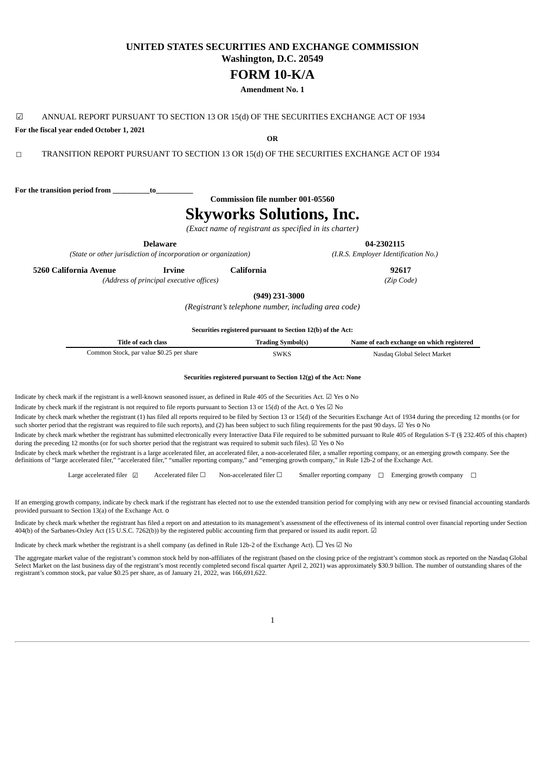# UNITED STATES SECURITIES AND EXCHANGE COMMISSION

**Washington, D.C. 20549**

# FORM 10-K/A

**Amendment No. 1**

☑ ANNUAL REPORT PURSUANT TO SECTION 13 OR 15(d) OF THE SECURITIES EXCHANGE ACT OF 1934

**For the fiscal year ended October 1, 2021**

**OR**

☐ TRANSITION REPORT PURSUANT TO SECTION 13 OR 15(d) OF THE SECURITIES EXCHANGE ACT OF 1934

**For the transition period from \_\_\_\_\_\_\_\_\_\_to\_\_\_\_\_\_\_\_\_\_**

**Commission file number 001-05560**

# Skyworks Solutions, Inc.

*(Exact name of registrant as specified in its charter)*

| **Delaware** | **04-2302115** |
|---|---|
| *(State or other jurisdiction of incorporation or organization)* | *(I.R.S. Employer Identification No.)* |

| **5260 California Avenue** | **Irvine** | **California** | **92617** |
|---|---|---|---|
| *(Address of principal executive offices)* | | | *(Zip Code)* |

**(949) 231-3000**

*(Registrant's telephone number, including area code)*

**Securities registered pursuant to Section 12(b) of the Act:**

| Title of each class | Trading Symbol(s) | Name of each exchange on which registered |
|---|---|---|
| Common Stock, par value $0.25 per share | SWKS | Nasdaq Global Select Market |

**Securities registered pursuant to Section 12(g) of the Act: None**

Indicate by check mark if the registrant is a well-known seasoned issuer, as defined in Rule 405 of the Securities Act. ☑ Yes o No

Indicate by check mark if the registrant is not required to file reports pursuant to Section 13 or 15(d) of the Act. o Yes ☑ No

Indicate by check mark whether the registrant (1) has filed all reports required to be filed by Section 13 or 15(d) of the Securities Exchange Act of 1934 during the preceding 12 months (or for such shorter period that the registrant was required to file such reports), and (2) has been subject to such filing requirements for the past 90 days. ☑ Yes o No

Indicate by check mark whether the registrant has submitted electronically every Interactive Data File required to be submitted pursuant to Rule 405 of Regulation S-T (§ 232.405 of this chapter) during the preceding 12 months (or for such shorter period that the registrant was required to submit such files). ☑ Yes o No

Indicate by check mark whether the registrant is a large accelerated filer, an accelerated filer, a non-accelerated filer, a smaller reporting company, or an emerging growth company. See the definitions of "large accelerated filer," "accelerated filer," "smaller reporting company," and "emerging growth company," in Rule 12b-2 of the Exchange Act.

Large accelerated filer ☑ Accelerated filer ☐ Non-accelerated filer ☐ Smaller reporting company ☐ Emerging growth company ☐

If an emerging growth company, indicate by check mark if the registrant has elected not to use the extended transition period for complying with any new or revised financial accounting standards provided pursuant to Section 13(a) of the Exchange Act. o

Indicate by check mark whether the registrant has filed a report on and attestation to its management's assessment of the effectiveness of its internal control over financial reporting under Section 404(b) of the Sarbanes-Oxley Act (15 U.S.C. 7262(b)) by the registered public accounting firm that prepared or issued its audit report. ☑

Indicate by check mark whether the registrant is a shell company (as defined in Rule 12b-2 of the Exchange Act). ☐ Yes ☑ No

The aggregate market value of the registrant's common stock held by non-affiliates of the registrant (based on the closing price of the registrant's common stock as reported on the Nasdaq Global Select Market on the last business day of the registrant's most recently completed second fiscal quarter April 2, 2021) was approximately $30.9 billion. The number of outstanding shares of the registrant's common stock, par value $0.25 per share, as of January 21, 2022, was 166,691,622.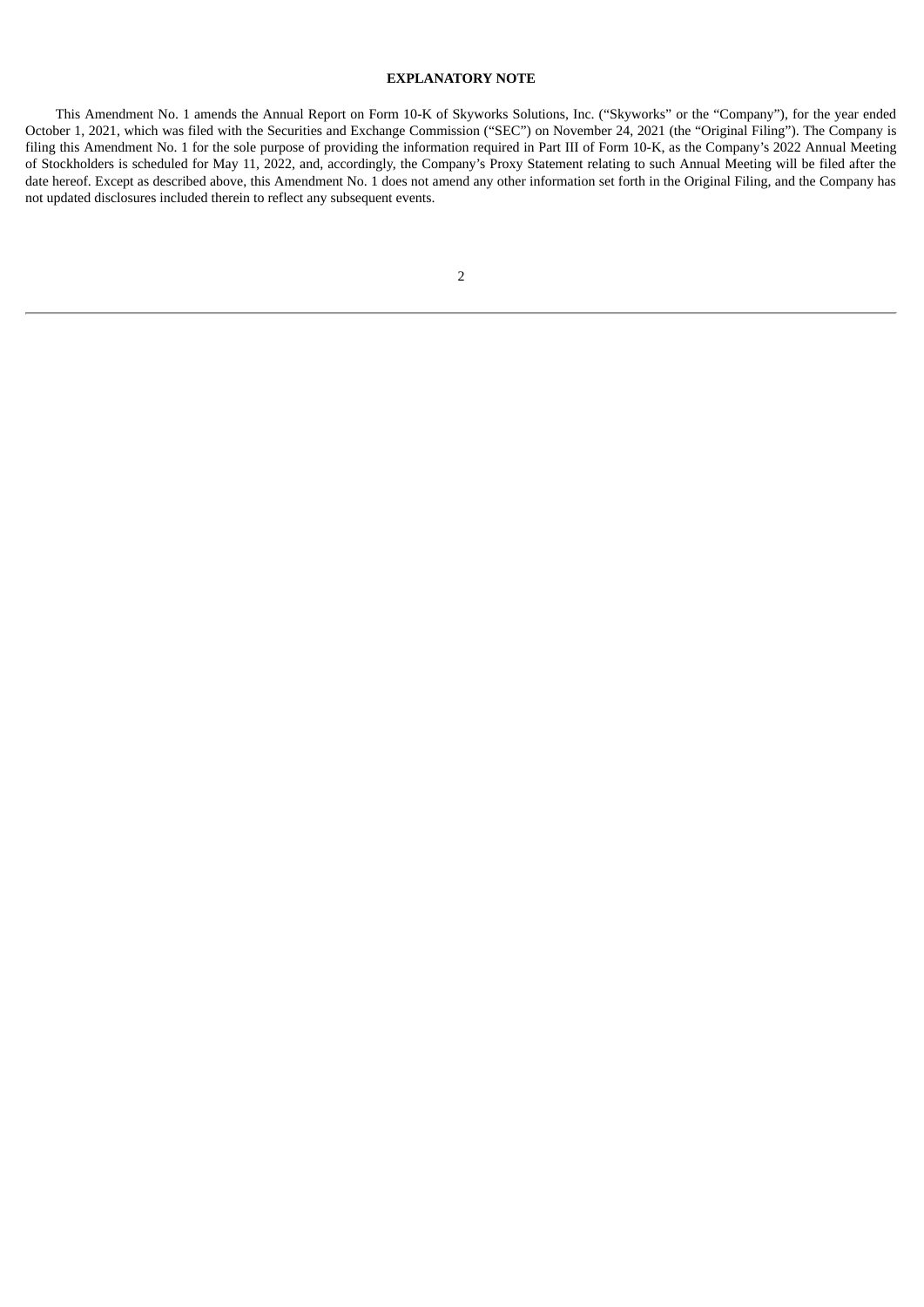## EXPLANATORY NOTE

This Amendment No. 1 amends the Annual Report on Form 10-K of Skyworks Solutions, Inc. ("Skyworks" or the "Company"), for the year ended October 1, 2021, which was filed with the Securities and Exchange Commission ("SEC") on November 24, 2021 (the "Original Filing"). The Company is filing this Amendment No. 1 for the sole purpose of providing the information required in Part III of Form 10-K, as the Company's 2022 Annual Meeting of Stockholders is scheduled for May 11, 2022, and, accordingly, the Company's Proxy Statement relating to such Annual Meeting will be filed after the date hereof. Except as described above, this Amendment No. 1 does not amend any other information set forth in the Original Filing, and the Company has not updated disclosures included therein to reflect any subsequent events.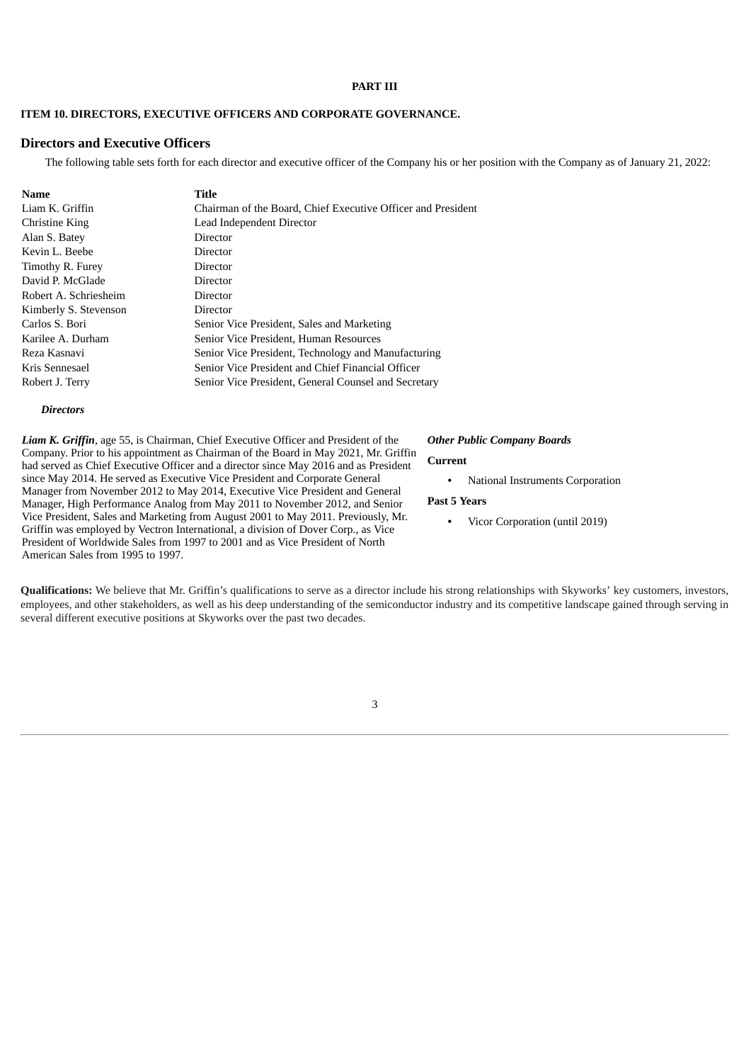**PART III**

**ITEM 10. DIRECTORS, EXECUTIVE OFFICERS AND CORPORATE GOVERNANCE.**

## Directors and Executive Officers

The following table sets forth for each director and executive officer of the Company his or her position with the Company as of January 21, 2022:

| Name | Title |
| --- | --- |
| Liam K. Griffin | Chairman of the Board, Chief Executive Officer and President |
| Christine King | Lead Independent Director |
| Alan S. Batey | Director |
| Kevin L. Beebe | Director |
| Timothy R. Furey | Director |
| David P. McGlade | Director |
| Robert A. Schriesheim | Director |
| Kimberly S. Stevenson | Director |
| Carlos S. Bori | Senior Vice President, Sales and Marketing |
| Karilee A. Durham | Senior Vice President, Human Resources |
| Reza Kasnavi | Senior Vice President, Technology and Manufacturing |
| Kris Sennesael | Senior Vice President and Chief Financial Officer |
| Robert J. Terry | Senior Vice President, General Counsel and Secretary |

***Directors***

***Liam K. Griffin***, age 55, is Chairman, Chief Executive Officer and President of the Company. Prior to his appointment as Chairman of the Board in May 2021, Mr. Griffin had served as Chief Executive Officer and a director since May 2016 and as President since May 2014. He served as Executive Vice President and Corporate General Manager from November 2012 to May 2014, Executive Vice President and General Manager, High Performance Analog from May 2011 to November 2012, and Senior Vice President, Sales and Marketing from August 2001 to May 2011. Previously, Mr. Griffin was employed by Vectron International, a division of Dover Corp., as Vice President of Worldwide Sales from 1997 to 2001 and as Vice President of North American Sales from 1995 to 1997.

***Other Public Company Boards***

**Current**

- National Instruments Corporation

**Past 5 Years**

- Vicor Corporation (until 2019)

**Qualifications:** We believe that Mr. Griffin's qualifications to serve as a director include his strong relationships with Skyworks' key customers, investors, employees, and other stakeholders, as well as his deep understanding of the semiconductor industry and its competitive landscape gained through serving in several different executive positions at Skyworks over the past two decades.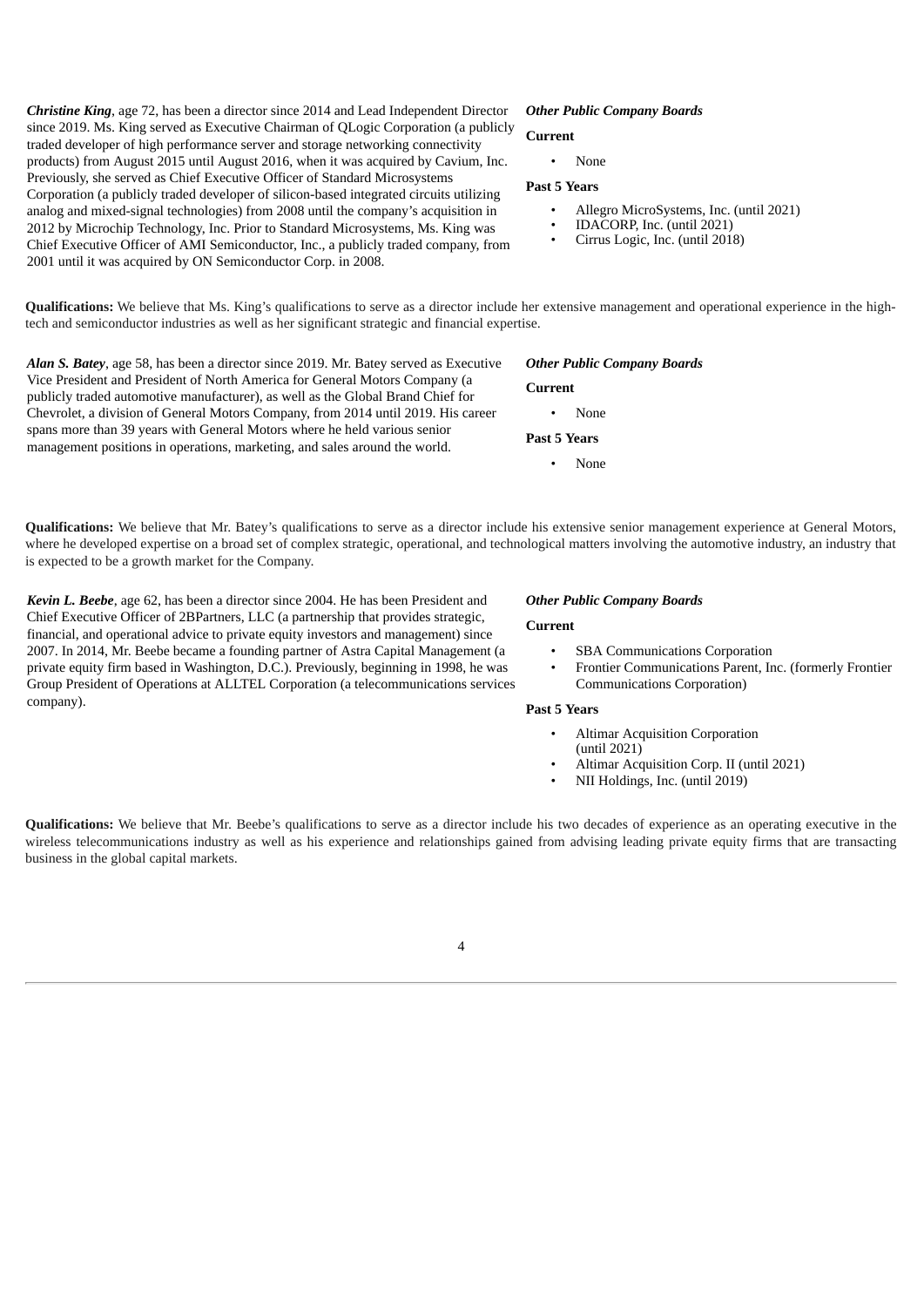***Christine King***, age 72, has been a director since 2014 and Lead Independent Director since 2019. Ms. King served as Executive Chairman of QLogic Corporation (a publicly traded developer of high performance server and storage networking connectivity products) from August 2015 until August 2016, when it was acquired by Cavium, Inc. Previously, she served as Chief Executive Officer of Standard Microsystems Corporation (a publicly traded developer of silicon-based integrated circuits utilizing analog and mixed-signal technologies) from 2008 until the company's acquisition in 2012 by Microchip Technology, Inc. Prior to Standard Microsystems, Ms. King was Chief Executive Officer of AMI Semiconductor, Inc., a publicly traded company, from 2001 until it was acquired by ON Semiconductor Corp. in 2008.

***Other Public Company Boards***

**Current**

- None

**Past 5 Years**

- Allegro MicroSystems, Inc. (until 2021)
- IDACORP, Inc. (until 2021)
- Cirrus Logic, Inc. (until 2018)

**Qualifications:** We believe that Ms. King's qualifications to serve as a director include her extensive management and operational experience in the high-tech and semiconductor industries as well as her significant strategic and financial expertise.

***Alan S. Batey***, age 58, has been a director since 2019. Mr. Batey served as Executive Vice President and President of North America for General Motors Company (a publicly traded automotive manufacturer), as well as the Global Brand Chief for Chevrolet, a division of General Motors Company, from 2014 until 2019. His career spans more than 39 years with General Motors where he held various senior management positions in operations, marketing, and sales around the world.

***Other Public Company Boards***

**Current**

- None

**Past 5 Years**

- None

**Qualifications:** We believe that Mr. Batey's qualifications to serve as a director include his extensive senior management experience at General Motors, where he developed expertise on a broad set of complex strategic, operational, and technological matters involving the automotive industry, an industry that is expected to be a growth market for the Company.

***Kevin L. Beebe***, age 62, has been a director since 2004. He has been President and Chief Executive Officer of 2BPartners, LLC (a partnership that provides strategic, financial, and operational advice to private equity investors and management) since 2007. In 2014, Mr. Beebe became a founding partner of Astra Capital Management (a private equity firm based in Washington, D.C.). Previously, beginning in 1998, he was Group President of Operations at ALLTEL Corporation (a telecommunications services company).

***Other Public Company Boards***

**Current**

- SBA Communications Corporation
- Frontier Communications Parent, Inc. (formerly Frontier Communications Corporation)

**Past 5 Years**

- Altimar Acquisition Corporation (until 2021)
- Altimar Acquisition Corp. II (until 2021)
- NII Holdings, Inc. (until 2019)

**Qualifications:** We believe that Mr. Beebe's qualifications to serve as a director include his two decades of experience as an operating executive in the wireless telecommunications industry as well as his experience and relationships gained from advising leading private equity firms that are transacting business in the global capital markets.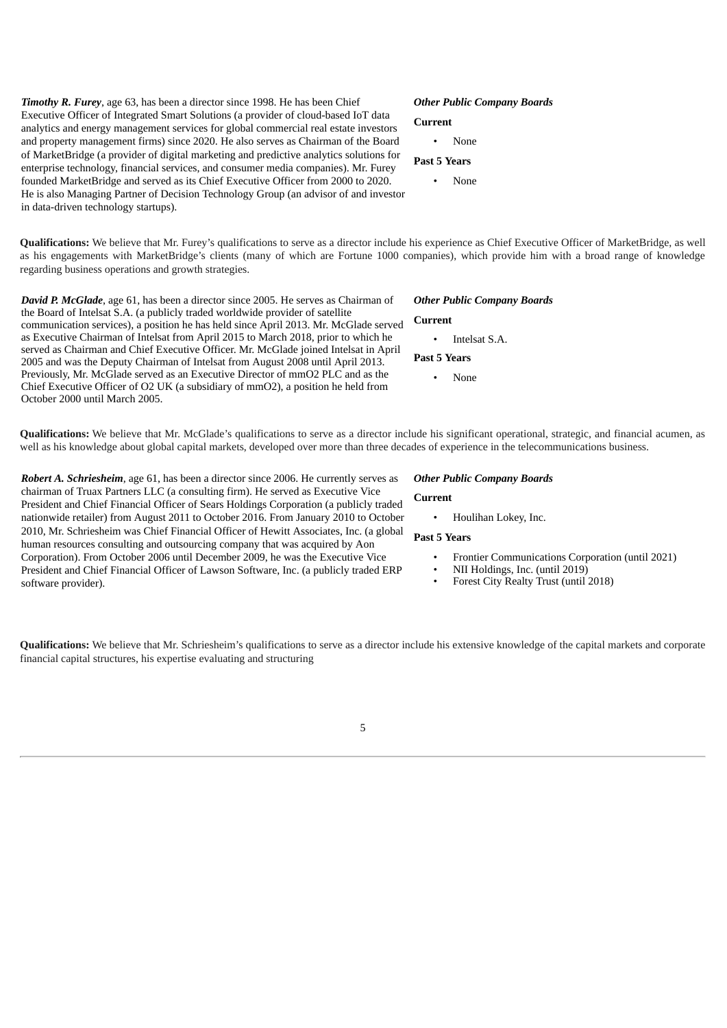***Timothy R. Furey***, age 63, has been a director since 1998. He has been Chief Executive Officer of Integrated Smart Solutions (a provider of cloud-based IoT data analytics and energy management services for global commercial real estate investors and property management firms) since 2020. He also serves as Chairman of the Board of MarketBridge (a provider of digital marketing and predictive analytics solutions for enterprise technology, financial services, and consumer media companies). Mr. Furey founded MarketBridge and served as its Chief Executive Officer from 2000 to 2020. He is also Managing Partner of Decision Technology Group (an advisor of and investor in data-driven technology startups).

***Other Public Company Boards***

**Current**

- None

**Past 5 Years**

- None

**Qualifications:** We believe that Mr. Furey's qualifications to serve as a director include his experience as Chief Executive Officer of MarketBridge, as well as his engagements with MarketBridge's clients (many of which are Fortune 1000 companies), which provide him with a broad range of knowledge regarding business operations and growth strategies.

***David P. McGlade***, age 61, has been a director since 2005. He serves as Chairman of the Board of Intelsat S.A. (a publicly traded worldwide provider of satellite communication services), a position he has held since April 2013. Mr. McGlade served as Executive Chairman of Intelsat from April 2015 to March 2018, prior to which he served as Chairman and Chief Executive Officer. Mr. McGlade joined Intelsat in April 2005 and was the Deputy Chairman of Intelsat from August 2008 until April 2013. Previously, Mr. McGlade served as an Executive Director of mmO2 PLC and as the Chief Executive Officer of O2 UK (a subsidiary of mmO2), a position he held from October 2000 until March 2005.

***Other Public Company Boards***

**Current**

- Intelsat S.A.

**Past 5 Years**

- None

**Qualifications:** We believe that Mr. McGlade's qualifications to serve as a director include his significant operational, strategic, and financial acumen, as well as his knowledge about global capital markets, developed over more than three decades of experience in the telecommunications business.

***Robert A. Schriesheim***, age 61, has been a director since 2006. He currently serves as chairman of Truax Partners LLC (a consulting firm). He served as Executive Vice President and Chief Financial Officer of Sears Holdings Corporation (a publicly traded nationwide retailer) from August 2011 to October 2016. From January 2010 to October 2010, Mr. Schriesheim was Chief Financial Officer of Hewitt Associates, Inc. (a global human resources consulting and outsourcing company that was acquired by Aon Corporation). From October 2006 until December 2009, he was the Executive Vice President and Chief Financial Officer of Lawson Software, Inc. (a publicly traded ERP software provider).

***Other Public Company Boards***

**Current**

- Houlihan Lokey, Inc.

**Past 5 Years**

- Frontier Communications Corporation (until 2021)
- NII Holdings, Inc. (until 2019)
- Forest City Realty Trust (until 2018)

**Qualifications:** We believe that Mr. Schriesheim's qualifications to serve as a director include his extensive knowledge of the capital markets and corporate financial capital structures, his expertise evaluating and structuring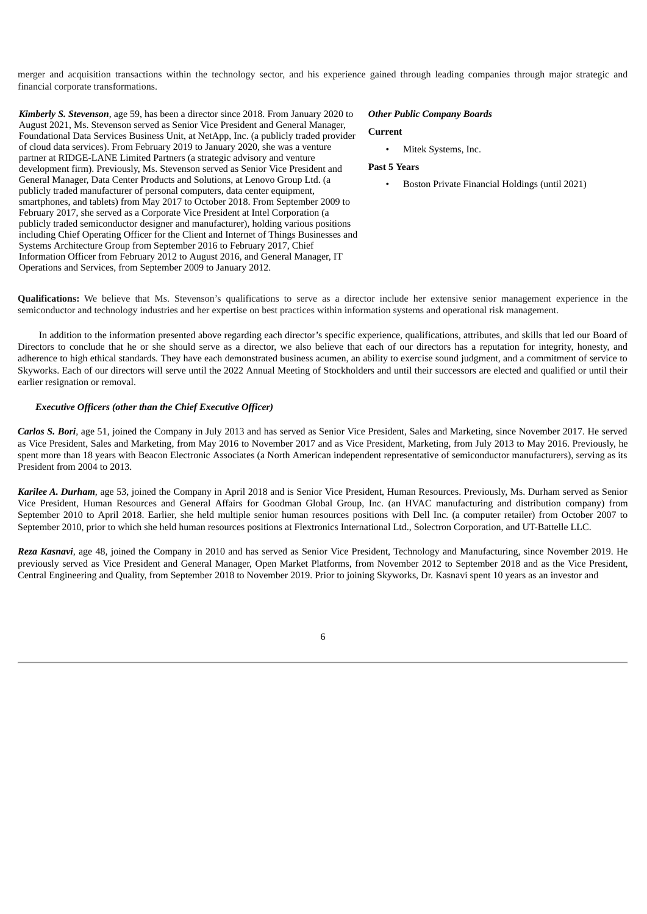merger and acquisition transactions within the technology sector, and his experience gained through leading companies through major strategic and financial corporate transformations.

***Kimberly S. Stevenson***, age 59, has been a director since 2018. From January 2020 to August 2021, Ms. Stevenson served as Senior Vice President and General Manager, Foundational Data Services Business Unit, at NetApp, Inc. (a publicly traded provider of cloud data services). From February 2019 to January 2020, she was a venture partner at RIDGE-LANE Limited Partners (a strategic advisory and venture development firm). Previously, Ms. Stevenson served as Senior Vice President and General Manager, Data Center Products and Solutions, at Lenovo Group Ltd. (a publicly traded manufacturer of personal computers, data center equipment, smartphones, and tablets) from May 2017 to October 2018. From September 2009 to February 2017, she served as a Corporate Vice President at Intel Corporation (a publicly traded semiconductor designer and manufacturer), holding various positions including Chief Operating Officer for the Client and Internet of Things Businesses and Systems Architecture Group from September 2016 to February 2017, Chief Information Officer from February 2012 to August 2016, and General Manager, IT Operations and Services, from September 2009 to January 2012.

***Other Public Company Boards***

**Current**

- Mitek Systems, Inc.

**Past 5 Years**

- Boston Private Financial Holdings (until 2021)

**Qualifications:** We believe that Ms. Stevenson's qualifications to serve as a director include her extensive senior management experience in the semiconductor and technology industries and her expertise on best practices within information systems and operational risk management.

In addition to the information presented above regarding each director's specific experience, qualifications, attributes, and skills that led our Board of Directors to conclude that he or she should serve as a director, we also believe that each of our directors has a reputation for integrity, honesty, and adherence to high ethical standards. They have each demonstrated business acumen, an ability to exercise sound judgment, and a commitment of service to Skyworks. Each of our directors will serve until the 2022 Annual Meeting of Stockholders and until their successors are elected and qualified or until their earlier resignation or removal.

***Executive Officers (other than the Chief Executive Officer)***

***Carlos S. Bori***, age 51, joined the Company in July 2013 and has served as Senior Vice President, Sales and Marketing, since November 2017. He served as Vice President, Sales and Marketing, from May 2016 to November 2017 and as Vice President, Marketing, from July 2013 to May 2016. Previously, he spent more than 18 years with Beacon Electronic Associates (a North American independent representative of semiconductor manufacturers), serving as its President from 2004 to 2013.

***Karilee A. Durham***, age 53, joined the Company in April 2018 and is Senior Vice President, Human Resources. Previously, Ms. Durham served as Senior Vice President, Human Resources and General Affairs for Goodman Global Group, Inc. (an HVAC manufacturing and distribution company) from September 2010 to April 2018. Earlier, she held multiple senior human resources positions with Dell Inc. (a computer retailer) from October 2007 to September 2010, prior to which she held human resources positions at Flextronics International Ltd., Solectron Corporation, and UT-Battelle LLC.

***Reza Kasnavi***, age 48, joined the Company in 2010 and has served as Senior Vice President, Technology and Manufacturing, since November 2019. He previously served as Vice President and General Manager, Open Market Platforms, from November 2012 to September 2018 and as the Vice President, Central Engineering and Quality, from September 2018 to November 2019. Prior to joining Skyworks, Dr. Kasnavi spent 10 years as an investor and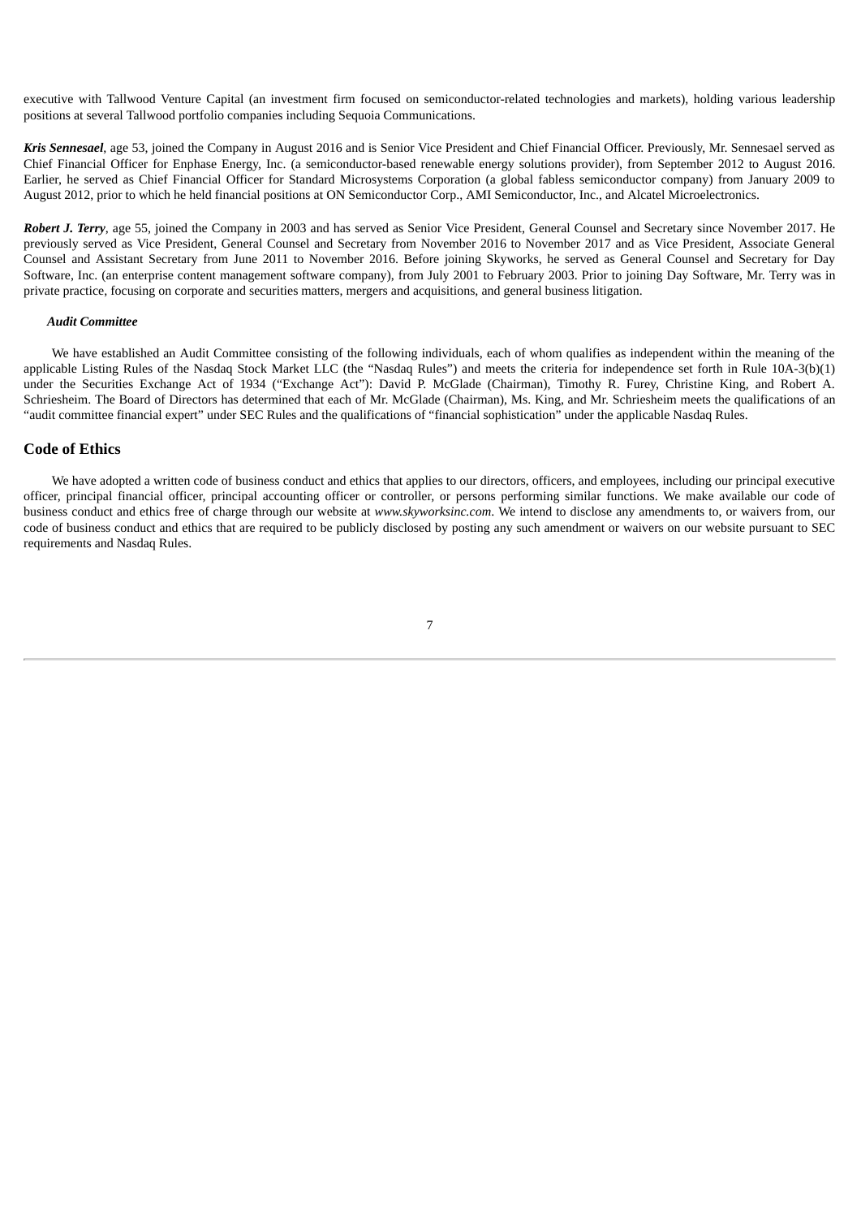executive with Tallwood Venture Capital (an investment firm focused on semiconductor-related technologies and markets), holding various leadership positions at several Tallwood portfolio companies including Sequoia Communications.

***Kris Sennesael***, age 53, joined the Company in August 2016 and is Senior Vice President and Chief Financial Officer. Previously, Mr. Sennesael served as Chief Financial Officer for Enphase Energy, Inc. (a semiconductor-based renewable energy solutions provider), from September 2012 to August 2016. Earlier, he served as Chief Financial Officer for Standard Microsystems Corporation (a global fabless semiconductor company) from January 2009 to August 2012, prior to which he held financial positions at ON Semiconductor Corp., AMI Semiconductor, Inc., and Alcatel Microelectronics.

***Robert J. Terry***, age 55, joined the Company in 2003 and has served as Senior Vice President, General Counsel and Secretary since November 2017. He previously served as Vice President, General Counsel and Secretary from November 2016 to November 2017 and as Vice President, Associate General Counsel and Assistant Secretary from June 2011 to November 2016. Before joining Skyworks, he served as General Counsel and Secretary for Day Software, Inc. (an enterprise content management software company), from July 2001 to February 2003. Prior to joining Day Software, Mr. Terry was in private practice, focusing on corporate and securities matters, mergers and acquisitions, and general business litigation.

***Audit Committee***

We have established an Audit Committee consisting of the following individuals, each of whom qualifies as independent within the meaning of the applicable Listing Rules of the Nasdaq Stock Market LLC (the "Nasdaq Rules") and meets the criteria for independence set forth in Rule 10A-3(b)(1) under the Securities Exchange Act of 1934 ("Exchange Act"): David P. McGlade (Chairman), Timothy R. Furey, Christine King, and Robert A. Schriesheim. The Board of Directors has determined that each of Mr. McGlade (Chairman), Ms. King, and Mr. Schriesheim meets the qualifications of an "audit committee financial expert" under SEC Rules and the qualifications of "financial sophistication" under the applicable Nasdaq Rules.

## Code of Ethics

We have adopted a written code of business conduct and ethics that applies to our directors, officers, and employees, including our principal executive officer, principal financial officer, principal accounting officer or controller, or persons performing similar functions. We make available our code of business conduct and ethics free of charge through our website at *www.skyworksinc.com*. We intend to disclose any amendments to, or waivers from, our code of business conduct and ethics that are required to be publicly disclosed by posting any such amendment or waivers on our website pursuant to SEC requirements and Nasdaq Rules.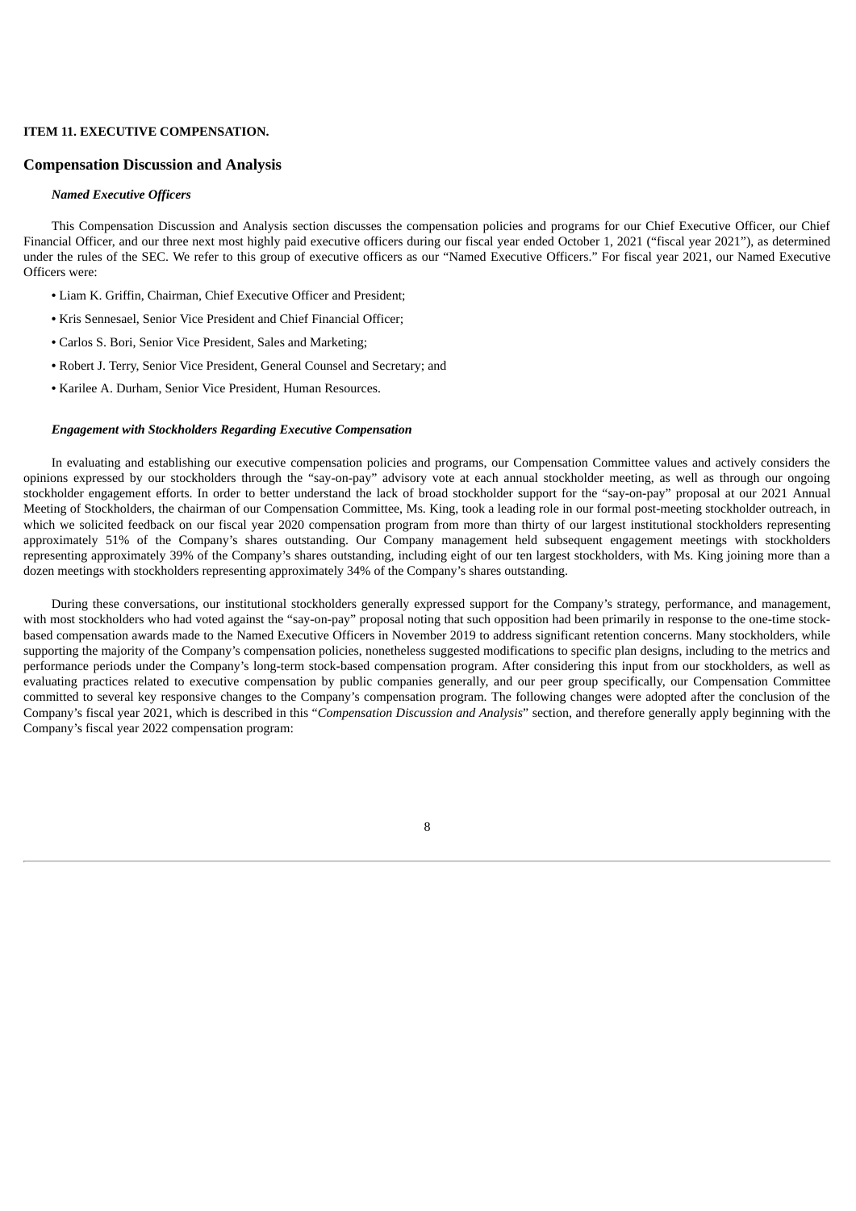**ITEM 11. EXECUTIVE COMPENSATION.**

## Compensation Discussion and Analysis

### *Named Executive Officers*

This Compensation Discussion and Analysis section discusses the compensation policies and programs for our Chief Executive Officer, our Chief Financial Officer, and our three next most highly paid executive officers during our fiscal year ended October 1, 2021 ("fiscal year 2021"), as determined under the rules of the SEC. We refer to this group of executive officers as our "Named Executive Officers." For fiscal year 2021, our Named Executive Officers were:

- Liam K. Griffin, Chairman, Chief Executive Officer and President;
- Kris Sennesael, Senior Vice President and Chief Financial Officer;
- Carlos S. Bori, Senior Vice President, Sales and Marketing;
- Robert J. Terry, Senior Vice President, General Counsel and Secretary; and
- Karilee A. Durham, Senior Vice President, Human Resources.

### *Engagement with Stockholders Regarding Executive Compensation*

In evaluating and establishing our executive compensation policies and programs, our Compensation Committee values and actively considers the opinions expressed by our stockholders through the "say-on-pay" advisory vote at each annual stockholder meeting, as well as through our ongoing stockholder engagement efforts. In order to better understand the lack of broad stockholder support for the "say-on-pay" proposal at our 2021 Annual Meeting of Stockholders, the chairman of our Compensation Committee, Ms. King, took a leading role in our formal post-meeting stockholder outreach, in which we solicited feedback on our fiscal year 2020 compensation program from more than thirty of our largest institutional stockholders representing approximately 51% of the Company's shares outstanding. Our Company management held subsequent engagement meetings with stockholders representing approximately 39% of the Company's shares outstanding, including eight of our ten largest stockholders, with Ms. King joining more than a dozen meetings with stockholders representing approximately 34% of the Company's shares outstanding.

During these conversations, our institutional stockholders generally expressed support for the Company's strategy, performance, and management, with most stockholders who had voted against the "say-on-pay" proposal noting that such opposition had been primarily in response to the one-time stock-based compensation awards made to the Named Executive Officers in November 2019 to address significant retention concerns. Many stockholders, while supporting the majority of the Company's compensation policies, nonetheless suggested modifications to specific plan designs, including to the metrics and performance periods under the Company's long-term stock-based compensation program. After considering this input from our stockholders, as well as evaluating practices related to executive compensation by public companies generally, and our peer group specifically, our Compensation Committee committed to several key responsive changes to the Company's compensation program. The following changes were adopted after the conclusion of the Company's fiscal year 2021, which is described in this "*Compensation Discussion and Analysis*" section, and therefore generally apply beginning with the Company's fiscal year 2022 compensation program: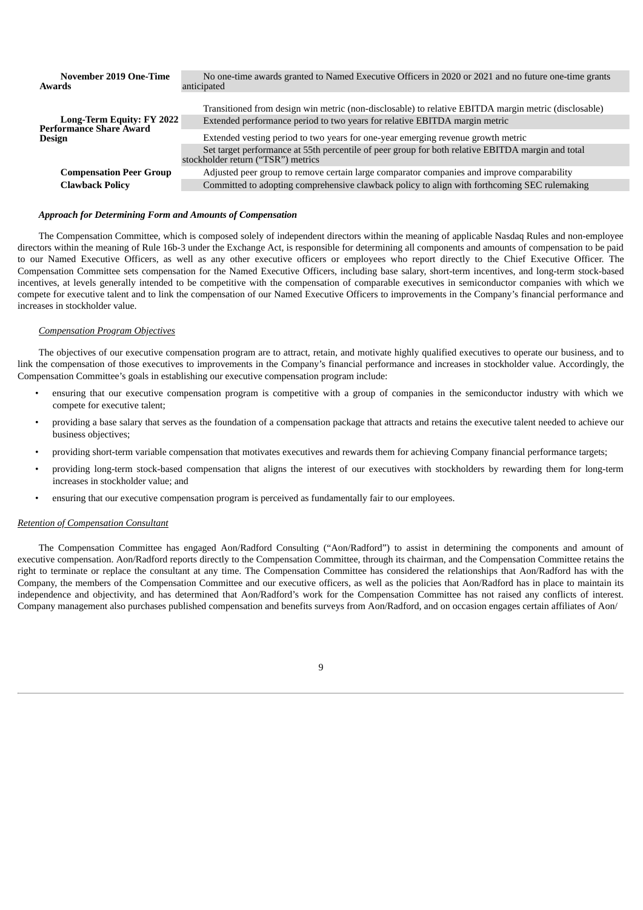| | |
|---|---|
| **November 2019 One-Time Awards** | No one-time awards granted to Named Executive Officers in 2020 or 2021 and no future one-time grants anticipated |
| **Long-Term Equity: FY 2022 Performance Share Award Design** | Transitioned from design win metric (non-disclosable) to relative EBITDA margin metric (disclosable) |
| | Extended performance period to two years for relative EBITDA margin metric |
| | Extended vesting period to two years for one-year emerging revenue growth metric |
| | Set target performance at 55th percentile of peer group for both relative EBITDA margin and total stockholder return ("TSR") metrics |
| **Compensation Peer Group** | Adjusted peer group to remove certain large comparator companies and improve comparability |
| **Clawback Policy** | Committed to adopting comprehensive clawback policy to align with forthcoming SEC rulemaking |

### *Approach for Determining Form and Amounts of Compensation*

The Compensation Committee, which is composed solely of independent directors within the meaning of applicable Nasdaq Rules and non-employee directors within the meaning of Rule 16b-3 under the Exchange Act, is responsible for determining all components and amounts of compensation to be paid to our Named Executive Officers, as well as any other executive officers or employees who report directly to the Chief Executive Officer. The Compensation Committee sets compensation for the Named Executive Officers, including base salary, short-term incentives, and long-term stock-based incentives, at levels generally intended to be competitive with the compensation of comparable executives in semiconductor companies with which we compete for executive talent and to link the compensation of our Named Executive Officers to improvements in the Company's financial performance and increases in stockholder value.

#### *Compensation Program Objectives*

The objectives of our executive compensation program are to attract, retain, and motivate highly qualified executives to operate our business, and to link the compensation of those executives to improvements in the Company's financial performance and increases in stockholder value. Accordingly, the Compensation Committee's goals in establishing our executive compensation program include:

- ensuring that our executive compensation program is competitive with a group of companies in the semiconductor industry with which we compete for executive talent;
- providing a base salary that serves as the foundation of a compensation package that attracts and retains the executive talent needed to achieve our business objectives;
- providing short-term variable compensation that motivates executives and rewards them for achieving Company financial performance targets;
- providing long-term stock-based compensation that aligns the interest of our executives with stockholders by rewarding them for long-term increases in stockholder value; and
- ensuring that our executive compensation program is perceived as fundamentally fair to our employees.

#### *Retention of Compensation Consultant*

The Compensation Committee has engaged Aon/Radford Consulting ("Aon/Radford") to assist in determining the components and amount of executive compensation. Aon/Radford reports directly to the Compensation Committee, through its chairman, and the Compensation Committee retains the right to terminate or replace the consultant at any time. The Compensation Committee has considered the relationships that Aon/Radford has with the Company, the members of the Compensation Committee and our executive officers, as well as the policies that Aon/Radford has in place to maintain its independence and objectivity, and has determined that Aon/Radford's work for the Compensation Committee has not raised any conflicts of interest. Company management also purchases published compensation and benefits surveys from Aon/Radford, and on occasion engages certain affiliates of Aon/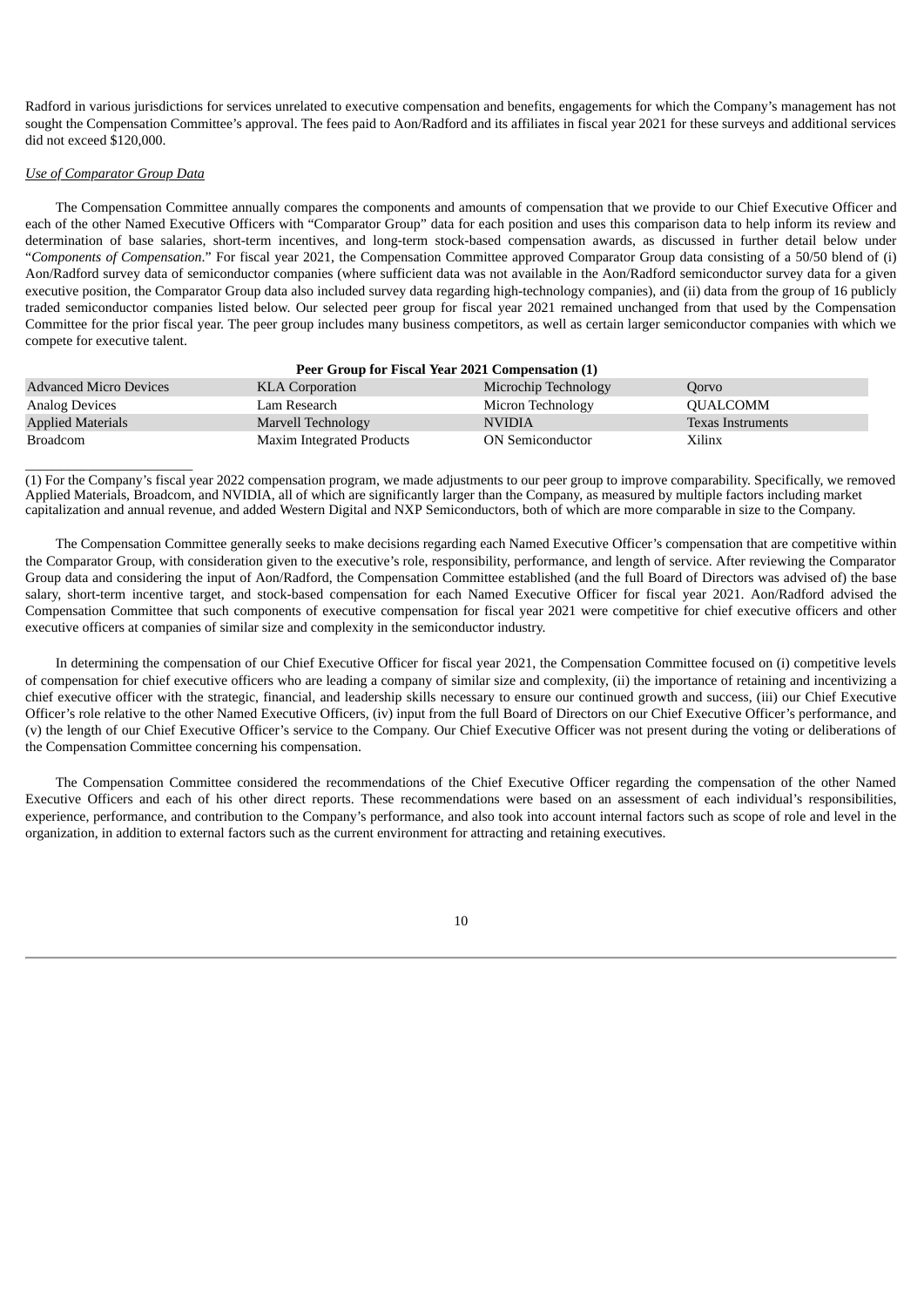Radford in various jurisdictions for services unrelated to executive compensation and benefits, engagements for which the Company's management has not sought the Compensation Committee's approval. The fees paid to Aon/Radford and its affiliates in fiscal year 2021 for these surveys and additional services did not exceed $120,000.

*Use of Comparator Group Data*

The Compensation Committee annually compares the components and amounts of compensation that we provide to our Chief Executive Officer and each of the other Named Executive Officers with "Comparator Group" data for each position and uses this comparison data to help inform its review and determination of base salaries, short-term incentives, and long-term stock-based compensation awards, as discussed in further detail below under "*Components of Compensation*." For fiscal year 2021, the Compensation Committee approved Comparator Group data consisting of a 50/50 blend of (i) Aon/Radford survey data of semiconductor companies (where sufficient data was not available in the Aon/Radford semiconductor survey data for a given executive position, the Comparator Group data also included survey data regarding high-technology companies), and (ii) data from the group of 16 publicly traded semiconductor companies listed below. Our selected peer group for fiscal year 2021 remained unchanged from that used by the Compensation Committee for the prior fiscal year. The peer group includes many business competitors, as well as certain larger semiconductor companies with which we compete for executive talent.

**Peer Group for Fiscal Year 2021 Compensation (1)**

| | | | |
|---|---|---|---|
| Advanced Micro Devices | KLA Corporation | Microchip Technology | Qorvo |
| Analog Devices | Lam Research | Micron Technology | QUALCOMM |
| Applied Materials | Marvell Technology | NVIDIA | Texas Instruments |
| Broadcom | Maxim Integrated Products | ON Semiconductor | Xilinx |

(1) For the Company's fiscal year 2022 compensation program, we made adjustments to our peer group to improve comparability. Specifically, we removed Applied Materials, Broadcom, and NVIDIA, all of which are significantly larger than the Company, as measured by multiple factors including market capitalization and annual revenue, and added Western Digital and NXP Semiconductors, both of which are more comparable in size to the Company.

The Compensation Committee generally seeks to make decisions regarding each Named Executive Officer's compensation that are competitive within the Comparator Group, with consideration given to the executive's role, responsibility, performance, and length of service. After reviewing the Comparator Group data and considering the input of Aon/Radford, the Compensation Committee established (and the full Board of Directors was advised of) the base salary, short-term incentive target, and stock-based compensation for each Named Executive Officer for fiscal year 2021. Aon/Radford advised the Compensation Committee that such components of executive compensation for fiscal year 2021 were competitive for chief executive officers and other executive officers at companies of similar size and complexity in the semiconductor industry.

In determining the compensation of our Chief Executive Officer for fiscal year 2021, the Compensation Committee focused on (i) competitive levels of compensation for chief executive officers who are leading a company of similar size and complexity, (ii) the importance of retaining and incentivizing a chief executive officer with the strategic, financial, and leadership skills necessary to ensure our continued growth and success, (iii) our Chief Executive Officer's role relative to the other Named Executive Officers, (iv) input from the full Board of Directors on our Chief Executive Officer's performance, and (v) the length of our Chief Executive Officer's service to the Company. Our Chief Executive Officer was not present during the voting or deliberations of the Compensation Committee concerning his compensation.

The Compensation Committee considered the recommendations of the Chief Executive Officer regarding the compensation of the other Named Executive Officers and each of his other direct reports. These recommendations were based on an assessment of each individual's responsibilities, experience, performance, and contribution to the Company's performance, and also took into account internal factors such as scope of role and level in the organization, in addition to external factors such as the current environment for attracting and retaining executives.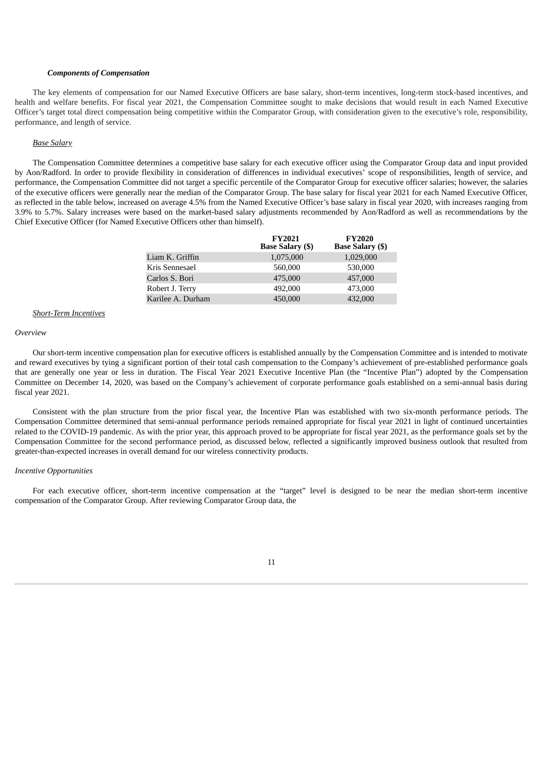***Components of Compensation***

The key elements of compensation for our Named Executive Officers are base salary, short-term incentives, long-term stock-based incentives, and health and welfare benefits. For fiscal year 2021, the Compensation Committee sought to make decisions that would result in each Named Executive Officer's target total direct compensation being competitive within the Comparator Group, with consideration given to the executive's role, responsibility, performance, and length of service.

*Base Salary*

The Compensation Committee determines a competitive base salary for each executive officer using the Comparator Group data and input provided by Aon/Radford. In order to provide flexibility in consideration of differences in individual executives' scope of responsibilities, length of service, and performance, the Compensation Committee did not target a specific percentile of the Comparator Group for executive officer salaries; however, the salaries of the executive officers were generally near the median of the Comparator Group. The base salary for fiscal year 2021 for each Named Executive Officer, as reflected in the table below, increased on average 4.5% from the Named Executive Officer's base salary in fiscal year 2020, with increases ranging from 3.9% to 5.7%. Salary increases were based on the market-based salary adjustments recommended by Aon/Radford as well as recommendations by the Chief Executive Officer (for Named Executive Officers other than himself).

| | FY2021 Base Salary ($) | FY2020 Base Salary ($) |
|---|---|---|
| Liam K. Griffin | 1,075,000 | 1,029,000 |
| Kris Sennesael | 560,000 | 530,000 |
| Carlos S. Bori | 475,000 | 457,000 |
| Robert J. Terry | 492,000 | 473,000 |
| Karilee A. Durham | 450,000 | 432,000 |

*Short-Term Incentives*

*Overview*

Our short-term incentive compensation plan for executive officers is established annually by the Compensation Committee and is intended to motivate and reward executives by tying a significant portion of their total cash compensation to the Company's achievement of pre-established performance goals that are generally one year or less in duration. The Fiscal Year 2021 Executive Incentive Plan (the "Incentive Plan") adopted by the Compensation Committee on December 14, 2020, was based on the Company's achievement of corporate performance goals established on a semi-annual basis during fiscal year 2021.

Consistent with the plan structure from the prior fiscal year, the Incentive Plan was established with two six-month performance periods. The Compensation Committee determined that semi-annual performance periods remained appropriate for fiscal year 2021 in light of continued uncertainties related to the COVID-19 pandemic. As with the prior year, this approach proved to be appropriate for fiscal year 2021, as the performance goals set by the Compensation Committee for the second performance period, as discussed below, reflected a significantly improved business outlook that resulted from greater-than-expected increases in overall demand for our wireless connectivity products.

*Incentive Opportunities*

For each executive officer, short-term incentive compensation at the "target" level is designed to be near the median short-term incentive compensation of the Comparator Group. After reviewing Comparator Group data, the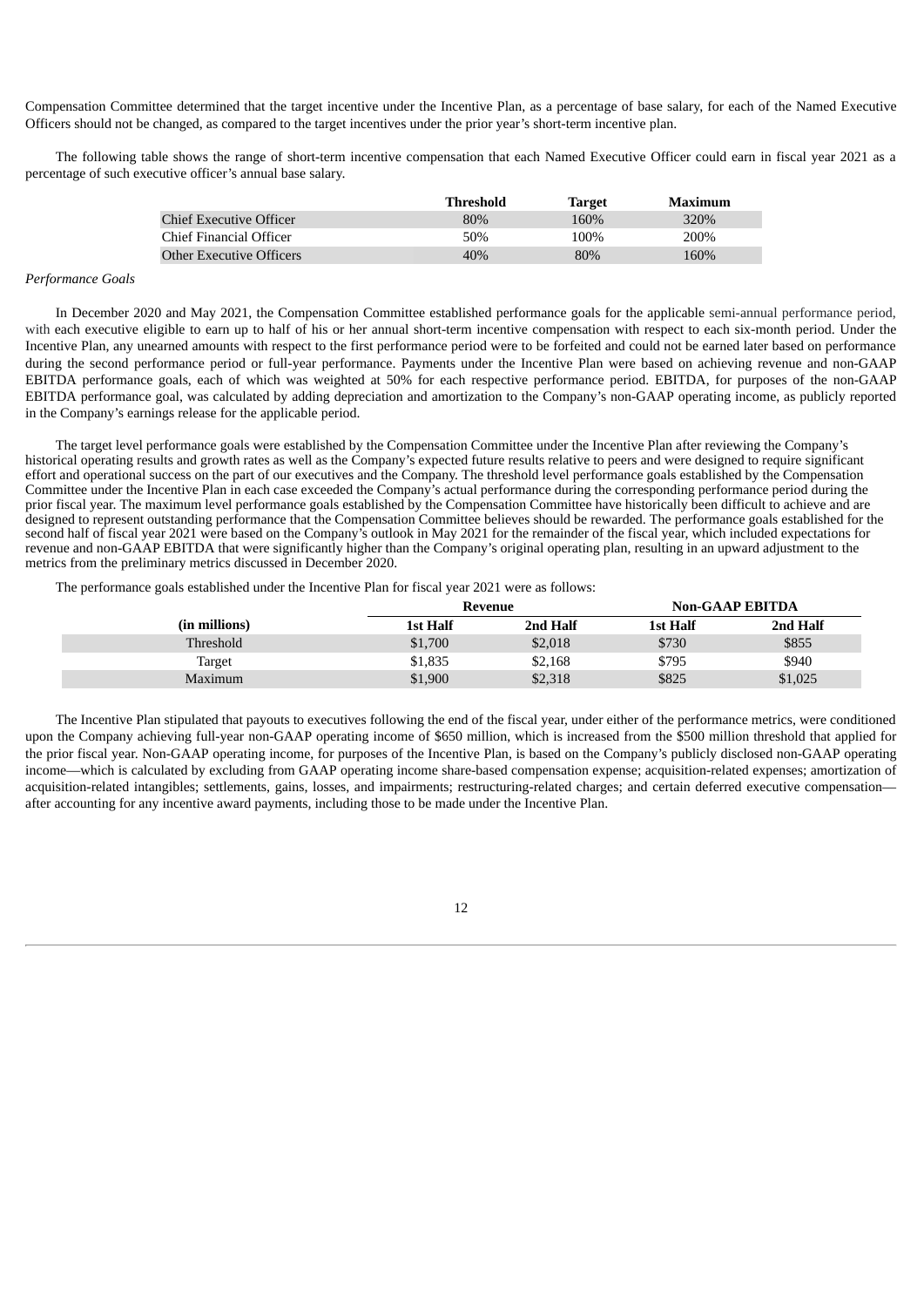Compensation Committee determined that the target incentive under the Incentive Plan, as a percentage of base salary, for each of the Named Executive Officers should not be changed, as compared to the target incentives under the prior year's short-term incentive plan.

The following table shows the range of short-term incentive compensation that each Named Executive Officer could earn in fiscal year 2021 as a percentage of such executive officer's annual base salary.

| | Threshold | Target | Maximum |
|---|---|---|---|
| Chief Executive Officer | 80% | 160% | 320% |
| Chief Financial Officer | 50% | 100% | 200% |
| Other Executive Officers | 40% | 80% | 160% |

*Performance Goals*

In December 2020 and May 2021, the Compensation Committee established performance goals for the applicable semi-annual performance period, with each executive eligible to earn up to half of his or her annual short-term incentive compensation with respect to each six-month period. Under the Incentive Plan, any unearned amounts with respect to the first performance period were to be forfeited and could not be earned later based on performance during the second performance period or full-year performance. Payments under the Incentive Plan were based on achieving revenue and non-GAAP EBITDA performance goals, each of which was weighted at 50% for each respective performance period. EBITDA, for purposes of the non-GAAP EBITDA performance goal, was calculated by adding depreciation and amortization to the Company's non-GAAP operating income, as publicly reported in the Company's earnings release for the applicable period.

The target level performance goals were established by the Compensation Committee under the Incentive Plan after reviewing the Company's historical operating results and growth rates as well as the Company's expected future results relative to peers and were designed to require significant effort and operational success on the part of our executives and the Company. The threshold level performance goals established by the Compensation Committee under the Incentive Plan in each case exceeded the Company's actual performance during the corresponding performance period during the prior fiscal year. The maximum level performance goals established by the Compensation Committee have historically been difficult to achieve and are designed to represent outstanding performance that the Compensation Committee believes should be rewarded. The performance goals established for the second half of fiscal year 2021 were based on the Company's outlook in May 2021 for the remainder of the fiscal year, which included expectations for revenue and non-GAAP EBITDA that were significantly higher than the Company's original operating plan, resulting in an upward adjustment to the metrics from the preliminary metrics discussed in December 2020.

The performance goals established under the Incentive Plan for fiscal year 2021 were as follows:

| | Revenue | | Non-GAAP EBITDA | |
|---|---|---|---|---|
| (in millions) | 1st Half | 2nd Half | 1st Half | 2nd Half |
| Threshold | $1,700 | $2,018 | $730 | $855 |
| Target | $1,835 | $2,168 | $795 | $940 |
| Maximum | $1,900 | $2,318 | $825 | $1,025 |

The Incentive Plan stipulated that payouts to executives following the end of the fiscal year, under either of the performance metrics, were conditioned upon the Company achieving full-year non-GAAP operating income of $650 million, which is increased from the $500 million threshold that applied for the prior fiscal year. Non-GAAP operating income, for purposes of the Incentive Plan, is based on the Company's publicly disclosed non-GAAP operating income—which is calculated by excluding from GAAP operating income share-based compensation expense; acquisition-related expenses; amortization of acquisition-related intangibles; settlements, gains, losses, and impairments; restructuring-related charges; and certain deferred executive compensation—after accounting for any incentive award payments, including those to be made under the Incentive Plan.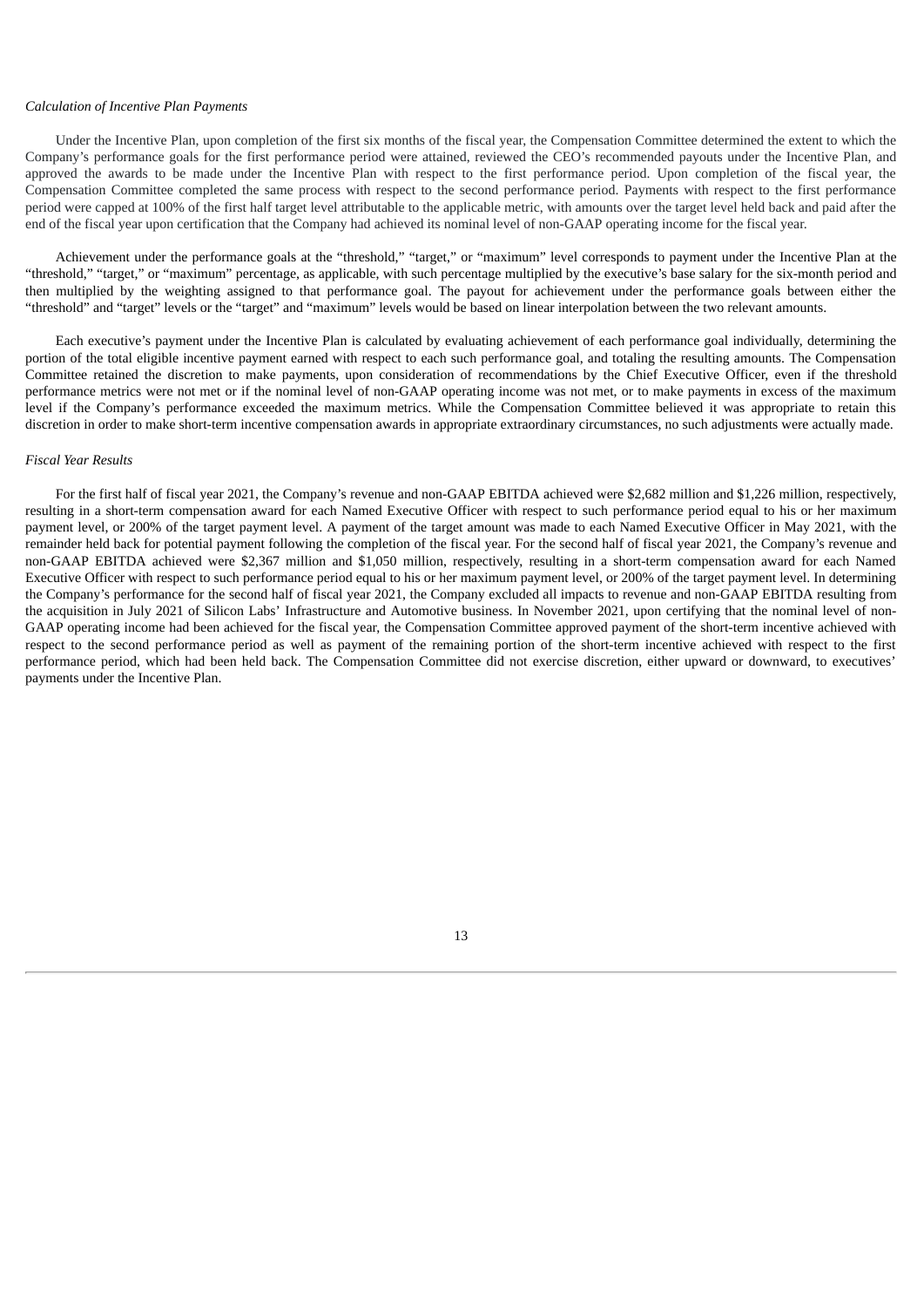*Calculation of Incentive Plan Payments*

Under the Incentive Plan, upon completion of the first six months of the fiscal year, the Compensation Committee determined the extent to which the Company's performance goals for the first performance period were attained, reviewed the CEO's recommended payouts under the Incentive Plan, and approved the awards to be made under the Incentive Plan with respect to the first performance period. Upon completion of the fiscal year, the Compensation Committee completed the same process with respect to the second performance period. Payments with respect to the first performance period were capped at 100% of the first half target level attributable to the applicable metric, with amounts over the target level held back and paid after the end of the fiscal year upon certification that the Company had achieved its nominal level of non-GAAP operating income for the fiscal year.

Achievement under the performance goals at the "threshold," "target," or "maximum" level corresponds to payment under the Incentive Plan at the "threshold," "target," or "maximum" percentage, as applicable, with such percentage multiplied by the executive's base salary for the six-month period and then multiplied by the weighting assigned to that performance goal. The payout for achievement under the performance goals between either the "threshold" and "target" levels or the "target" and "maximum" levels would be based on linear interpolation between the two relevant amounts.

Each executive's payment under the Incentive Plan is calculated by evaluating achievement of each performance goal individually, determining the portion of the total eligible incentive payment earned with respect to each such performance goal, and totaling the resulting amounts. The Compensation Committee retained the discretion to make payments, upon consideration of recommendations by the Chief Executive Officer, even if the threshold performance metrics were not met or if the nominal level of non-GAAP operating income was not met, or to make payments in excess of the maximum level if the Company's performance exceeded the maximum metrics. While the Compensation Committee believed it was appropriate to retain this discretion in order to make short-term incentive compensation awards in appropriate extraordinary circumstances, no such adjustments were actually made.

*Fiscal Year Results*

For the first half of fiscal year 2021, the Company's revenue and non-GAAP EBITDA achieved were $2,682 million and $1,226 million, respectively, resulting in a short-term compensation award for each Named Executive Officer with respect to such performance period equal to his or her maximum payment level, or 200% of the target payment level. A payment of the target amount was made to each Named Executive Officer in May 2021, with the remainder held back for potential payment following the completion of the fiscal year. For the second half of fiscal year 2021, the Company's revenue and non-GAAP EBITDA achieved were $2,367 million and $1,050 million, respectively, resulting in a short-term compensation award for each Named Executive Officer with respect to such performance period equal to his or her maximum payment level, or 200% of the target payment level. In determining the Company's performance for the second half of fiscal year 2021, the Company excluded all impacts to revenue and non-GAAP EBITDA resulting from the acquisition in July 2021 of Silicon Labs' Infrastructure and Automotive business. In November 2021, upon certifying that the nominal level of non-GAAP operating income had been achieved for the fiscal year, the Compensation Committee approved payment of the short-term incentive achieved with respect to the second performance period as well as payment of the remaining portion of the short-term incentive achieved with respect to the first performance period, which had been held back. The Compensation Committee did not exercise discretion, either upward or downward, to executives' payments under the Incentive Plan.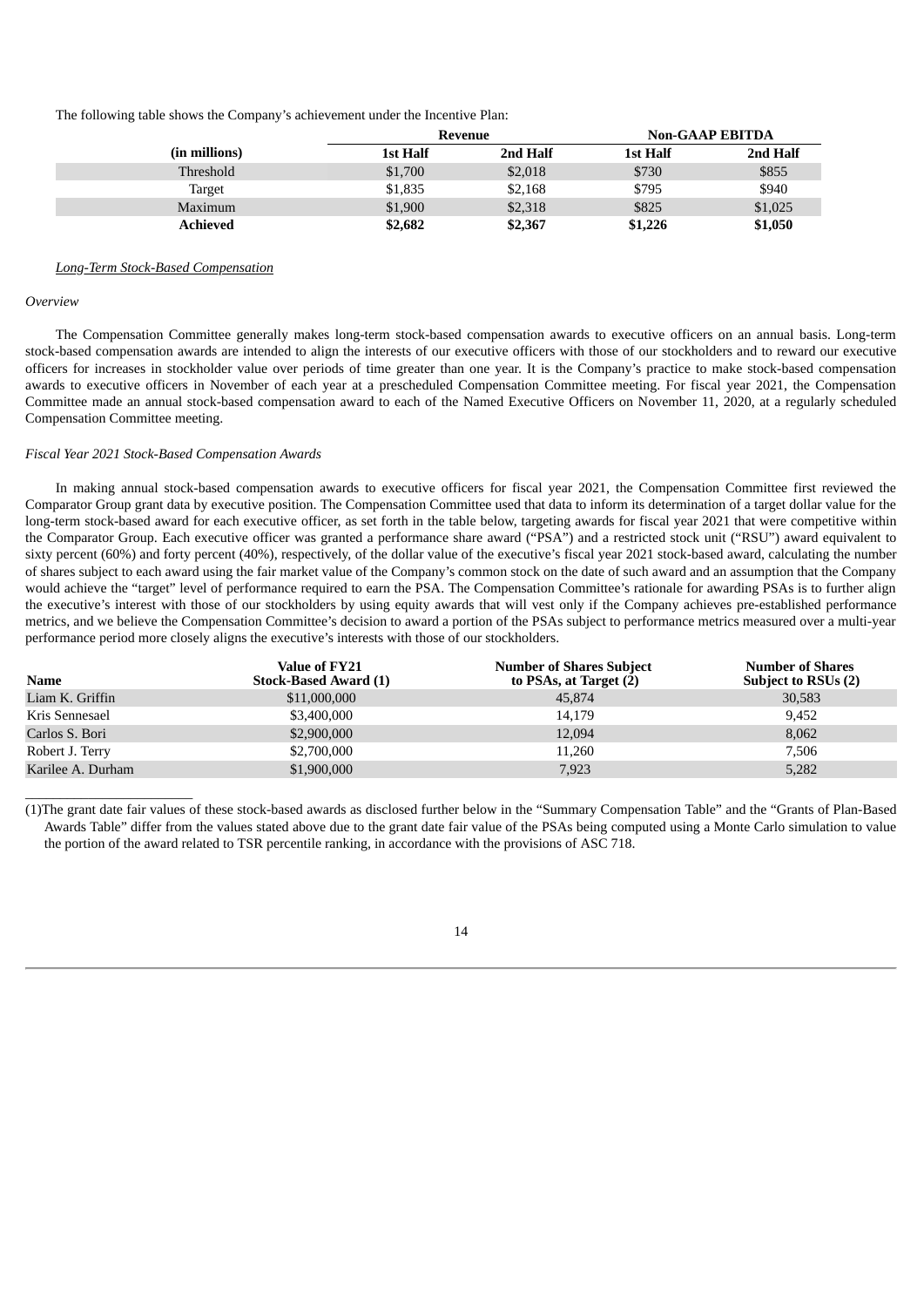The following table shows the Company's achievement under the Incentive Plan:

| (in millions) | Revenue | | Non-GAAP EBITDA | |
|---|---|---|---|---|
| | 1st Half | 2nd Half | 1st Half | 2nd Half |
| Threshold | $1,700 | $2,018 | $730 | $855 |
| Target | $1,835 | $2,168 | $795 | $940 |
| Maximum | $1,900 | $2,318 | $825 | $1,025 |
| **Achieved** | **$2,682** | **$2,367** | **$1,226** | **$1,050** |

*Long-Term Stock-Based Compensation*

*Overview*

The Compensation Committee generally makes long-term stock-based compensation awards to executive officers on an annual basis. Long-term stock-based compensation awards are intended to align the interests of our executive officers with those of our stockholders and to reward our executive officers for increases in stockholder value over periods of time greater than one year. It is the Company's practice to make stock-based compensation awards to executive officers in November of each year at a prescheduled Compensation Committee meeting. For fiscal year 2021, the Compensation Committee made an annual stock-based compensation award to each of the Named Executive Officers on November 11, 2020, at a regularly scheduled Compensation Committee meeting.

*Fiscal Year 2021 Stock-Based Compensation Awards*

In making annual stock-based compensation awards to executive officers for fiscal year 2021, the Compensation Committee first reviewed the Comparator Group grant data by executive position. The Compensation Committee used that data to inform its determination of a target dollar value for the long-term stock-based award for each executive officer, as set forth in the table below, targeting awards for fiscal year 2021 that were competitive within the Comparator Group. Each executive officer was granted a performance share award ("PSA") and a restricted stock unit ("RSU") award equivalent to sixty percent (60%) and forty percent (40%), respectively, of the dollar value of the executive's fiscal year 2021 stock-based award, calculating the number of shares subject to each award using the fair market value of the Company's common stock on the date of such award and an assumption that the Company would achieve the "target" level of performance required to earn the PSA. The Compensation Committee's rationale for awarding PSAs is to further align the executive's interest with those of our stockholders by using equity awards that will vest only if the Company achieves pre-established performance metrics, and we believe the Compensation Committee's decision to award a portion of the PSAs subject to performance metrics measured over a multi-year performance period more closely aligns the executive's interests with those of our stockholders.

| Name | Value of FY21 Stock-Based Award (1) | Number of Shares Subject to PSAs, at Target (2) | Number of Shares Subject to RSUs (2) |
|---|---|---|---|
| Liam K. Griffin | $11,000,000 | 45,874 | 30,583 |
| Kris Sennesael | $3,400,000 | 14,179 | 9,452 |
| Carlos S. Bori | $2,900,000 | 12,094 | 8,062 |
| Robert J. Terry | $2,700,000 | 11,260 | 7,506 |
| Karilee A. Durham | $1,900,000 | 7,923 | 5,282 |

(1)The grant date fair values of these stock-based awards as disclosed further below in the "Summary Compensation Table" and the "Grants of Plan-Based Awards Table" differ from the values stated above due to the grant date fair value of the PSAs being computed using a Monte Carlo simulation to value the portion of the award related to TSR percentile ranking, in accordance with the provisions of ASC 718.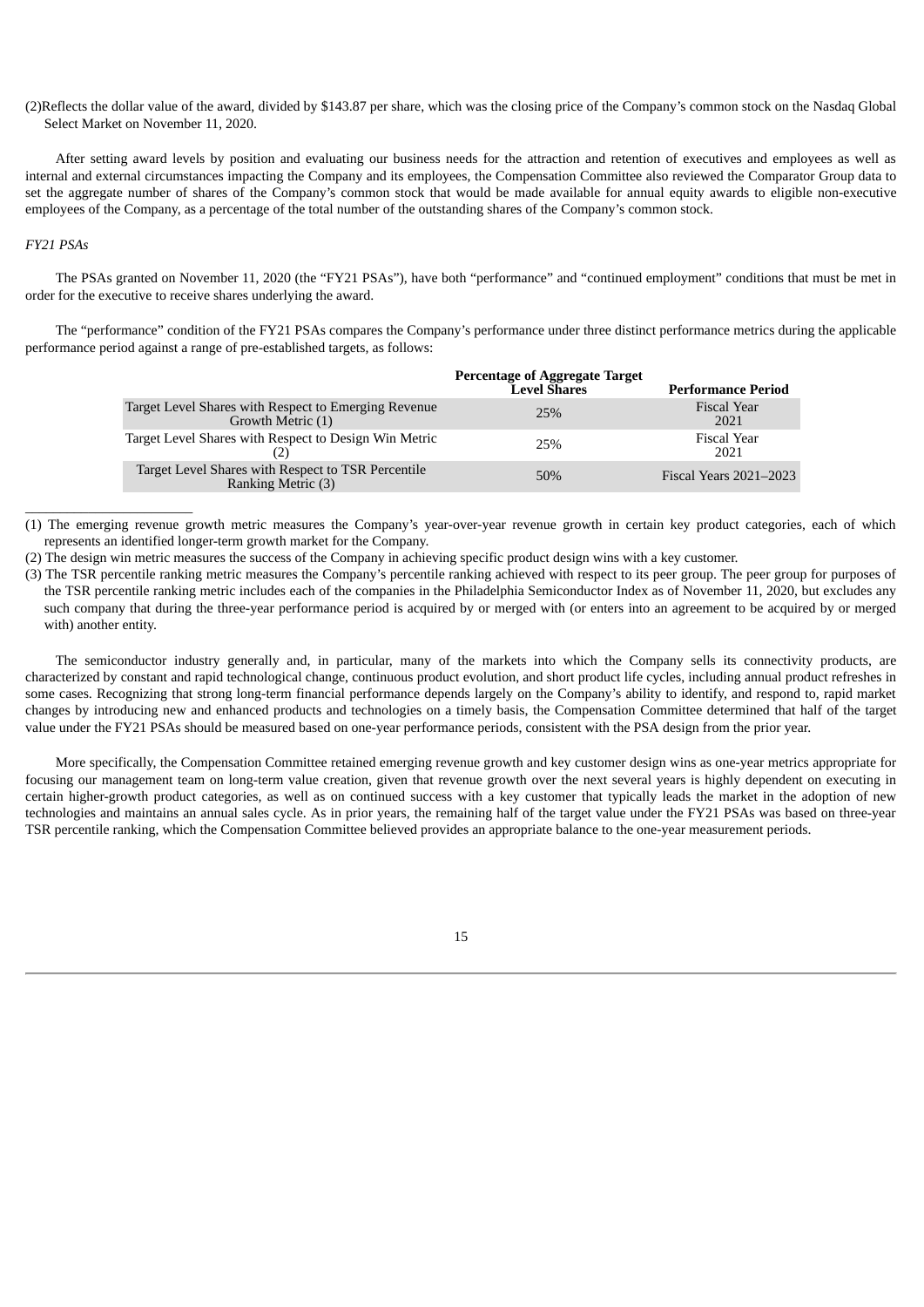(2)Reflects the dollar value of the award, divided by $143.87 per share, which was the closing price of the Company's common stock on the Nasdaq Global Select Market on November 11, 2020.

After setting award levels by position and evaluating our business needs for the attraction and retention of executives and employees as well as internal and external circumstances impacting the Company and its employees, the Compensation Committee also reviewed the Comparator Group data to set the aggregate number of shares of the Company's common stock that would be made available for annual equity awards to eligible non-executive employees of the Company, as a percentage of the total number of the outstanding shares of the Company's common stock.

*FY21 PSAs*

The PSAs granted on November 11, 2020 (the "FY21 PSAs"), have both "performance" and "continued employment" conditions that must be met in order for the executive to receive shares underlying the award.

The "performance" condition of the FY21 PSAs compares the Company's performance under three distinct performance metrics during the applicable performance period against a range of pre-established targets, as follows:

| | **Percentage of Aggregate Target Level Shares** | **Performance Period** |
|---|---|---|
| Target Level Shares with Respect to Emerging Revenue Growth Metric (1) | 25% | Fiscal Year 2021 |
| Target Level Shares with Respect to Design Win Metric (2) | 25% | Fiscal Year 2021 |
| Target Level Shares with Respect to TSR Percentile Ranking Metric (3) | 50% | Fiscal Years 2021–2023 |

(1) The emerging revenue growth metric measures the Company's year-over-year revenue growth in certain key product categories, each of which represents an identified longer-term growth market for the Company.

(2) The design win metric measures the success of the Company in achieving specific product design wins with a key customer.

(3) The TSR percentile ranking metric measures the Company's percentile ranking achieved with respect to its peer group. The peer group for purposes of the TSR percentile ranking metric includes each of the companies in the Philadelphia Semiconductor Index as of November 11, 2020, but excludes any such company that during the three-year performance period is acquired by or merged with (or enters into an agreement to be acquired by or merged with) another entity.

The semiconductor industry generally and, in particular, many of the markets into which the Company sells its connectivity products, are characterized by constant and rapid technological change, continuous product evolution, and short product life cycles, including annual product refreshes in some cases. Recognizing that strong long-term financial performance depends largely on the Company's ability to identify, and respond to, rapid market changes by introducing new and enhanced products and technologies on a timely basis, the Compensation Committee determined that half of the target value under the FY21 PSAs should be measured based on one-year performance periods, consistent with the PSA design from the prior year.

More specifically, the Compensation Committee retained emerging revenue growth and key customer design wins as one-year metrics appropriate for focusing our management team on long-term value creation, given that revenue growth over the next several years is highly dependent on executing in certain higher-growth product categories, as well as on continued success with a key customer that typically leads the market in the adoption of new technologies and maintains an annual sales cycle. As in prior years, the remaining half of the target value under the FY21 PSAs was based on three-year TSR percentile ranking, which the Compensation Committee believed provides an appropriate balance to the one-year measurement periods.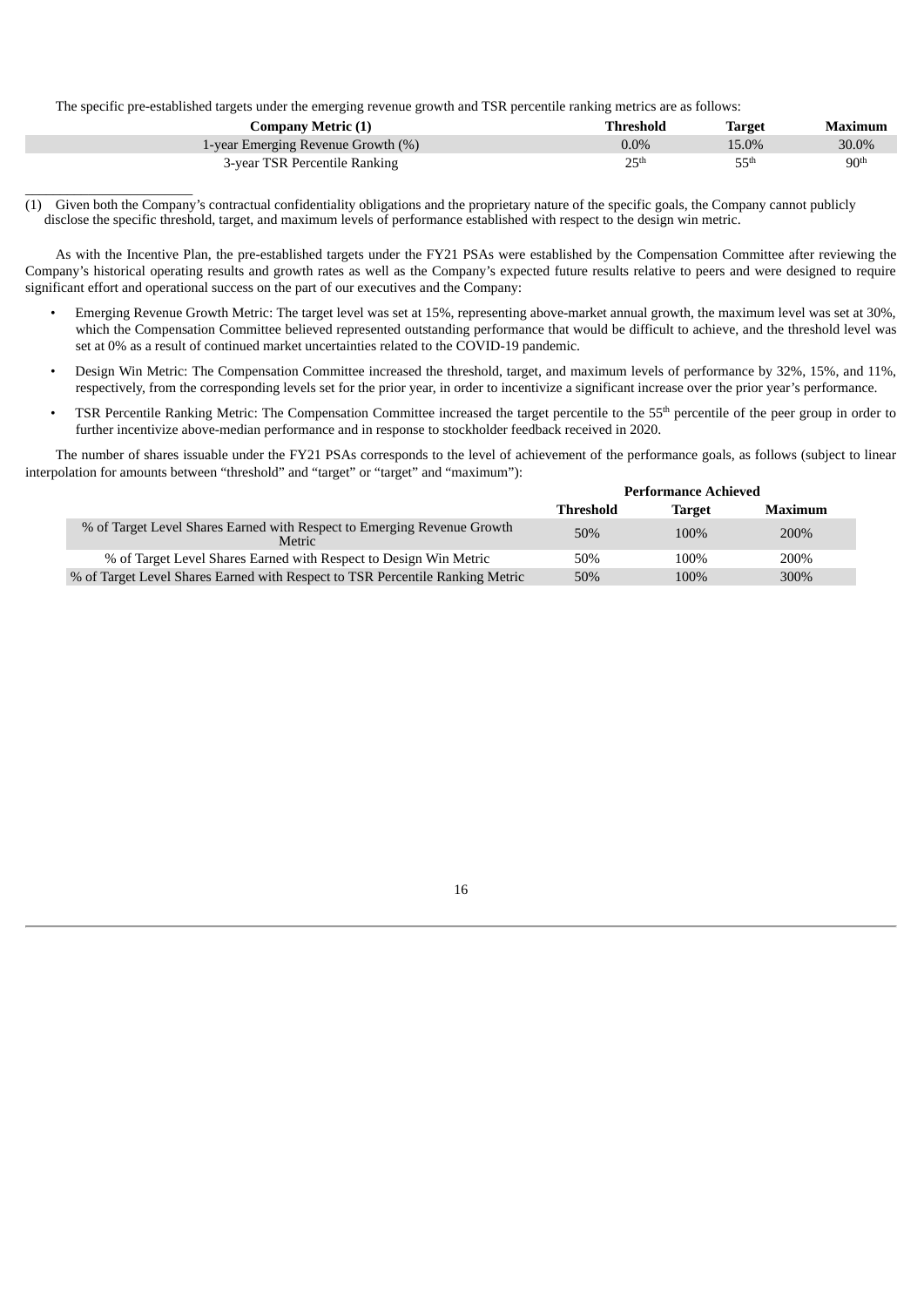The specific pre-established targets under the emerging revenue growth and TSR percentile ranking metrics are as follows:

| Company Metric (1) | Threshold | Target | Maximum |
| --- | --- | --- | --- |
| 1-year Emerging Revenue Growth (%) | 0.0% | 15.0% | 30.0% |
| 3-year TSR Percentile Ranking | 25th | 55th | 90th |

(1) Given both the Company's contractual confidentiality obligations and the proprietary nature of the specific goals, the Company cannot publicly disclose the specific threshold, target, and maximum levels of performance established with respect to the design win metric.

As with the Incentive Plan, the pre-established targets under the FY21 PSAs were established by the Compensation Committee after reviewing the Company's historical operating results and growth rates as well as the Company's expected future results relative to peers and were designed to require significant effort and operational success on the part of our executives and the Company:

- Emerging Revenue Growth Metric: The target level was set at 15%, representing above-market annual growth, the maximum level was set at 30%, which the Compensation Committee believed represented outstanding performance that would be difficult to achieve, and the threshold level was set at 0% as a result of continued market uncertainties related to the COVID-19 pandemic.
- Design Win Metric: The Compensation Committee increased the threshold, target, and maximum levels of performance by 32%, 15%, and 11%, respectively, from the corresponding levels set for the prior year, in order to incentivize a significant increase over the prior year's performance.
- TSR Percentile Ranking Metric: The Compensation Committee increased the target percentile to the 55th percentile of the peer group in order to further incentivize above-median performance and in response to stockholder feedback received in 2020.

The number of shares issuable under the FY21 PSAs corresponds to the level of achievement of the performance goals, as follows (subject to linear interpolation for amounts between "threshold" and "target" or "target" and "maximum"):

| | Performance Achieved | | |
| --- | --- | --- | --- |
| | Threshold | Target | Maximum |
| % of Target Level Shares Earned with Respect to Emerging Revenue Growth Metric | 50% | 100% | 200% |
| % of Target Level Shares Earned with Respect to Design Win Metric | 50% | 100% | 200% |
| % of Target Level Shares Earned with Respect to TSR Percentile Ranking Metric | 50% | 100% | 300% |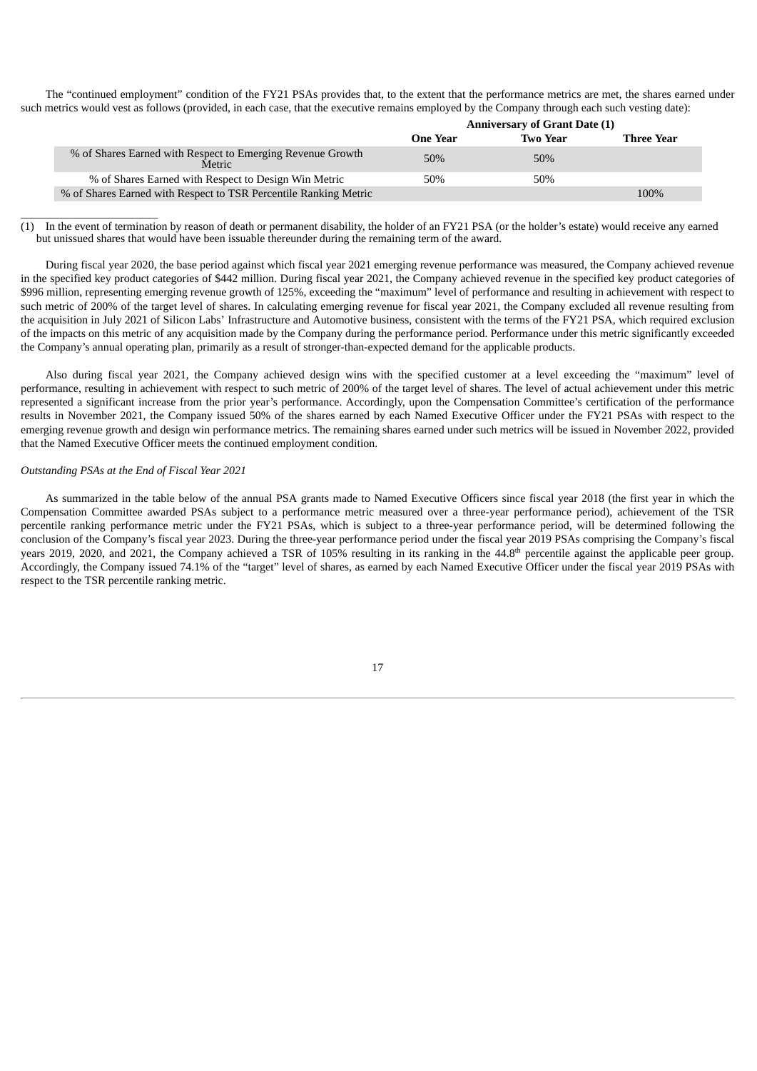The "continued employment" condition of the FY21 PSAs provides that, to the extent that the performance metrics are met, the shares earned under such metrics would vest as follows (provided, in each case, that the executive remains employed by the Company through each such vesting date):

| | Anniversary of Grant Date (1) | | |
|---|---|---|---|
| | **One Year** | **Two Year** | **Three Year** |
| % of Shares Earned with Respect to Emerging Revenue Growth Metric | 50% | 50% | |
| % of Shares Earned with Respect to Design Win Metric | 50% | 50% | |
| % of Shares Earned with Respect to TSR Percentile Ranking Metric | | | 100% |

(1) In the event of termination by reason of death or permanent disability, the holder of an FY21 PSA (or the holder's estate) would receive any earned but unissued shares that would have been issuable thereunder during the remaining term of the award.

During fiscal year 2020, the base period against which fiscal year 2021 emerging revenue performance was measured, the Company achieved revenue in the specified key product categories of $442 million. During fiscal year 2021, the Company achieved revenue in the specified key product categories of $996 million, representing emerging revenue growth of 125%, exceeding the "maximum" level of performance and resulting in achievement with respect to such metric of 200% of the target level of shares. In calculating emerging revenue for fiscal year 2021, the Company excluded all revenue resulting from the acquisition in July 2021 of Silicon Labs' Infrastructure and Automotive business, consistent with the terms of the FY21 PSA, which required exclusion of the impacts on this metric of any acquisition made by the Company during the performance period. Performance under this metric significantly exceeded the Company's annual operating plan, primarily as a result of stronger-than-expected demand for the applicable products.

Also during fiscal year 2021, the Company achieved design wins with the specified customer at a level exceeding the "maximum" level of performance, resulting in achievement with respect to such metric of 200% of the target level of shares. The level of actual achievement under this metric represented a significant increase from the prior year's performance. Accordingly, upon the Compensation Committee's certification of the performance results in November 2021, the Company issued 50% of the shares earned by each Named Executive Officer under the FY21 PSAs with respect to the emerging revenue growth and design win performance metrics. The remaining shares earned under such metrics will be issued in November 2022, provided that the Named Executive Officer meets the continued employment condition.

*Outstanding PSAs at the End of Fiscal Year 2021*

As summarized in the table below of the annual PSA grants made to Named Executive Officers since fiscal year 2018 (the first year in which the Compensation Committee awarded PSAs subject to a performance metric measured over a three-year performance period), achievement of the TSR percentile ranking performance metric under the FY21 PSAs, which is subject to a three-year performance period, will be determined following the conclusion of the Company's fiscal year 2023. During the three-year performance period under the fiscal year 2019 PSAs comprising the Company's fiscal years 2019, 2020, and 2021, the Company achieved a TSR of 105% resulting in its ranking in the 44.8th percentile against the applicable peer group. Accordingly, the Company issued 74.1% of the "target" level of shares, as earned by each Named Executive Officer under the fiscal year 2019 PSAs with respect to the TSR percentile ranking metric.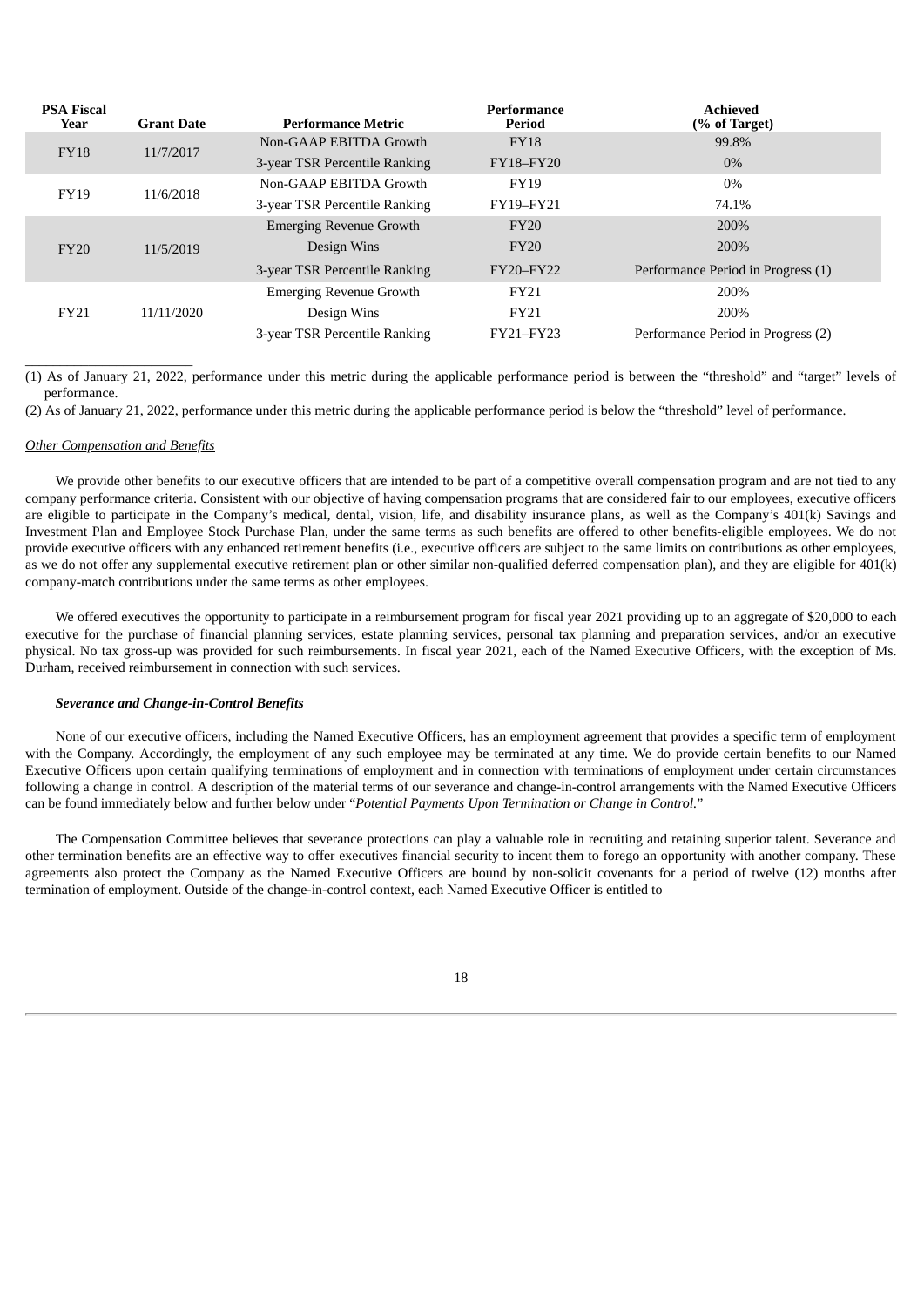| PSA Fiscal Year | Grant Date | Performance Metric | Performance Period | Achieved (% of Target) |
|---|---|---|---|---|
| FY18 | 11/7/2017 | Non-GAAP EBITDA Growth | FY18 | 99.8% |
| | | 3-year TSR Percentile Ranking | FY18–FY20 | 0% |
| FY19 | 11/6/2018 | Non-GAAP EBITDA Growth | FY19 | 0% |
| | | 3-year TSR Percentile Ranking | FY19–FY21 | 74.1% |
| FY20 | 11/5/2019 | Emerging Revenue Growth | FY20 | 200% |
| | | Design Wins | FY20 | 200% |
| | | 3-year TSR Percentile Ranking | FY20–FY22 | Performance Period in Progress (1) |
| FY21 | 11/11/2020 | Emerging Revenue Growth | FY21 | 200% |
| | | Design Wins | FY21 | 200% |
| | | 3-year TSR Percentile Ranking | FY21–FY23 | Performance Period in Progress (2) |

(1) As of January 21, 2022, performance under this metric during the applicable performance period is between the "threshold" and "target" levels of performance.

(2) As of January 21, 2022, performance under this metric during the applicable performance period is below the "threshold" level of performance.

*Other Compensation and Benefits*

We provide other benefits to our executive officers that are intended to be part of a competitive overall compensation program and are not tied to any company performance criteria. Consistent with our objective of having compensation programs that are considered fair to our employees, executive officers are eligible to participate in the Company's medical, dental, vision, life, and disability insurance plans, as well as the Company's 401(k) Savings and Investment Plan and Employee Stock Purchase Plan, under the same terms as such benefits are offered to other benefits-eligible employees. We do not provide executive officers with any enhanced retirement benefits (i.e., executive officers are subject to the same limits on contributions as other employees, as we do not offer any supplemental executive retirement plan or other similar non-qualified deferred compensation plan), and they are eligible for 401(k) company-match contributions under the same terms as other employees.

We offered executives the opportunity to participate in a reimbursement program for fiscal year 2021 providing up to an aggregate of $20,000 to each executive for the purchase of financial planning services, estate planning services, personal tax planning and preparation services, and/or an executive physical. No tax gross-up was provided for such reimbursements. In fiscal year 2021, each of the Named Executive Officers, with the exception of Ms. Durham, received reimbursement in connection with such services.

***Severance and Change-in-Control Benefits***

None of our executive officers, including the Named Executive Officers, has an employment agreement that provides a specific term of employment with the Company. Accordingly, the employment of any such employee may be terminated at any time. We do provide certain benefits to our Named Executive Officers upon certain qualifying terminations of employment and in connection with terminations of employment under certain circumstances following a change in control. A description of the material terms of our severance and change-in-control arrangements with the Named Executive Officers can be found immediately below and further below under "*Potential Payments Upon Termination or Change in Control.*"

The Compensation Committee believes that severance protections can play a valuable role in recruiting and retaining superior talent. Severance and other termination benefits are an effective way to offer executives financial security to incent them to forego an opportunity with another company. These agreements also protect the Company as the Named Executive Officers are bound by non-solicit covenants for a period of twelve (12) months after termination of employment. Outside of the change-in-control context, each Named Executive Officer is entitled to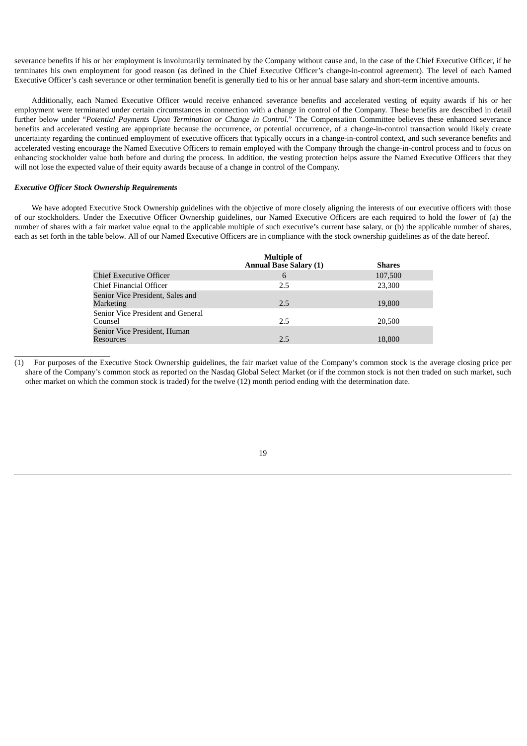severance benefits if his or her employment is involuntarily terminated by the Company without cause and, in the case of the Chief Executive Officer, if he terminates his own employment for good reason (as defined in the Chief Executive Officer's change-in-control agreement). The level of each Named Executive Officer's cash severance or other termination benefit is generally tied to his or her annual base salary and short-term incentive amounts.

Additionally, each Named Executive Officer would receive enhanced severance benefits and accelerated vesting of equity awards if his or her employment were terminated under certain circumstances in connection with a change in control of the Company. These benefits are described in detail further below under "*Potential Payments Upon Termination or Change in Control.*" The Compensation Committee believes these enhanced severance benefits and accelerated vesting are appropriate because the occurrence, or potential occurrence, of a change-in-control transaction would likely create uncertainty regarding the continued employment of executive officers that typically occurs in a change-in-control context, and such severance benefits and accelerated vesting encourage the Named Executive Officers to remain employed with the Company through the change-in-control process and to focus on enhancing stockholder value both before and during the process. In addition, the vesting protection helps assure the Named Executive Officers that they will not lose the expected value of their equity awards because of a change in control of the Company.

***Executive Officer Stock Ownership Requirements***

We have adopted Executive Stock Ownership guidelines with the objective of more closely aligning the interests of our executive officers with those of our stockholders. Under the Executive Officer Ownership guidelines, our Named Executive Officers are each required to hold the *lower* of (a) the number of shares with a fair market value equal to the applicable multiple of such executive's current base salary, or (b) the applicable number of shares, each as set forth in the table below. All of our Named Executive Officers are in compliance with the stock ownership guidelines as of the date hereof.

| | Multiple of Annual Base Salary (1) | Shares |
|---|---|---|
| Chief Executive Officer | 6 | 107,500 |
| Chief Financial Officer | 2.5 | 23,300 |
| Senior Vice President, Sales and Marketing | 2.5 | 19,800 |
| Senior Vice President and General Counsel | 2.5 | 20,500 |
| Senior Vice President, Human Resources | 2.5 | 18,800 |

(1) For purposes of the Executive Stock Ownership guidelines, the fair market value of the Company's common stock is the average closing price per share of the Company's common stock as reported on the Nasdaq Global Select Market (or if the common stock is not then traded on such market, such other market on which the common stock is traded) for the twelve (12) month period ending with the determination date.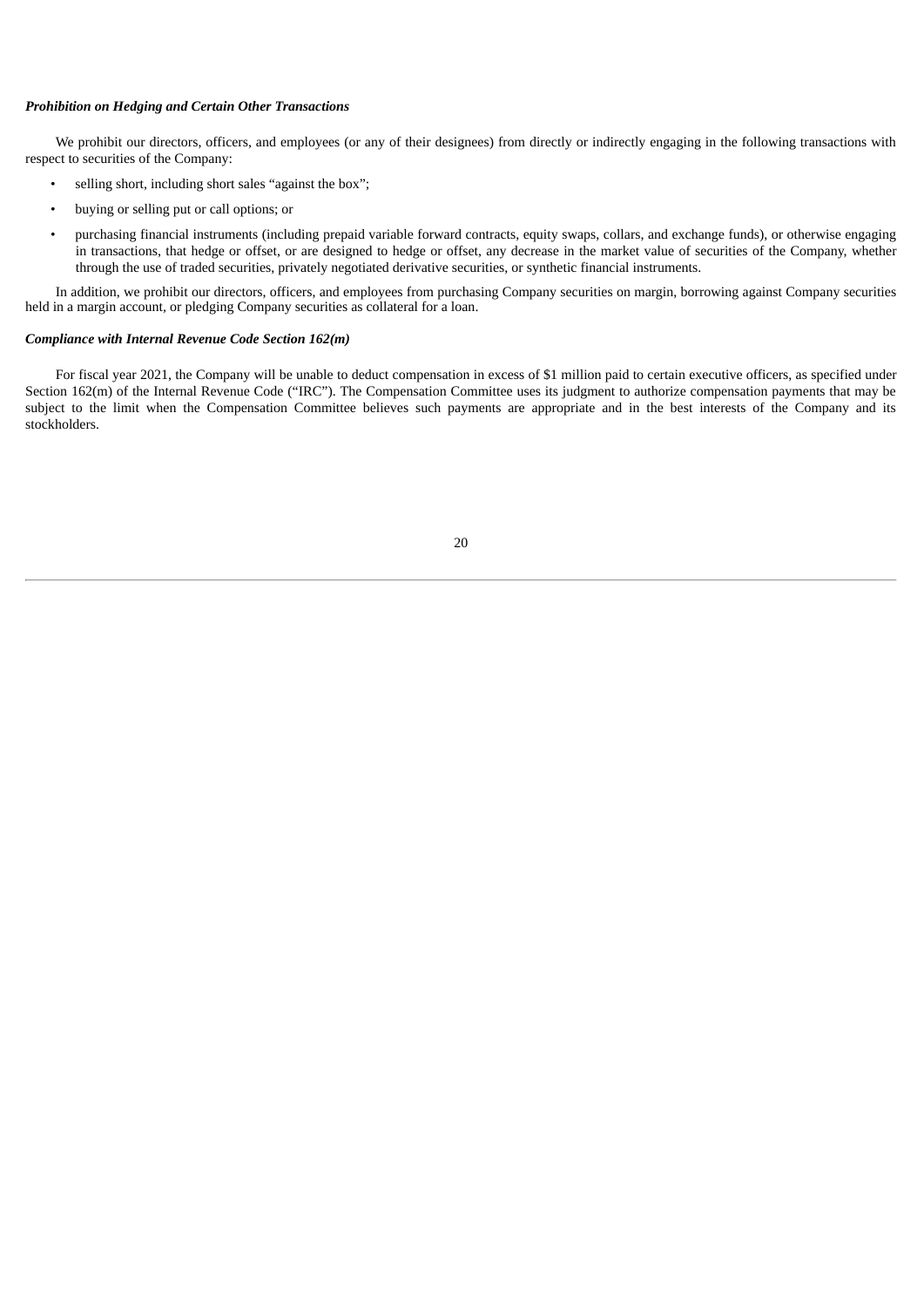***Prohibition on Hedging and Certain Other Transactions***

We prohibit our directors, officers, and employees (or any of their designees) from directly or indirectly engaging in the following transactions with respect to securities of the Company:

- selling short, including short sales “against the box”;
- buying or selling put or call options; or
- purchasing financial instruments (including prepaid variable forward contracts, equity swaps, collars, and exchange funds), or otherwise engaging in transactions, that hedge or offset, or are designed to hedge or offset, any decrease in the market value of securities of the Company, whether through the use of traded securities, privately negotiated derivative securities, or synthetic financial instruments.

In addition, we prohibit our directors, officers, and employees from purchasing Company securities on margin, borrowing against Company securities held in a margin account, or pledging Company securities as collateral for a loan.

***Compliance with Internal Revenue Code Section 162(m)***

For fiscal year 2021, the Company will be unable to deduct compensation in excess of $1 million paid to certain executive officers, as specified under Section 162(m) of the Internal Revenue Code (“IRC”). The Compensation Committee uses its judgment to authorize compensation payments that may be subject to the limit when the Compensation Committee believes such payments are appropriate and in the best interests of the Company and its stockholders.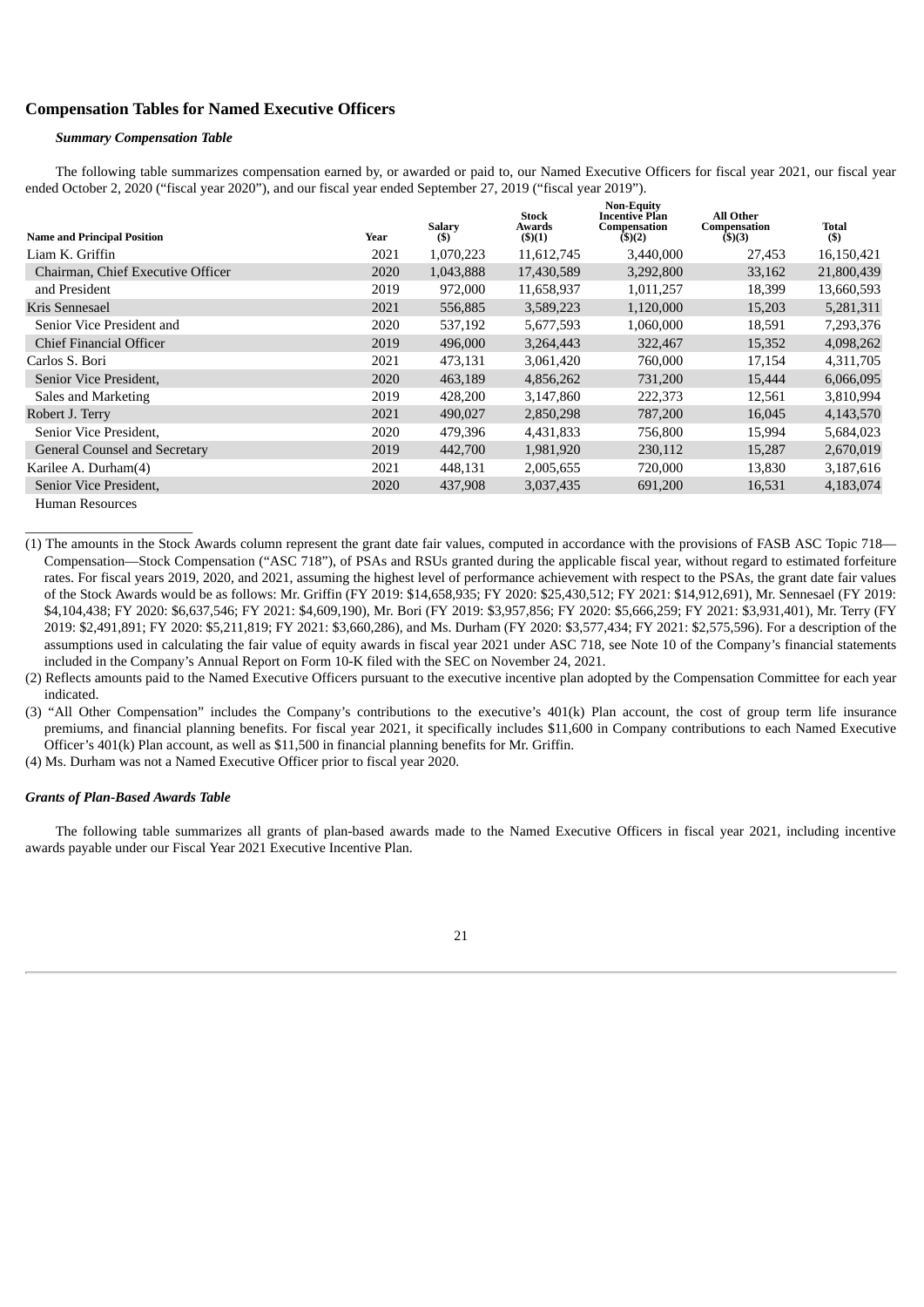## Compensation Tables for Named Executive Officers

### *Summary Compensation Table*

The following table summarizes compensation earned by, or awarded or paid to, our Named Executive Officers for fiscal year 2021, our fiscal year ended October 2, 2020 ("fiscal year 2020"), and our fiscal year ended September 27, 2019 ("fiscal year 2019").

| Name and Principal Position | Year | Salary ($) | Stock Awards ($)(1) | Non-Equity Incentive Plan Compensation ($)(2) | All Other Compensation ($)(3) | Total ($) |
|---|---|---|---|---|---|---|
| Liam K. Griffin | 2021 | 1,070,223 | 11,612,745 | 3,440,000 | 27,453 | 16,150,421 |
| Chairman, Chief Executive Officer | 2020 | 1,043,888 | 17,430,589 | 3,292,800 | 33,162 | 21,800,439 |
| and President | 2019 | 972,000 | 11,658,937 | 1,011,257 | 18,399 | 13,660,593 |
| Kris Sennesael | 2021 | 556,885 | 3,589,223 | 1,120,000 | 15,203 | 5,281,311 |
| Senior Vice President and | 2020 | 537,192 | 5,677,593 | 1,060,000 | 18,591 | 7,293,376 |
| Chief Financial Officer | 2019 | 496,000 | 3,264,443 | 322,467 | 15,352 | 4,098,262 |
| Carlos S. Bori | 2021 | 473,131 | 3,061,420 | 760,000 | 17,154 | 4,311,705 |
| Senior Vice President, | 2020 | 463,189 | 4,856,262 | 731,200 | 15,444 | 6,066,095 |
| Sales and Marketing | 2019 | 428,200 | 3,147,860 | 222,373 | 12,561 | 3,810,994 |
| Robert J. Terry | 2021 | 490,027 | 2,850,298 | 787,200 | 16,045 | 4,143,570 |
| Senior Vice President, | 2020 | 479,396 | 4,431,833 | 756,800 | 15,994 | 5,684,023 |
| General Counsel and Secretary | 2019 | 442,700 | 1,981,920 | 230,112 | 15,287 | 2,670,019 |
| Karilee A. Durham(4) | 2021 | 448,131 | 2,005,655 | 720,000 | 13,830 | 3,187,616 |
| Senior Vice President, | 2020 | 437,908 | 3,037,435 | 691,200 | 16,531 | 4,183,074 |
| Human Resources | | | | | | |

(1) The amounts in the Stock Awards column represent the grant date fair values, computed in accordance with the provisions of FASB ASC Topic 718—Compensation—Stock Compensation ("ASC 718"), of PSAs and RSUs granted during the applicable fiscal year, without regard to estimated forfeiture rates. For fiscal years 2019, 2020, and 2021, assuming the highest level of performance achievement with respect to the PSAs, the grant date fair values of the Stock Awards would be as follows: Mr. Griffin (FY 2019: $14,658,935; FY 2020: $25,430,512; FY 2021: $14,912,691), Mr. Sennesael (FY 2019: $4,104,438; FY 2020: $6,637,546; FY 2021: $4,609,190), Mr. Bori (FY 2019: $3,957,856; FY 2020: $5,666,259; FY 2021: $3,931,401), Mr. Terry (FY 2019: $2,491,891; FY 2020: $5,211,819; FY 2021: $3,660,286), and Ms. Durham (FY 2020: $3,577,434; FY 2021: $2,575,596). For a description of the assumptions used in calculating the fair value of equity awards in fiscal year 2021 under ASC 718, see Note 10 of the Company's financial statements included in the Company's Annual Report on Form 10-K filed with the SEC on November 24, 2021.

(2) Reflects amounts paid to the Named Executive Officers pursuant to the executive incentive plan adopted by the Compensation Committee for each year indicated.

(3) "All Other Compensation" includes the Company's contributions to the executive's 401(k) Plan account, the cost of group term life insurance premiums, and financial planning benefits. For fiscal year 2021, it specifically includes $11,600 in Company contributions to each Named Executive Officer's 401(k) Plan account, as well as $11,500 in financial planning benefits for Mr. Griffin.

(4) Ms. Durham was not a Named Executive Officer prior to fiscal year 2020.

### *Grants of Plan-Based Awards Table*

The following table summarizes all grants of plan-based awards made to the Named Executive Officers in fiscal year 2021, including incentive awards payable under our Fiscal Year 2021 Executive Incentive Plan.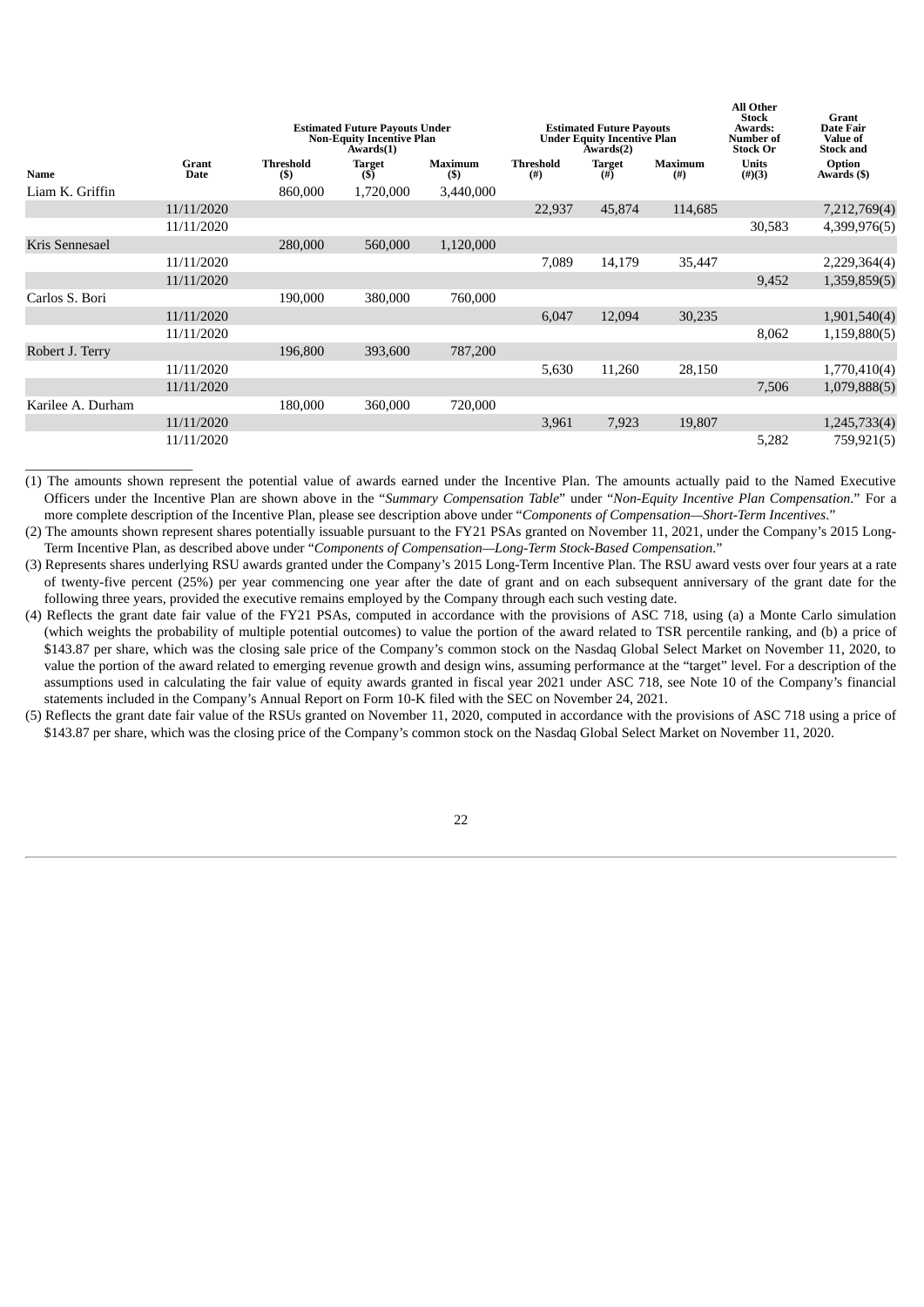| Name | Grant Date | Estimated Future Payouts Under Non-Equity Incentive Plan Awards(1) | | | Estimated Future Payouts Under Equity Incentive Plan Awards(2) | | | All Other Stock Awards: Number of Stock Or Units (#)(3) | Grant Date Fair Value of Stock and Option Awards ($) |
|---|---|---|---|---|---|---|---|---|---|
| | | Threshold ($) | Target ($) | Maximum ($) | Threshold (#) | Target (#) | Maximum (#) | | |
| Liam K. Griffin | | 860,000 | 1,720,000 | 3,440,000 | | | | | |
| | 11/11/2020 | | | | 22,937 | 45,874 | 114,685 | | 7,212,769(4) |
| | 11/11/2020 | | | | | | | 30,583 | 4,399,976(5) |
| Kris Sennesael | | 280,000 | 560,000 | 1,120,000 | | | | | |
| | 11/11/2020 | | | | 7,089 | 14,179 | 35,447 | | 2,229,364(4) |
| | 11/11/2020 | | | | | | | 9,452 | 1,359,859(5) |
| Carlos S. Bori | | 190,000 | 380,000 | 760,000 | | | | | |
| | 11/11/2020 | | | | 6,047 | 12,094 | 30,235 | | 1,901,540(4) |
| | 11/11/2020 | | | | | | | 8,062 | 1,159,880(5) |
| Robert J. Terry | | 196,800 | 393,600 | 787,200 | | | | | |
| | 11/11/2020 | | | | 5,630 | 11,260 | 28,150 | | 1,770,410(4) |
| | 11/11/2020 | | | | | | | 7,506 | 1,079,888(5) |
| Karilee A. Durham | | 180,000 | 360,000 | 720,000 | | | | | |
| | 11/11/2020 | | | | 3,961 | 7,923 | 19,807 | | 1,245,733(4) |
| | 11/11/2020 | | | | | | | 5,282 | 759,921(5) |

(1) The amounts shown represent the potential value of awards earned under the Incentive Plan. The amounts actually paid to the Named Executive Officers under the Incentive Plan are shown above in the "*Summary Compensation Table*" under "*Non-Equity Incentive Plan Compensation*." For a more complete description of the Incentive Plan, please see description above under "*Components of Compensation—Short-Term Incentives*."

(2) The amounts shown represent shares potentially issuable pursuant to the FY21 PSAs granted on November 11, 2021, under the Company's 2015 Long-Term Incentive Plan, as described above under "*Components of Compensation—Long-Term Stock-Based Compensation*."

(3) Represents shares underlying RSU awards granted under the Company's 2015 Long-Term Incentive Plan. The RSU award vests over four years at a rate of twenty-five percent (25%) per year commencing one year after the date of grant and on each subsequent anniversary of the grant date for the following three years, provided the executive remains employed by the Company through each such vesting date.

(4) Reflects the grant date fair value of the FY21 PSAs, computed in accordance with the provisions of ASC 718, using (a) a Monte Carlo simulation (which weights the probability of multiple potential outcomes) to value the portion of the award related to TSR percentile ranking, and (b) a price of $143.87 per share, which was the closing sale price of the Company's common stock on the Nasdaq Global Select Market on November 11, 2020, to value the portion of the award related to emerging revenue growth and design wins, assuming performance at the "target" level. For a description of the assumptions used in calculating the fair value of equity awards granted in fiscal year 2021 under ASC 718, see Note 10 of the Company's financial statements included in the Company's Annual Report on Form 10-K filed with the SEC on November 24, 2021.

(5) Reflects the grant date fair value of the RSUs granted on November 11, 2020, computed in accordance with the provisions of ASC 718 using a price of $143.87 per share, which was the closing price of the Company's common stock on the Nasdaq Global Select Market on November 11, 2020.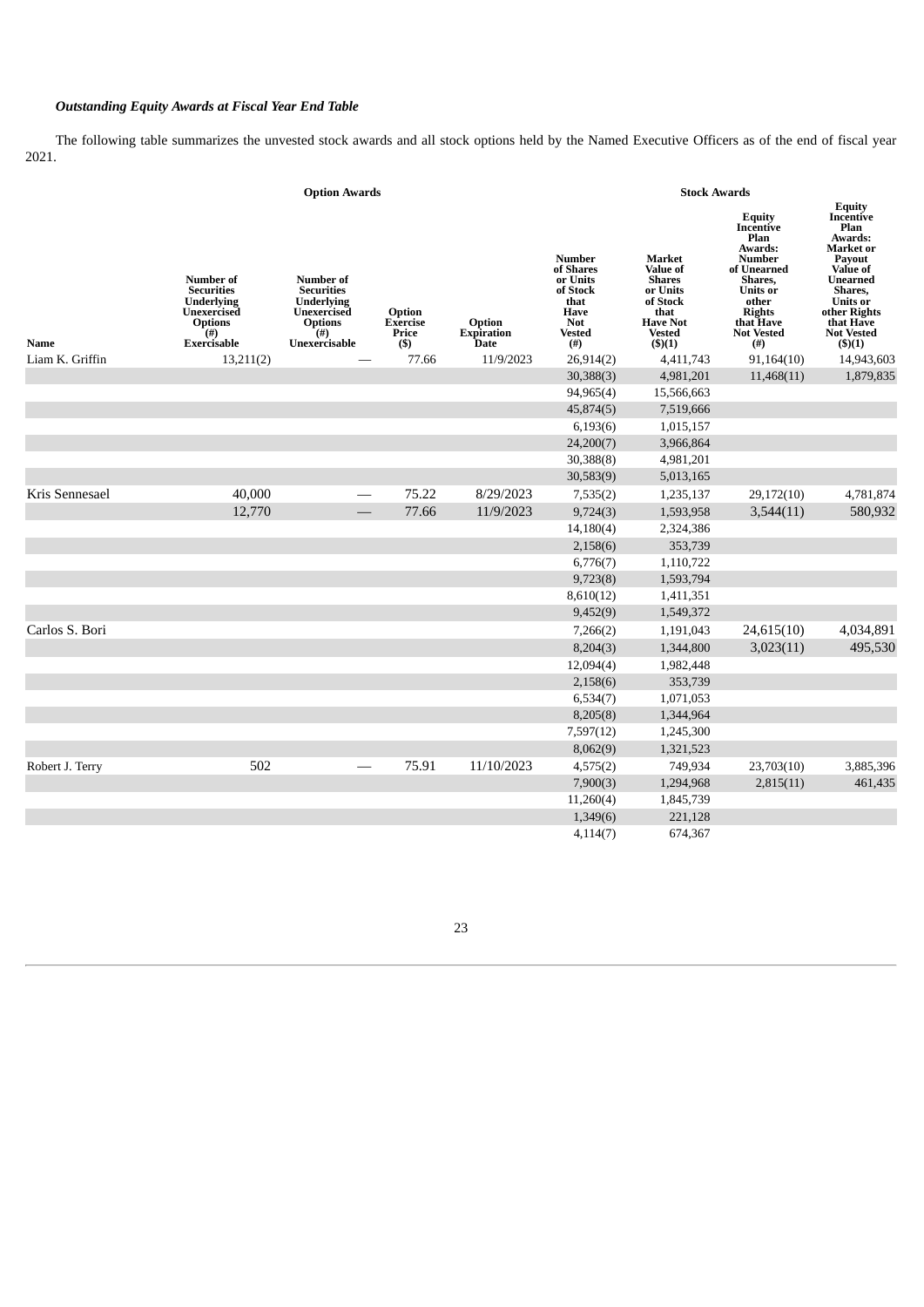### *Outstanding Equity Awards at Fiscal Year End Table*

The following table summarizes the unvested stock awards and all stock options held by the Named Executive Officers as of the end of fiscal year 2021.

| | Option Awards | | | | Stock Awards | | | |
|---|---|---|---|---|---|---|---|---|
| Name | Number of Securities Underlying Unexercised Options (#) Exercisable | Number of Securities Underlying Unexercised Options (#) Unexercisable | Option Exercise Price ($) | Option Expiration Date | Number of Shares or Units of Stock that Have Not Vested (#) | Market Value of Shares or Units of Stock that Have Not Vested ($)(1) | Equity Incentive Plan Awards: Number of Unearned Shares, Units or other Rights that Have Not Vested (#) | Equity Incentive Plan Awards: Market or Payout Value of Unearned Shares, Units or other Rights that Have Not Vested ($)(1) |
| Liam K. Griffin | 13,211(2) | — | 77.66 | 11/9/2023 | 26,914(2) | 4,411,743 | 91,164(10) | 14,943,603 |
| | | | | | 30,388(3) | 4,981,201 | 11,468(11) | 1,879,835 |
| | | | | | 94,965(4) | 15,566,663 | | |
| | | | | | 45,874(5) | 7,519,666 | | |
| | | | | | 6,193(6) | 1,015,157 | | |
| | | | | | 24,200(7) | 3,966,864 | | |
| | | | | | 30,388(8) | 4,981,201 | | |
| | | | | | 30,583(9) | 5,013,165 | | |
| Kris Sennesael | 40,000 | — | 75.22 | 8/29/2023 | 7,535(2) | 1,235,137 | 29,172(10) | 4,781,874 |
| | 12,770 | — | 77.66 | 11/9/2023 | 9,724(3) | 1,593,958 | 3,544(11) | 580,932 |
| | | | | | 14,180(4) | 2,324,386 | | |
| | | | | | 2,158(6) | 353,739 | | |
| | | | | | 6,776(7) | 1,110,722 | | |
| | | | | | 9,723(8) | 1,593,794 | | |
| | | | | | 8,610(12) | 1,411,351 | | |
| | | | | | 9,452(9) | 1,549,372 | | |
| Carlos S. Bori | | | | | 7,266(2) | 1,191,043 | 24,615(10) | 4,034,891 |
| | | | | | 8,204(3) | 1,344,800 | 3,023(11) | 495,530 |
| | | | | | 12,094(4) | 1,982,448 | | |
| | | | | | 2,158(6) | 353,739 | | |
| | | | | | 6,534(7) | 1,071,053 | | |
| | | | | | 8,205(8) | 1,344,964 | | |
| | | | | | 7,597(12) | 1,245,300 | | |
| | | | | | 8,062(9) | 1,321,523 | | |
| Robert J. Terry | 502 | — | 75.91 | 11/10/2023 | 4,575(2) | 749,934 | 23,703(10) | 3,885,396 |
| | | | | | 7,900(3) | 1,294,968 | 2,815(11) | 461,435 |
| | | | | | 11,260(4) | 1,845,739 | | |
| | | | | | 1,349(6) | 221,128 | | |
| | | | | | 4,114(7) | 674,367 | | |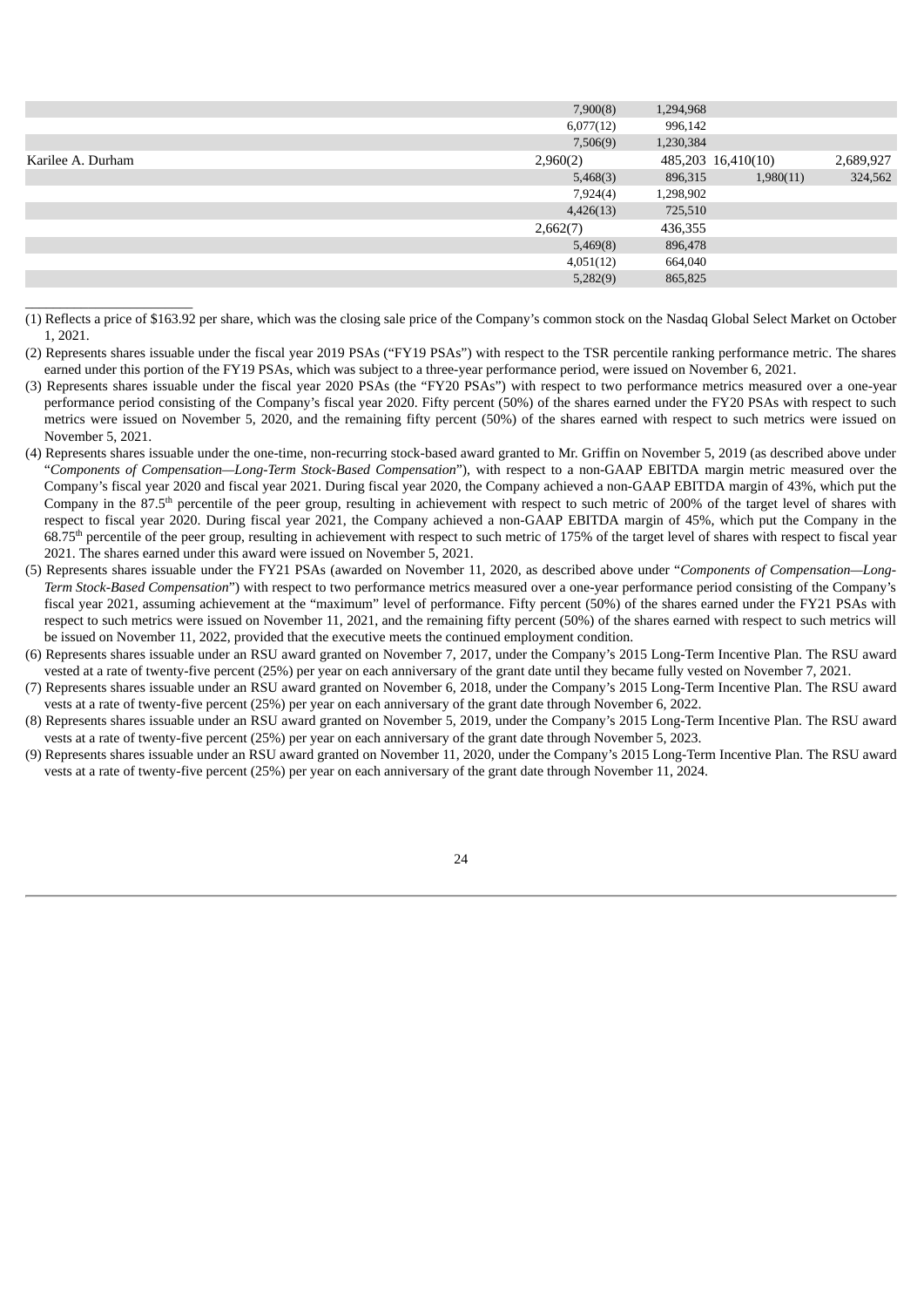| | | | | |
|---|---|---|---|---|
| | 7,900(8) | 1,294,968 | | |
| | 6,077(12) | 996,142 | | |
| | 7,506(9) | 1,230,384 | | |
| Karilee A. Durham | 2,960(2) | 485,203 | 16,410(10) | 2,689,927 |
| | 5,468(3) | 896,315 | 1,980(11) | 324,562 |
| | 7,924(4) | 1,298,902 | | |
| | 4,426(13) | 725,510 | | |
| | 2,662(7) | 436,355 | | |
| | 5,469(8) | 896,478 | | |
| | 4,051(12) | 664,040 | | |
| | 5,282(9) | 865,825 | | |

(1) Reflects a price of $163.92 per share, which was the closing sale price of the Company's common stock on the Nasdaq Global Select Market on October 1, 2021.

(2) Represents shares issuable under the fiscal year 2019 PSAs ("FY19 PSAs") with respect to the TSR percentile ranking performance metric. The shares earned under this portion of the FY19 PSAs, which was subject to a three-year performance period, were issued on November 6, 2021.

(3) Represents shares issuable under the fiscal year 2020 PSAs (the "FY20 PSAs") with respect to two performance metrics measured over a one-year performance period consisting of the Company's fiscal year 2020. Fifty percent (50%) of the shares earned under the FY20 PSAs with respect to such metrics were issued on November 5, 2020, and the remaining fifty percent (50%) of the shares earned with respect to such metrics were issued on November 5, 2021.

(4) Represents shares issuable under the one-time, non-recurring stock-based award granted to Mr. Griffin on November 5, 2019 (as described above under "*Components of Compensation—Long-Term Stock-Based Compensation*"), with respect to a non-GAAP EBITDA margin metric measured over the Company's fiscal year 2020 and fiscal year 2021. During fiscal year 2020, the Company achieved a non-GAAP EBITDA margin of 43%, which put the Company in the 87.5th percentile of the peer group, resulting in achievement with respect to such metric of 200% of the target level of shares with respect to fiscal year 2020. During fiscal year 2021, the Company achieved a non-GAAP EBITDA margin of 45%, which put the Company in the 68.75th percentile of the peer group, resulting in achievement with respect to such metric of 175% of the target level of shares with respect to fiscal year 2021. The shares earned under this award were issued on November 5, 2021.

(5) Represents shares issuable under the FY21 PSAs (awarded on November 11, 2020, as described above under "*Components of Compensation—Long-Term Stock-Based Compensation*") with respect to two performance metrics measured over a one-year performance period consisting of the Company's fiscal year 2021, assuming achievement at the "maximum" level of performance. Fifty percent (50%) of the shares earned under the FY21 PSAs with respect to such metrics were issued on November 11, 2021, and the remaining fifty percent (50%) of the shares earned with respect to such metrics will be issued on November 11, 2022, provided that the executive meets the continued employment condition.

(6) Represents shares issuable under an RSU award granted on November 7, 2017, under the Company's 2015 Long-Term Incentive Plan. The RSU award vested at a rate of twenty-five percent (25%) per year on each anniversary of the grant date until they became fully vested on November 7, 2021.

(7) Represents shares issuable under an RSU award granted on November 6, 2018, under the Company's 2015 Long-Term Incentive Plan. The RSU award vests at a rate of twenty-five percent (25%) per year on each anniversary of the grant date through November 6, 2022.

(8) Represents shares issuable under an RSU award granted on November 5, 2019, under the Company's 2015 Long-Term Incentive Plan. The RSU award vests at a rate of twenty-five percent (25%) per year on each anniversary of the grant date through November 5, 2023.

(9) Represents shares issuable under an RSU award granted on November 11, 2020, under the Company's 2015 Long-Term Incentive Plan. The RSU award vests at a rate of twenty-five percent (25%) per year on each anniversary of the grant date through November 11, 2024.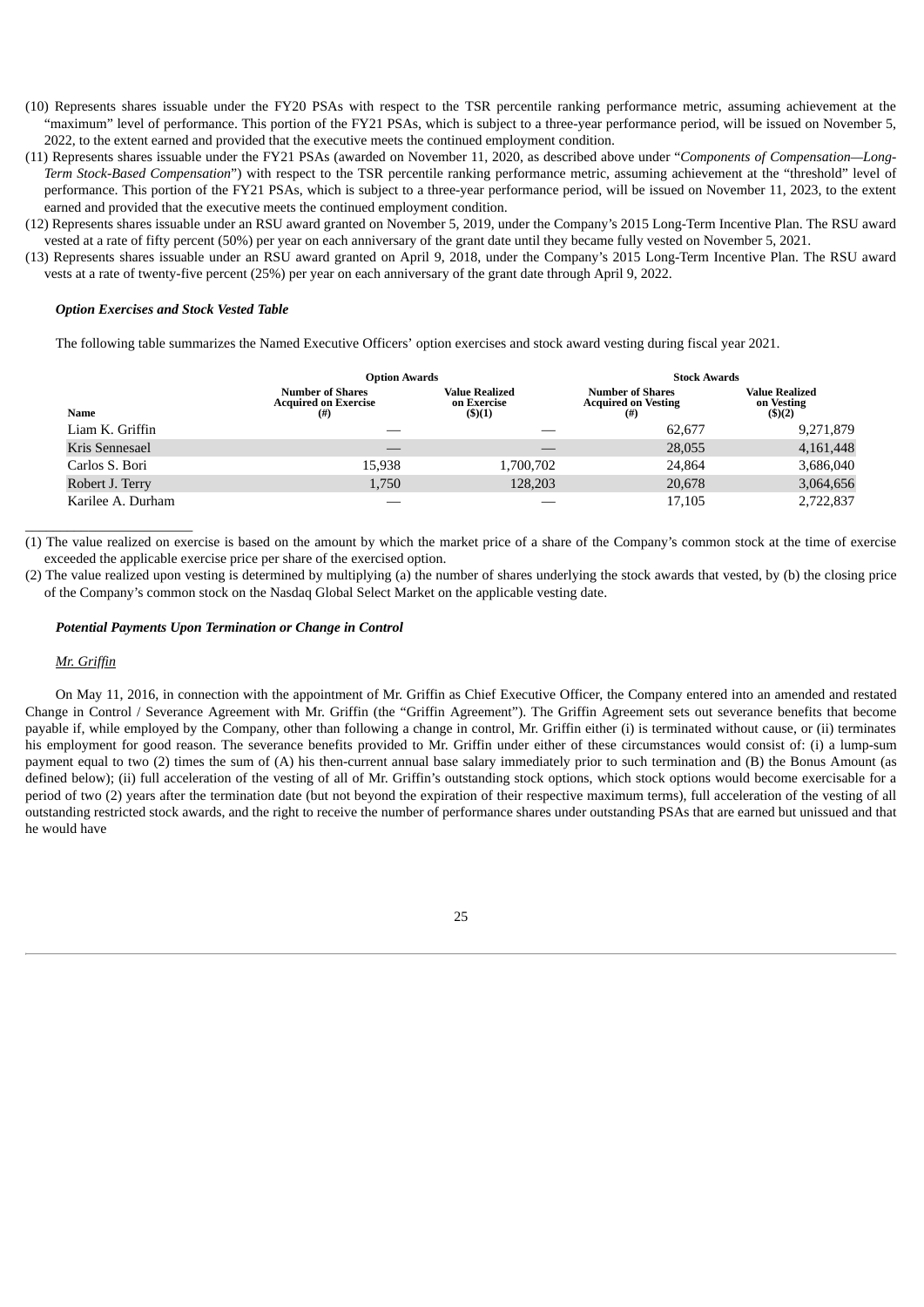(10) Represents shares issuable under the FY20 PSAs with respect to the TSR percentile ranking performance metric, assuming achievement at the "maximum" level of performance. This portion of the FY21 PSAs, which is subject to a three-year performance period, will be issued on November 5, 2022, to the extent earned and provided that the executive meets the continued employment condition.

(11) Represents shares issuable under the FY21 PSAs (awarded on November 11, 2020, as described above under "*Components of Compensation—Long-Term Stock-Based Compensation*") with respect to the TSR percentile ranking performance metric, assuming achievement at the "threshold" level of performance. This portion of the FY21 PSAs, which is subject to a three-year performance period, will be issued on November 11, 2023, to the extent earned and provided that the executive meets the continued employment condition.

(12) Represents shares issuable under an RSU award granted on November 5, 2019, under the Company's 2015 Long-Term Incentive Plan. The RSU award vested at a rate of fifty percent (50%) per year on each anniversary of the grant date until they became fully vested on November 5, 2021.

(13) Represents shares issuable under an RSU award granted on April 9, 2018, under the Company's 2015 Long-Term Incentive Plan. The RSU award vests at a rate of twenty-five percent (25%) per year on each anniversary of the grant date through April 9, 2022.

### *Option Exercises and Stock Vested Table*

The following table summarizes the Named Executive Officers' option exercises and stock award vesting during fiscal year 2021.

| | Option Awards | | Stock Awards | |
|---|---|---|---|---|
| **Name** | **Number of Shares Acquired on Exercise (#)** | **Value Realized on Exercise ($)(1)** | **Number of Shares Acquired on Vesting (#)** | **Value Realized on Vesting ($)(2)** |
| Liam K. Griffin | — | — | 62,677 | 9,271,879 |
| Kris Sennesael | — | — | 28,055 | 4,161,448 |
| Carlos S. Bori | 15,938 | 1,700,702 | 24,864 | 3,686,040 |
| Robert J. Terry | 1,750 | 128,203 | 20,678 | 3,064,656 |
| Karilee A. Durham | — | — | 17,105 | 2,722,837 |

(1) The value realized on exercise is based on the amount by which the market price of a share of the Company's common stock at the time of exercise exceeded the applicable exercise price per share of the exercised option.

(2) The value realized upon vesting is determined by multiplying (a) the number of shares underlying the stock awards that vested, by (b) the closing price of the Company's common stock on the Nasdaq Global Select Market on the applicable vesting date.

### *Potential Payments Upon Termination or Change in Control*

*Mr. Griffin*

On May 11, 2016, in connection with the appointment of Mr. Griffin as Chief Executive Officer, the Company entered into an amended and restated Change in Control / Severance Agreement with Mr. Griffin (the "Griffin Agreement"). The Griffin Agreement sets out severance benefits that become payable if, while employed by the Company, other than following a change in control, Mr. Griffin either (i) is terminated without cause, or (ii) terminates his employment for good reason. The severance benefits provided to Mr. Griffin under either of these circumstances would consist of: (i) a lump-sum payment equal to two (2) times the sum of (A) his then-current annual base salary immediately prior to such termination and (B) the Bonus Amount (as defined below); (ii) full acceleration of the vesting of all of Mr. Griffin's outstanding stock options, which stock options would become exercisable for a period of two (2) years after the termination date (but not beyond the expiration of their respective maximum terms), full acceleration of the vesting of all outstanding restricted stock awards, and the right to receive the number of performance shares under outstanding PSAs that are earned but unissued and that he would have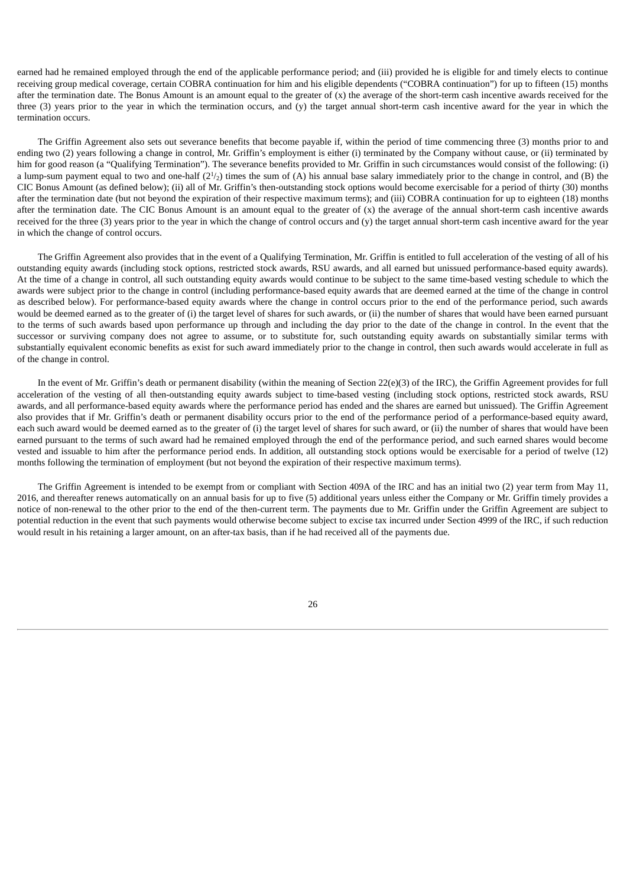earned had he remained employed through the end of the applicable performance period; and (iii) provided he is eligible for and timely elects to continue receiving group medical coverage, certain COBRA continuation for him and his eligible dependents ("COBRA continuation") for up to fifteen (15) months after the termination date. The Bonus Amount is an amount equal to the greater of (x) the average of the short-term cash incentive awards received for the three (3) years prior to the year in which the termination occurs, and (y) the target annual short-term cash incentive award for the year in which the termination occurs.

The Griffin Agreement also sets out severance benefits that become payable if, within the period of time commencing three (3) months prior to and ending two (2) years following a change in control, Mr. Griffin's employment is either (i) terminated by the Company without cause, or (ii) terminated by him for good reason (a "Qualifying Termination"). The severance benefits provided to Mr. Griffin in such circumstances would consist of the following: (i) a lump-sum payment equal to two and one-half (2½) times the sum of (A) his annual base salary immediately prior to the change in control, and (B) the CIC Bonus Amount (as defined below); (ii) all of Mr. Griffin's then-outstanding stock options would become exercisable for a period of thirty (30) months after the termination date (but not beyond the expiration of their respective maximum terms); and (iii) COBRA continuation for up to eighteen (18) months after the termination date. The CIC Bonus Amount is an amount equal to the greater of (x) the average of the annual short-term cash incentive awards received for the three (3) years prior to the year in which the change of control occurs and (y) the target annual short-term cash incentive award for the year in which the change of control occurs.

The Griffin Agreement also provides that in the event of a Qualifying Termination, Mr. Griffin is entitled to full acceleration of the vesting of all of his outstanding equity awards (including stock options, restricted stock awards, RSU awards, and all earned but unissued performance-based equity awards). At the time of a change in control, all such outstanding equity awards would continue to be subject to the same time-based vesting schedule to which the awards were subject prior to the change in control (including performance-based equity awards that are deemed earned at the time of the change in control as described below). For performance-based equity awards where the change in control occurs prior to the end of the performance period, such awards would be deemed earned as to the greater of (i) the target level of shares for such awards, or (ii) the number of shares that would have been earned pursuant to the terms of such awards based upon performance up through and including the day prior to the date of the change in control. In the event that the successor or surviving company does not agree to assume, or to substitute for, such outstanding equity awards on substantially similar terms with substantially equivalent economic benefits as exist for such award immediately prior to the change in control, then such awards would accelerate in full as of the change in control.

In the event of Mr. Griffin's death or permanent disability (within the meaning of Section 22(e)(3) of the IRC), the Griffin Agreement provides for full acceleration of the vesting of all then-outstanding equity awards subject to time-based vesting (including stock options, restricted stock awards, RSU awards, and all performance-based equity awards where the performance period has ended and the shares are earned but unissued). The Griffin Agreement also provides that if Mr. Griffin's death or permanent disability occurs prior to the end of the performance period of a performance-based equity award, each such award would be deemed earned as to the greater of (i) the target level of shares for such award, or (ii) the number of shares that would have been earned pursuant to the terms of such award had he remained employed through the end of the performance period, and such earned shares would become vested and issuable to him after the performance period ends. In addition, all outstanding stock options would be exercisable for a period of twelve (12) months following the termination of employment (but not beyond the expiration of their respective maximum terms).

The Griffin Agreement is intended to be exempt from or compliant with Section 409A of the IRC and has an initial two (2) year term from May 11, 2016, and thereafter renews automatically on an annual basis for up to five (5) additional years unless either the Company or Mr. Griffin timely provides a notice of non-renewal to the other prior to the end of the then-current term. The payments due to Mr. Griffin under the Griffin Agreement are subject to potential reduction in the event that such payments would otherwise become subject to excise tax incurred under Section 4999 of the IRC, if such reduction would result in his retaining a larger amount, on an after-tax basis, than if he had received all of the payments due.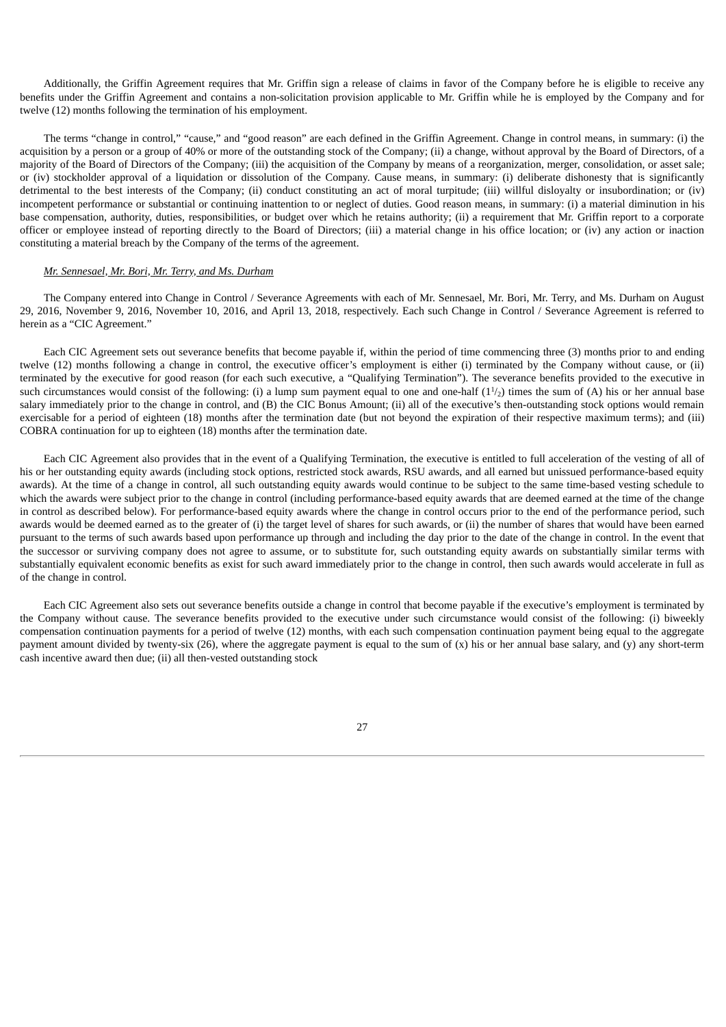Additionally, the Griffin Agreement requires that Mr. Griffin sign a release of claims in favor of the Company before he is eligible to receive any benefits under the Griffin Agreement and contains a non-solicitation provision applicable to Mr. Griffin while he is employed by the Company and for twelve (12) months following the termination of his employment.

The terms "change in control," "cause," and "good reason" are each defined in the Griffin Agreement. Change in control means, in summary: (i) the acquisition by a person or a group of 40% or more of the outstanding stock of the Company; (ii) a change, without approval by the Board of Directors, of a majority of the Board of Directors of the Company; (iii) the acquisition of the Company by means of a reorganization, merger, consolidation, or asset sale; or (iv) stockholder approval of a liquidation or dissolution of the Company. Cause means, in summary: (i) deliberate dishonesty that is significantly detrimental to the best interests of the Company; (ii) conduct constituting an act of moral turpitude; (iii) willful disloyalty or insubordination; or (iv) incompetent performance or substantial or continuing inattention to or neglect of duties. Good reason means, in summary: (i) a material diminution in his base compensation, authority, duties, responsibilities, or budget over which he retains authority; (ii) a requirement that Mr. Griffin report to a corporate officer or employee instead of reporting directly to the Board of Directors; (iii) a material change in his office location; or (iv) any action or inaction constituting a material breach by the Company of the terms of the agreement.

*Mr. Sennesael, Mr. Bori, Mr. Terry, and Ms. Durham*

The Company entered into Change in Control / Severance Agreements with each of Mr. Sennesael, Mr. Bori, Mr. Terry, and Ms. Durham on August 29, 2016, November 9, 2016, November 10, 2016, and April 13, 2018, respectively. Each such Change in Control / Severance Agreement is referred to herein as a "CIC Agreement."

Each CIC Agreement sets out severance benefits that become payable if, within the period of time commencing three (3) months prior to and ending twelve (12) months following a change in control, the executive officer's employment is either (i) terminated by the Company without cause, or (ii) terminated by the executive for good reason (for each such executive, a "Qualifying Termination"). The severance benefits provided to the executive in such circumstances would consist of the following: (i) a lump sum payment equal to one and one-half ($1^1/_2$) times the sum of (A) his or her annual base salary immediately prior to the change in control, and (B) the CIC Bonus Amount; (ii) all of the executive's then-outstanding stock options would remain exercisable for a period of eighteen (18) months after the termination date (but not beyond the expiration of their respective maximum terms); and (iii) COBRA continuation for up to eighteen (18) months after the termination date.

Each CIC Agreement also provides that in the event of a Qualifying Termination, the executive is entitled to full acceleration of the vesting of all of his or her outstanding equity awards (including stock options, restricted stock awards, RSU awards, and all earned but unissued performance-based equity awards). At the time of a change in control, all such outstanding equity awards would continue to be subject to the same time-based vesting schedule to which the awards were subject prior to the change in control (including performance-based equity awards that are deemed earned at the time of the change in control as described below). For performance-based equity awards where the change in control occurs prior to the end of the performance period, such awards would be deemed earned as to the greater of (i) the target level of shares for such awards, or (ii) the number of shares that would have been earned pursuant to the terms of such awards based upon performance up through and including the day prior to the date of the change in control. In the event that the successor or surviving company does not agree to assume, or to substitute for, such outstanding equity awards on substantially similar terms with substantially equivalent economic benefits as exist for such award immediately prior to the change in control, then such awards would accelerate in full as of the change in control.

Each CIC Agreement also sets out severance benefits outside a change in control that become payable if the executive's employment is terminated by the Company without cause. The severance benefits provided to the executive under such circumstance would consist of the following: (i) biweekly compensation continuation payments for a period of twelve (12) months, with each such compensation continuation payment being equal to the aggregate payment amount divided by twenty-six (26), where the aggregate payment is equal to the sum of (x) his or her annual base salary, and (y) any short-term cash incentive award then due; (ii) all then-vested outstanding stock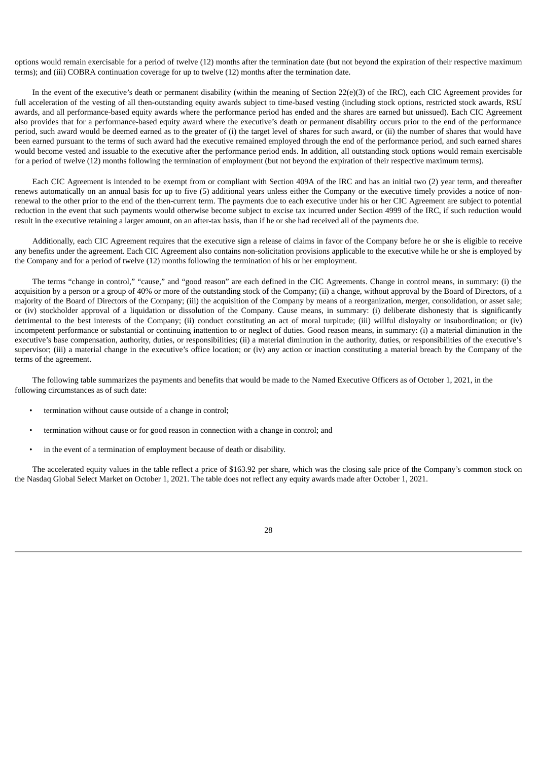options would remain exercisable for a period of twelve (12) months after the termination date (but not beyond the expiration of their respective maximum terms); and (iii) COBRA continuation coverage for up to twelve (12) months after the termination date.

In the event of the executive's death or permanent disability (within the meaning of Section 22(e)(3) of the IRC), each CIC Agreement provides for full acceleration of the vesting of all then-outstanding equity awards subject to time-based vesting (including stock options, restricted stock awards, RSU awards, and all performance-based equity awards where the performance period has ended and the shares are earned but unissued). Each CIC Agreement also provides that for a performance-based equity award where the executive's death or permanent disability occurs prior to the end of the performance period, such award would be deemed earned as to the greater of (i) the target level of shares for such award, or (ii) the number of shares that would have been earned pursuant to the terms of such award had the executive remained employed through the end of the performance period, and such earned shares would become vested and issuable to the executive after the performance period ends. In addition, all outstanding stock options would remain exercisable for a period of twelve (12) months following the termination of employment (but not beyond the expiration of their respective maximum terms).

Each CIC Agreement is intended to be exempt from or compliant with Section 409A of the IRC and has an initial two (2) year term, and thereafter renews automatically on an annual basis for up to five (5) additional years unless either the Company or the executive timely provides a notice of non-renewal to the other prior to the end of the then-current term. The payments due to each executive under his or her CIC Agreement are subject to potential reduction in the event that such payments would otherwise become subject to excise tax incurred under Section 4999 of the IRC, if such reduction would result in the executive retaining a larger amount, on an after-tax basis, than if he or she had received all of the payments due.

Additionally, each CIC Agreement requires that the executive sign a release of claims in favor of the Company before he or she is eligible to receive any benefits under the agreement. Each CIC Agreement also contains non-solicitation provisions applicable to the executive while he or she is employed by the Company and for a period of twelve (12) months following the termination of his or her employment.

The terms "change in control," "cause," and "good reason" are each defined in the CIC Agreements. Change in control means, in summary: (i) the acquisition by a person or a group of 40% or more of the outstanding stock of the Company; (ii) a change, without approval by the Board of Directors, of a majority of the Board of Directors of the Company; (iii) the acquisition of the Company by means of a reorganization, merger, consolidation, or asset sale; or (iv) stockholder approval of a liquidation or dissolution of the Company. Cause means, in summary: (i) deliberate dishonesty that is significantly detrimental to the best interests of the Company; (ii) conduct constituting an act of moral turpitude; (iii) willful disloyalty or insubordination; or (iv) incompetent performance or substantial or continuing inattention to or neglect of duties. Good reason means, in summary: (i) a material diminution in the executive's base compensation, authority, duties, or responsibilities; (ii) a material diminution in the authority, duties, or responsibilities of the executive's supervisor; (iii) a material change in the executive's office location; or (iv) any action or inaction constituting a material breach by the Company of the terms of the agreement.

The following table summarizes the payments and benefits that would be made to the Named Executive Officers as of October 1, 2021, in the following circumstances as of such date:

- termination without cause outside of a change in control;
- termination without cause or for good reason in connection with a change in control; and
- in the event of a termination of employment because of death or disability.

The accelerated equity values in the table reflect a price of $163.92 per share, which was the closing sale price of the Company's common stock on the Nasdaq Global Select Market on October 1, 2021. The table does not reflect any equity awards made after October 1, 2021.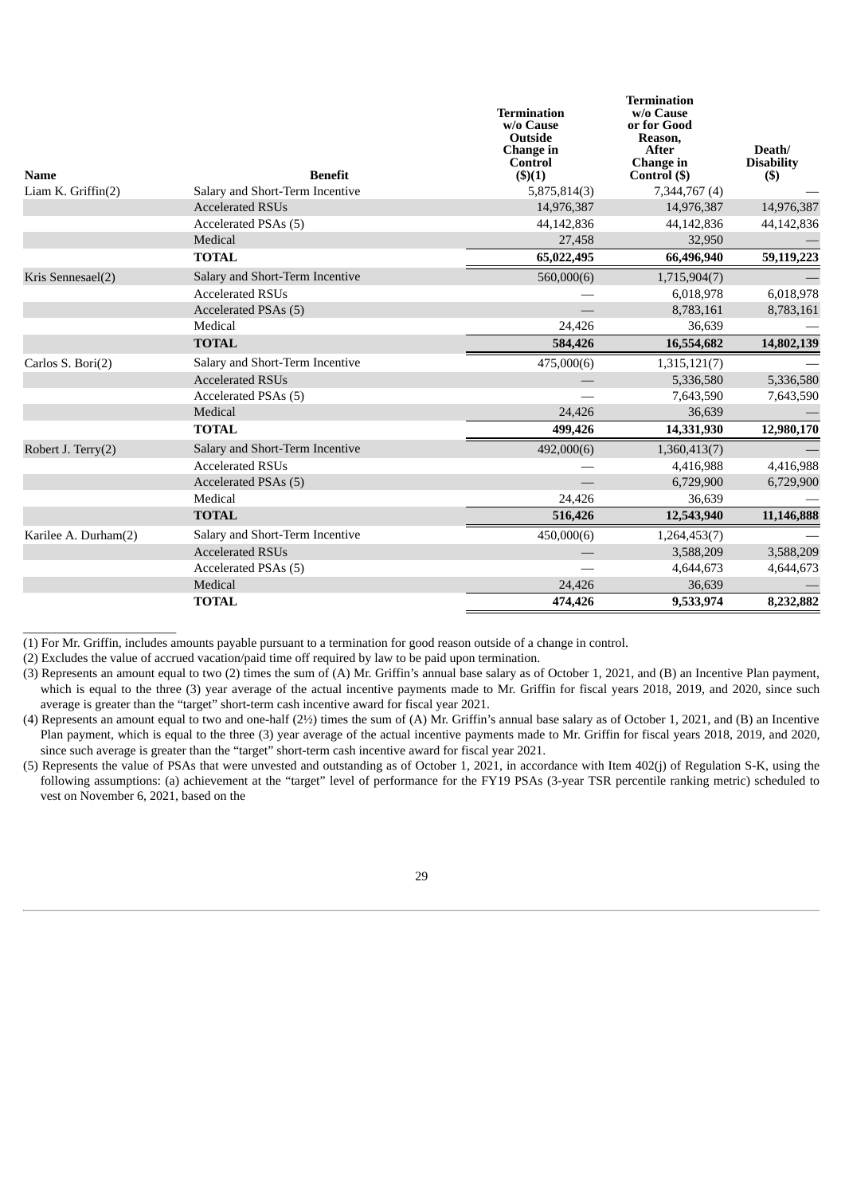| Name | Benefit | Termination w/o Cause Outside Change in Control ($)(1) | Termination w/o Cause or for Good Reason, After Change in Control ($) | Death/ Disability ($) |
|---|---|---|---|---|
| Liam K. Griffin(2) | Salary and Short-Term Incentive | 5,875,814(3) | 7,344,767 (4) | — |
| | Accelerated RSUs | 14,976,387 | 14,976,387 | 14,976,387 |
| | Accelerated PSAs (5) | 44,142,836 | 44,142,836 | 44,142,836 |
| | Medical | 27,458 | 32,950 | — |
| | **TOTAL** | **65,022,495** | **66,496,940** | **59,119,223** |
| Kris Sennesael(2) | Salary and Short-Term Incentive | 560,000(6) | 1,715,904(7) | — |
| | Accelerated RSUs | — | 6,018,978 | 6,018,978 |
| | Accelerated PSAs (5) | — | 8,783,161 | 8,783,161 |
| | Medical | 24,426 | 36,639 | — |
| | **TOTAL** | **584,426** | **16,554,682** | **14,802,139** |
| Carlos S. Bori(2) | Salary and Short-Term Incentive | 475,000(6) | 1,315,121(7) | — |
| | Accelerated RSUs | — | 5,336,580 | 5,336,580 |
| | Accelerated PSAs (5) | — | 7,643,590 | 7,643,590 |
| | Medical | 24,426 | 36,639 | — |
| | **TOTAL** | **499,426** | **14,331,930** | **12,980,170** |
| Robert J. Terry(2) | Salary and Short-Term Incentive | 492,000(6) | 1,360,413(7) | — |
| | Accelerated RSUs | — | 4,416,988 | 4,416,988 |
| | Accelerated PSAs (5) | — | 6,729,900 | 6,729,900 |
| | Medical | 24,426 | 36,639 | — |
| | **TOTAL** | **516,426** | **12,543,940** | **11,146,888** |
| Karilee A. Durham(2) | Salary and Short-Term Incentive | 450,000(6) | 1,264,453(7) | — |
| | Accelerated RSUs | — | 3,588,209 | 3,588,209 |
| | Accelerated PSAs (5) | — | 4,644,673 | 4,644,673 |
| | Medical | 24,426 | 36,639 | — |
| | **TOTAL** | **474,426** | **9,533,974** | **8,232,882** |

(1) For Mr. Griffin, includes amounts payable pursuant to a termination for good reason outside of a change in control.

(2) Excludes the value of accrued vacation/paid time off required by law to be paid upon termination.

(3) Represents an amount equal to two (2) times the sum of (A) Mr. Griffin's annual base salary as of October 1, 2021, and (B) an Incentive Plan payment, which is equal to the three (3) year average of the actual incentive payments made to Mr. Griffin for fiscal years 2018, 2019, and 2020, since such average is greater than the "target" short-term cash incentive award for fiscal year 2021.

(4) Represents an amount equal to two and one-half (2½) times the sum of (A) Mr. Griffin's annual base salary as of October 1, 2021, and (B) an Incentive Plan payment, which is equal to the three (3) year average of the actual incentive payments made to Mr. Griffin for fiscal years 2018, 2019, and 2020, since such average is greater than the "target" short-term cash incentive award for fiscal year 2021.

(5) Represents the value of PSAs that were unvested and outstanding as of October 1, 2021, in accordance with Item 402(j) of Regulation S-K, using the following assumptions: (a) achievement at the "target" level of performance for the FY19 PSAs (3-year TSR percentile ranking metric) scheduled to vest on November 6, 2021, based on the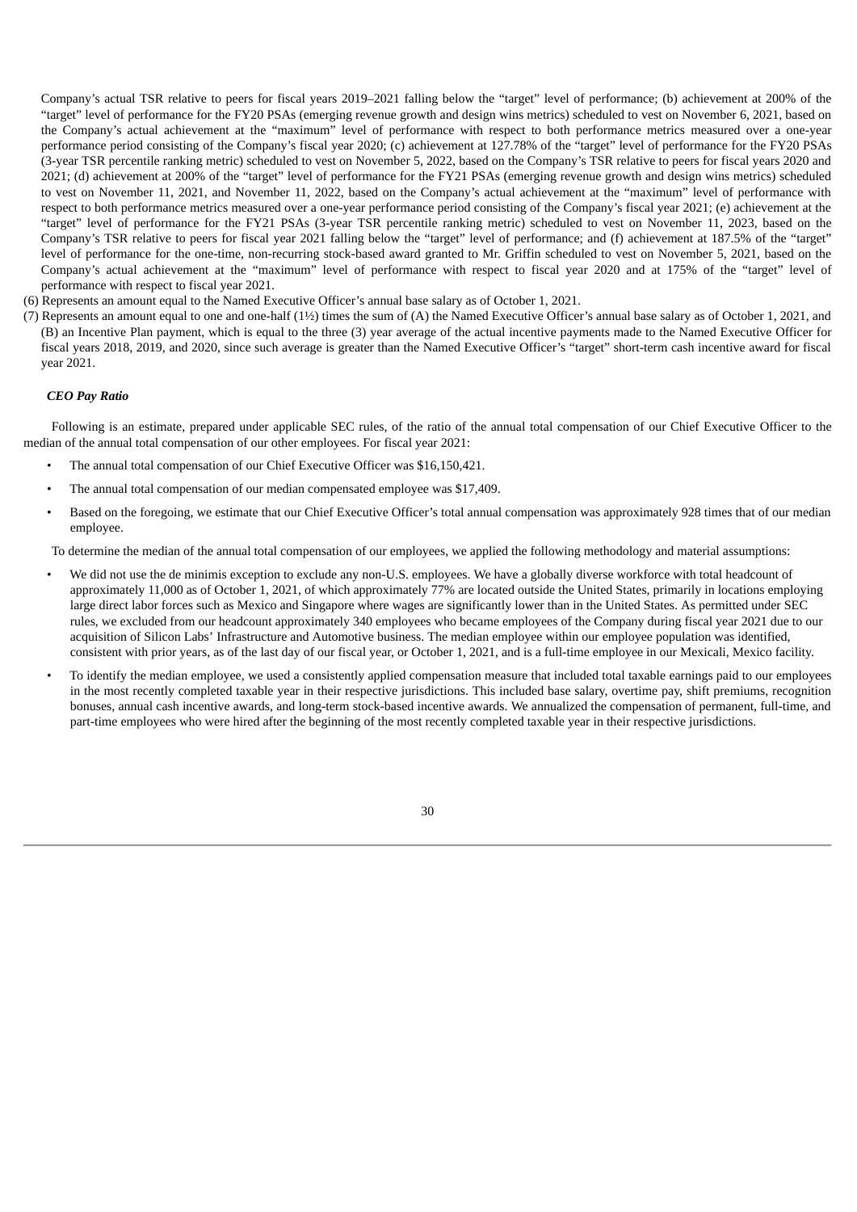Company's actual TSR relative to peers for fiscal years 2019–2021 falling below the "target" level of performance; (b) achievement at 200% of the "target" level of performance for the FY20 PSAs (emerging revenue growth and design wins metrics) scheduled to vest on November 6, 2021, based on the Company's actual achievement at the "maximum" level of performance with respect to both performance metrics measured over a one-year performance period consisting of the Company's fiscal year 2020; (c) achievement at 127.78% of the "target" level of performance for the FY20 PSAs (3-year TSR percentile ranking metric) scheduled to vest on November 5, 2022, based on the Company's TSR relative to peers for fiscal years 2020 and 2021; (d) achievement at 200% of the "target" level of performance for the FY21 PSAs (emerging revenue growth and design wins metrics) scheduled to vest on November 11, 2021, and November 11, 2022, based on the Company's actual achievement at the "maximum" level of performance with respect to both performance metrics measured over a one-year performance period consisting of the Company's fiscal year 2021; (e) achievement at the "target" level of performance for the FY21 PSAs (3-year TSR percentile ranking metric) scheduled to vest on November 11, 2023, based on the Company's TSR relative to peers for fiscal year 2021 falling below the "target" level of performance; and (f) achievement at 187.5% of the "target" level of performance for the one-time, non-recurring stock-based award granted to Mr. Griffin scheduled to vest on November 5, 2021, based on the Company's actual achievement at the "maximum" level of performance with respect to fiscal year 2020 and at 175% of the "target" level of performance with respect to fiscal year 2021.

(6) Represents an amount equal to the Named Executive Officer's annual base salary as of October 1, 2021.

(7) Represents an amount equal to one and one-half (1½) times the sum of (A) the Named Executive Officer's annual base salary as of October 1, 2021, and (B) an Incentive Plan payment, which is equal to the three (3) year average of the actual incentive payments made to the Named Executive Officer for fiscal years 2018, 2019, and 2020, since such average is greater than the Named Executive Officer's "target" short-term cash incentive award for fiscal year 2021.

### *CEO Pay Ratio*

Following is an estimate, prepared under applicable SEC rules, of the ratio of the annual total compensation of our Chief Executive Officer to the median of the annual total compensation of our other employees. For fiscal year 2021:

- The annual total compensation of our Chief Executive Officer was $16,150,421.
- The annual total compensation of our median compensated employee was $17,409.
- Based on the foregoing, we estimate that our Chief Executive Officer's total annual compensation was approximately 928 times that of our median employee.

To determine the median of the annual total compensation of our employees, we applied the following methodology and material assumptions:

- We did not use the de minimis exception to exclude any non-U.S. employees. We have a globally diverse workforce with total headcount of approximately 11,000 as of October 1, 2021, of which approximately 77% are located outside the United States, primarily in locations employing large direct labor forces such as Mexico and Singapore where wages are significantly lower than in the United States. As permitted under SEC rules, we excluded from our headcount approximately 340 employees who became employees of the Company during fiscal year 2021 due to our acquisition of Silicon Labs' Infrastructure and Automotive business. The median employee within our employee population was identified, consistent with prior years, as of the last day of our fiscal year, or October 1, 2021, and is a full-time employee in our Mexicali, Mexico facility.
- To identify the median employee, we used a consistently applied compensation measure that included total taxable earnings paid to our employees in the most recently completed taxable year in their respective jurisdictions. This included base salary, overtime pay, shift premiums, recognition bonuses, annual cash incentive awards, and long-term stock-based incentive awards. We annualized the compensation of permanent, full-time, and part-time employees who were hired after the beginning of the most recently completed taxable year in their respective jurisdictions.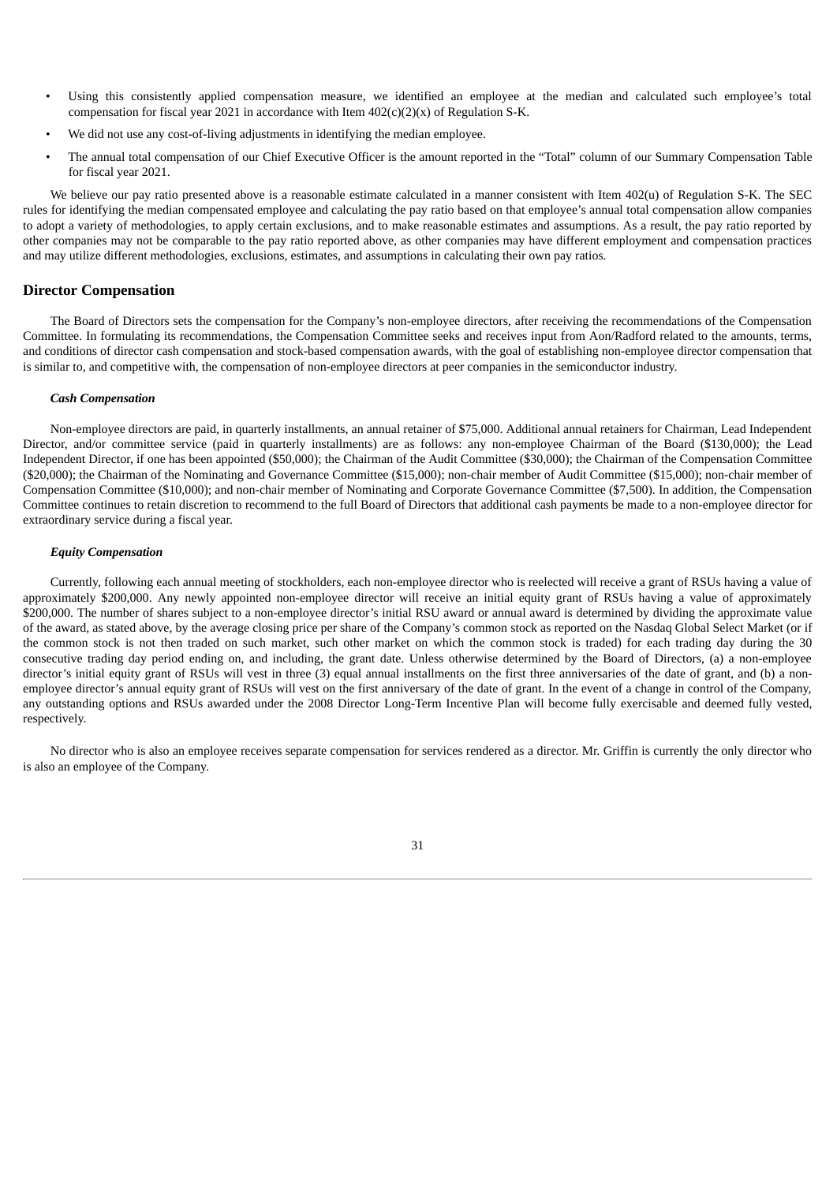- Using this consistently applied compensation measure, we identified an employee at the median and calculated such employee's total compensation for fiscal year 2021 in accordance with Item 402(c)(2)(x) of Regulation S-K.
- We did not use any cost-of-living adjustments in identifying the median employee.
- The annual total compensation of our Chief Executive Officer is the amount reported in the "Total" column of our Summary Compensation Table for fiscal year 2021.

We believe our pay ratio presented above is a reasonable estimate calculated in a manner consistent with Item 402(u) of Regulation S-K. The SEC rules for identifying the median compensated employee and calculating the pay ratio based on that employee's annual total compensation allow companies to adopt a variety of methodologies, to apply certain exclusions, and to make reasonable estimates and assumptions. As a result, the pay ratio reported by other companies may not be comparable to the pay ratio reported above, as other companies may have different employment and compensation practices and may utilize different methodologies, exclusions, estimates, and assumptions in calculating their own pay ratios.

## Director Compensation

The Board of Directors sets the compensation for the Company's non-employee directors, after receiving the recommendations of the Compensation Committee. In formulating its recommendations, the Compensation Committee seeks and receives input from Aon/Radford related to the amounts, terms, and conditions of director cash compensation and stock-based compensation awards, with the goal of establishing non-employee director compensation that is similar to, and competitive with, the compensation of non-employee directors at peer companies in the semiconductor industry.

***Cash Compensation***

Non-employee directors are paid, in quarterly installments, an annual retainer of $75,000. Additional annual retainers for Chairman, Lead Independent Director, and/or committee service (paid in quarterly installments) are as follows: any non-employee Chairman of the Board ($130,000); the Lead Independent Director, if one has been appointed ($50,000); the Chairman of the Audit Committee ($30,000); the Chairman of the Compensation Committee ($20,000); the Chairman of the Nominating and Governance Committee ($15,000); non-chair member of Audit Committee ($15,000); non-chair member of Compensation Committee ($10,000); and non-chair member of Nominating and Corporate Governance Committee ($7,500). In addition, the Compensation Committee continues to retain discretion to recommend to the full Board of Directors that additional cash payments be made to a non-employee director for extraordinary service during a fiscal year.

***Equity Compensation***

Currently, following each annual meeting of stockholders, each non-employee director who is reelected will receive a grant of RSUs having a value of approximately $200,000. Any newly appointed non-employee director will receive an initial equity grant of RSUs having a value of approximately $200,000. The number of shares subject to a non-employee director's initial RSU award or annual award is determined by dividing the approximate value of the award, as stated above, by the average closing price per share of the Company's common stock as reported on the Nasdaq Global Select Market (or if the common stock is not then traded on such market, such other market on which the common stock is traded) for each trading day during the 30 consecutive trading day period ending on, and including, the grant date. Unless otherwise determined by the Board of Directors, (a) a non-employee director's initial equity grant of RSUs will vest in three (3) equal annual installments on the first three anniversaries of the date of grant, and (b) a non-employee director's annual equity grant of RSUs will vest on the first anniversary of the date of grant. In the event of a change in control of the Company, any outstanding options and RSUs awarded under the 2008 Director Long-Term Incentive Plan will become fully exercisable and deemed fully vested, respectively.

No director who is also an employee receives separate compensation for services rendered as a director. Mr. Griffin is currently the only director who is also an employee of the Company.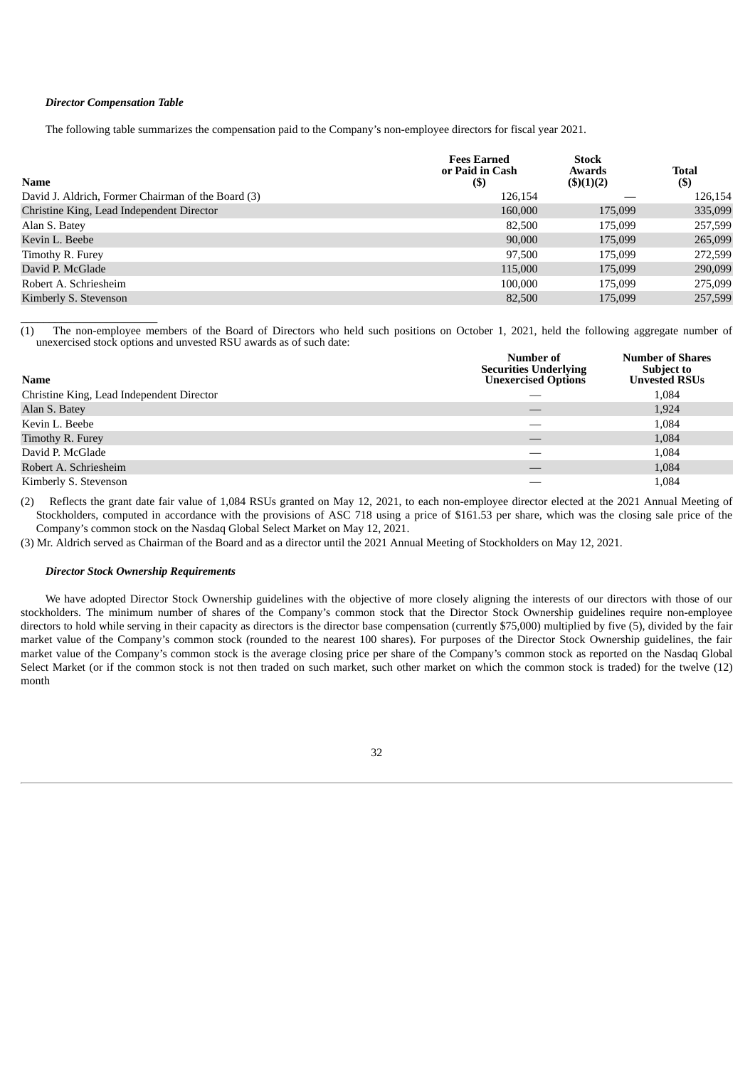### *Director Compensation Table*

The following table summarizes the compensation paid to the Company's non-employee directors for fiscal year 2021.

| Name | Fees Earned or Paid in Cash ($) | Stock Awards ($)(1)(2) | Total ($) |
|---|---|---|---|
| David J. Aldrich, Former Chairman of the Board (3) | 126,154 | — | 126,154 |
| Christine King, Lead Independent Director | 160,000 | 175,099 | 335,099 |
| Alan S. Batey | 82,500 | 175,099 | 257,599 |
| Kevin L. Beebe | 90,000 | 175,099 | 265,099 |
| Timothy R. Furey | 97,500 | 175,099 | 272,599 |
| David P. McGlade | 115,000 | 175,099 | 290,099 |
| Robert A. Schriesheim | 100,000 | 175,099 | 275,099 |
| Kimberly S. Stevenson | 82,500 | 175,099 | 257,599 |

(1) The non-employee members of the Board of Directors who held such positions on October 1, 2021, held the following aggregate number of unexercised stock options and unvested RSU awards as of such date:

| Name | Number of Securities Underlying Unexercised Options | Number of Shares Subject to Unvested RSUs |
|---|---|---|
| Christine King, Lead Independent Director | — | 1,084 |
| Alan S. Batey | — | 1,924 |
| Kevin L. Beebe | — | 1,084 |
| Timothy R. Furey | — | 1,084 |
| David P. McGlade | — | 1,084 |
| Robert A. Schriesheim | — | 1,084 |
| Kimberly S. Stevenson | — | 1,084 |

(2) Reflects the grant date fair value of 1,084 RSUs granted on May 12, 2021, to each non-employee director elected at the 2021 Annual Meeting of Stockholders, computed in accordance with the provisions of ASC 718 using a price of $161.53 per share, which was the closing sale price of the Company's common stock on the Nasdaq Global Select Market on May 12, 2021.

(3) Mr. Aldrich served as Chairman of the Board and as a director until the 2021 Annual Meeting of Stockholders on May 12, 2021.

### *Director Stock Ownership Requirements*

We have adopted Director Stock Ownership guidelines with the objective of more closely aligning the interests of our directors with those of our stockholders. The minimum number of shares of the Company's common stock that the Director Stock Ownership guidelines require non-employee directors to hold while serving in their capacity as directors is the director base compensation (currently $75,000) multiplied by five (5), divided by the fair market value of the Company's common stock (rounded to the nearest 100 shares). For purposes of the Director Stock Ownership guidelines, the fair market value of the Company's common stock is the average closing price per share of the Company's common stock as reported on the Nasdaq Global Select Market (or if the common stock is not then traded on such market, such other market on which the common stock is traded) for the twelve (12) month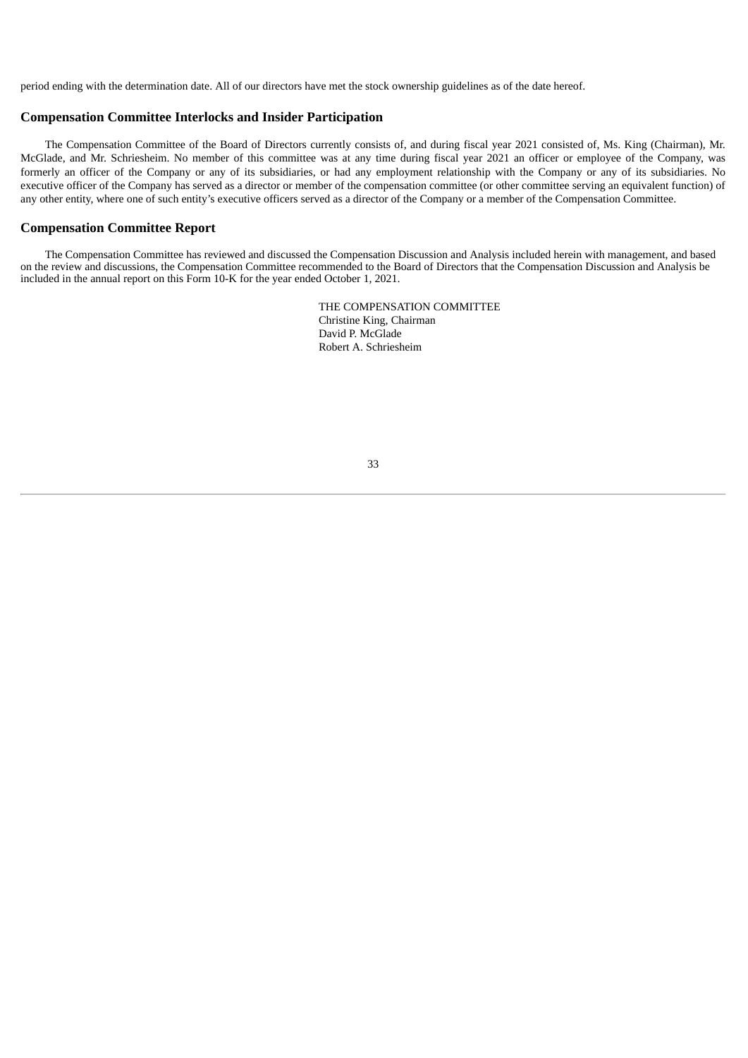period ending with the determination date. All of our directors have met the stock ownership guidelines as of the date hereof.

## Compensation Committee Interlocks and Insider Participation

The Compensation Committee of the Board of Directors currently consists of, and during fiscal year 2021 consisted of, Ms. King (Chairman), Mr. McGlade, and Mr. Schriesheim. No member of this committee was at any time during fiscal year 2021 an officer or employee of the Company, was formerly an officer of the Company or any of its subsidiaries, or had any employment relationship with the Company or any of its subsidiaries. No executive officer of the Company has served as a director or member of the compensation committee (or other committee serving an equivalent function) of any other entity, where one of such entity's executive officers served as a director of the Company or a member of the Compensation Committee.

## Compensation Committee Report

The Compensation Committee has reviewed and discussed the Compensation Discussion and Analysis included herein with management, and based on the review and discussions, the Compensation Committee recommended to the Board of Directors that the Compensation Discussion and Analysis be included in the annual report on this Form 10-K for the year ended October 1, 2021.

THE COMPENSATION COMMITTEE
Christine King, Chairman
David P. McGlade
Robert A. Schriesheim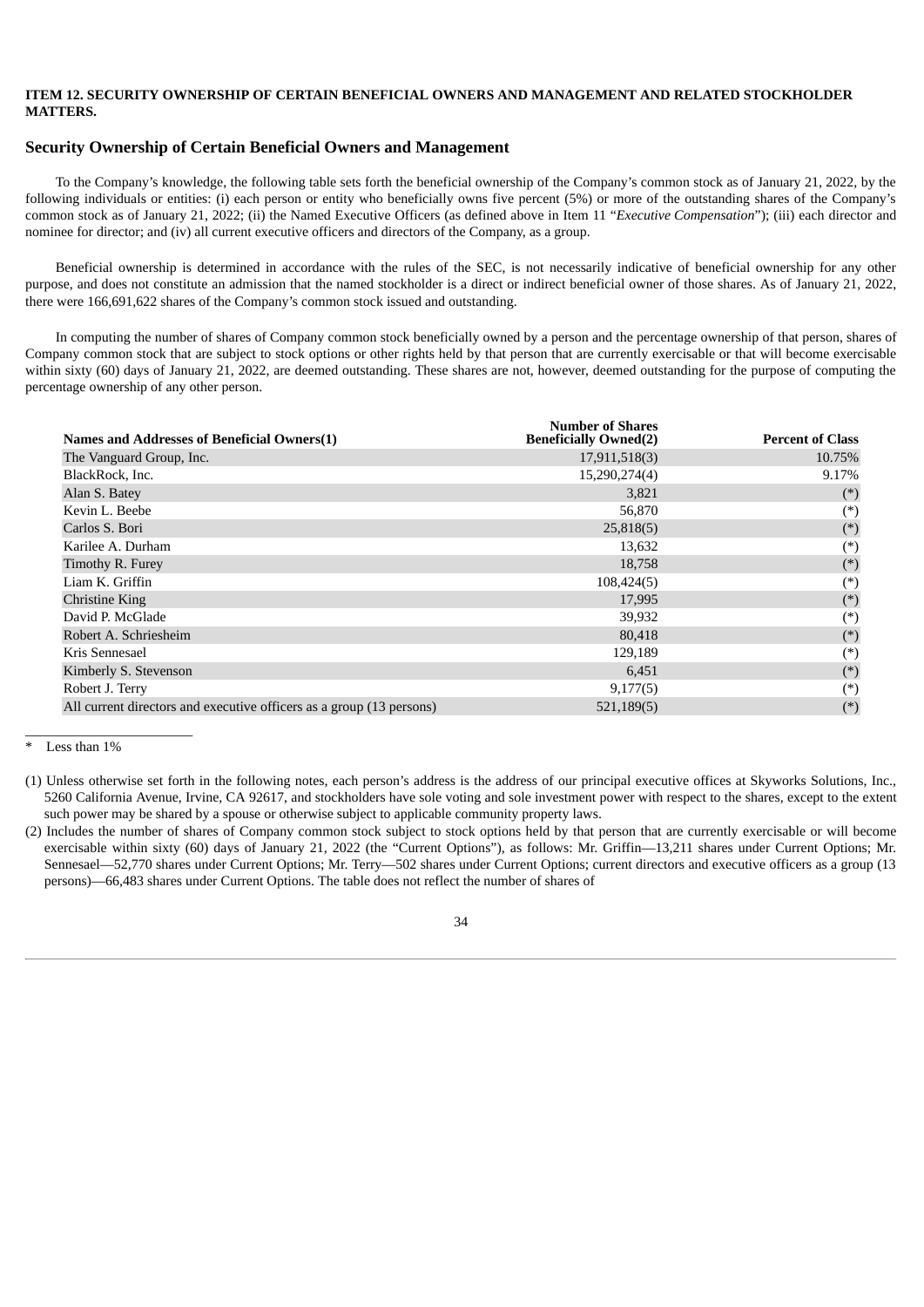**ITEM 12. SECURITY OWNERSHIP OF CERTAIN BENEFICIAL OWNERS AND MANAGEMENT AND RELATED STOCKHOLDER MATTERS.**

## Security Ownership of Certain Beneficial Owners and Management

To the Company's knowledge, the following table sets forth the beneficial ownership of the Company's common stock as of January 21, 2022, by the following individuals or entities: (i) each person or entity who beneficially owns five percent (5%) or more of the outstanding shares of the Company's common stock as of January 21, 2022; (ii) the Named Executive Officers (as defined above in Item 11 "*Executive Compensation*"); (iii) each director and nominee for director; and (iv) all current executive officers and directors of the Company, as a group.

Beneficial ownership is determined in accordance with the rules of the SEC, is not necessarily indicative of beneficial ownership for any other purpose, and does not constitute an admission that the named stockholder is a direct or indirect beneficial owner of those shares. As of January 21, 2022, there were 166,691,622 shares of the Company's common stock issued and outstanding.

In computing the number of shares of Company common stock beneficially owned by a person and the percentage ownership of that person, shares of Company common stock that are subject to stock options or other rights held by that person that are currently exercisable or that will become exercisable within sixty (60) days of January 21, 2022, are deemed outstanding. These shares are not, however, deemed outstanding for the purpose of computing the percentage ownership of any other person.

| Names and Addresses of Beneficial Owners(1) | Number of Shares Beneficially Owned(2) | Percent of Class |
|---|---|---|
| The Vanguard Group, Inc. | 17,911,518(3) | 10.75% |
| BlackRock, Inc. | 15,290,274(4) | 9.17% |
| Alan S. Batey | 3,821 | (*) |
| Kevin L. Beebe | 56,870 | (*) |
| Carlos S. Bori | 25,818(5) | (*) |
| Karilee A. Durham | 13,632 | (*) |
| Timothy R. Furey | 18,758 | (*) |
| Liam K. Griffin | 108,424(5) | (*) |
| Christine King | 17,995 | (*) |
| David P. McGlade | 39,932 | (*) |
| Robert A. Schriesheim | 80,418 | (*) |
| Kris Sennesael | 129,189 | (*) |
| Kimberly S. Stevenson | 6,451 | (*) |
| Robert J. Terry | 9,177(5) | (*) |
| All current directors and executive officers as a group (13 persons) | 521,189(5) | (*) |

\* Less than 1%

(1) Unless otherwise set forth in the following notes, each person's address is the address of our principal executive offices at Skyworks Solutions, Inc., 5260 California Avenue, Irvine, CA 92617, and stockholders have sole voting and sole investment power with respect to the shares, except to the extent such power may be shared by a spouse or otherwise subject to applicable community property laws.

(2) Includes the number of shares of Company common stock subject to stock options held by that person that are currently exercisable or will become exercisable within sixty (60) days of January 21, 2022 (the "Current Options"), as follows: Mr. Griffin—13,211 shares under Current Options; Mr. Sennesael—52,770 shares under Current Options; Mr. Terry—502 shares under Current Options; current directors and executive officers as a group (13 persons)—66,483 shares under Current Options. The table does not reflect the number of shares of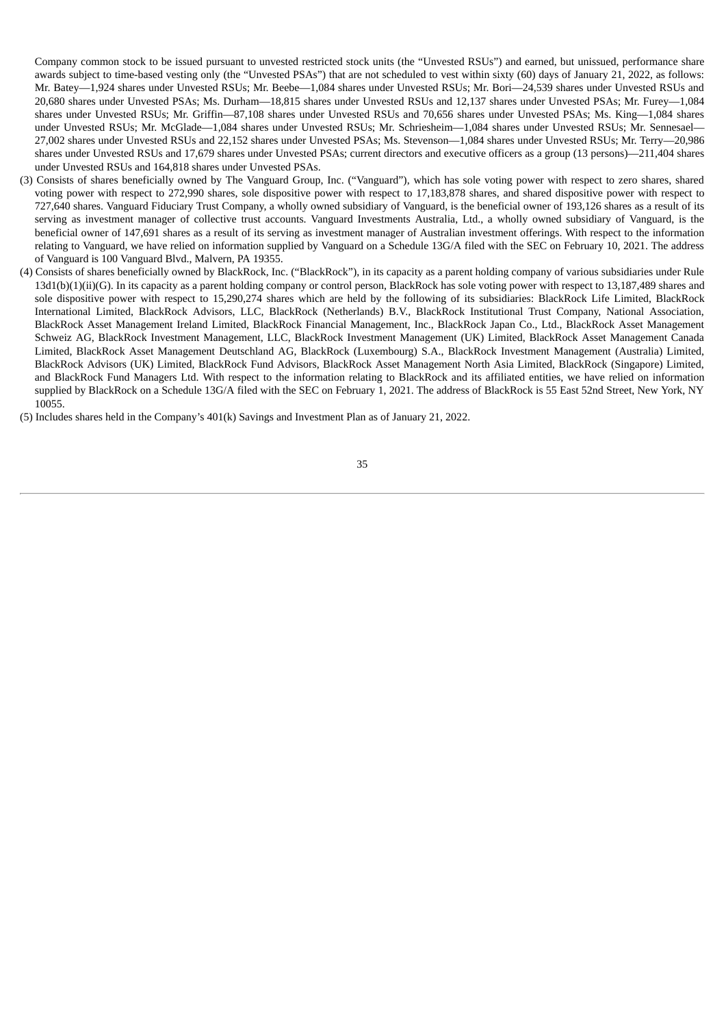Company common stock to be issued pursuant to unvested restricted stock units (the "Unvested RSUs") and earned, but unissued, performance share awards subject to time-based vesting only (the "Unvested PSAs") that are not scheduled to vest within sixty (60) days of January 21, 2022, as follows: Mr. Batey—1,924 shares under Unvested RSUs; Mr. Beebe—1,084 shares under Unvested RSUs; Mr. Bori—24,539 shares under Unvested RSUs and 20,680 shares under Unvested PSAs; Ms. Durham—18,815 shares under Unvested RSUs and 12,137 shares under Unvested PSAs; Mr. Furey—1,084 shares under Unvested RSUs; Mr. Griffin—87,108 shares under Unvested RSUs and 70,656 shares under Unvested PSAs; Ms. King—1,084 shares under Unvested RSUs; Mr. McGlade—1,084 shares under Unvested RSUs; Mr. Schriesheim—1,084 shares under Unvested RSUs; Mr. Sennesael—27,002 shares under Unvested RSUs and 22,152 shares under Unvested PSAs; Ms. Stevenson—1,084 shares under Unvested RSUs; Mr. Terry—20,986 shares under Unvested RSUs and 17,679 shares under Unvested PSAs; current directors and executive officers as a group (13 persons)—211,404 shares under Unvested RSUs and 164,818 shares under Unvested PSAs.

(3) Consists of shares beneficially owned by The Vanguard Group, Inc. ("Vanguard"), which has sole voting power with respect to zero shares, shared voting power with respect to 272,990 shares, sole dispositive power with respect to 17,183,878 shares, and shared dispositive power with respect to 727,640 shares. Vanguard Fiduciary Trust Company, a wholly owned subsidiary of Vanguard, is the beneficial owner of 193,126 shares as a result of its serving as investment manager of collective trust accounts. Vanguard Investments Australia, Ltd., a wholly owned subsidiary of Vanguard, is the beneficial owner of 147,691 shares as a result of its serving as investment manager of Australian investment offerings. With respect to the information relating to Vanguard, we have relied on information supplied by Vanguard on a Schedule 13G/A filed with the SEC on February 10, 2021. The address of Vanguard is 100 Vanguard Blvd., Malvern, PA 19355.

(4) Consists of shares beneficially owned by BlackRock, Inc. ("BlackRock"), in its capacity as a parent holding company of various subsidiaries under Rule 13d1(b)(1)(ii)(G). In its capacity as a parent holding company or control person, BlackRock has sole voting power with respect to 13,187,489 shares and sole dispositive power with respect to 15,290,274 shares which are held by the following of its subsidiaries: BlackRock Life Limited, BlackRock International Limited, BlackRock Advisors, LLC, BlackRock (Netherlands) B.V., BlackRock Institutional Trust Company, National Association, BlackRock Asset Management Ireland Limited, BlackRock Financial Management, Inc., BlackRock Japan Co., Ltd., BlackRock Asset Management Schweiz AG, BlackRock Investment Management, LLC, BlackRock Investment Management (UK) Limited, BlackRock Asset Management Canada Limited, BlackRock Asset Management Deutschland AG, BlackRock (Luxembourg) S.A., BlackRock Investment Management (Australia) Limited, BlackRock Advisors (UK) Limited, BlackRock Fund Advisors, BlackRock Asset Management North Asia Limited, BlackRock (Singapore) Limited, and BlackRock Fund Managers Ltd. With respect to the information relating to BlackRock and its affiliated entities, we have relied on information supplied by BlackRock on a Schedule 13G/A filed with the SEC on February 1, 2021. The address of BlackRock is 55 East 52nd Street, New York, NY 10055.

(5) Includes shares held in the Company's 401(k) Savings and Investment Plan as of January 21, 2022.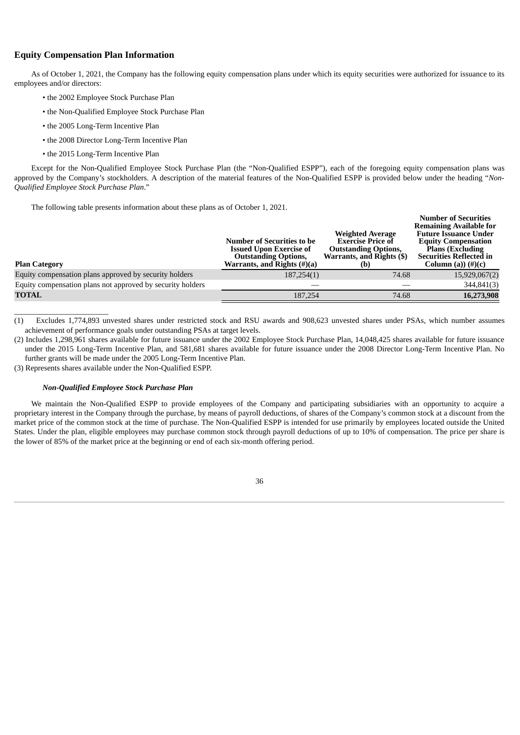## Equity Compensation Plan Information

As of October 1, 2021, the Company has the following equity compensation plans under which its equity securities were authorized for issuance to its employees and/or directors:

- the 2002 Employee Stock Purchase Plan
- the Non-Qualified Employee Stock Purchase Plan
- the 2005 Long-Term Incentive Plan
- the 2008 Director Long-Term Incentive Plan
- the 2015 Long-Term Incentive Plan

Except for the Non-Qualified Employee Stock Purchase Plan (the "Non-Qualified ESPP"), each of the foregoing equity compensation plans was approved by the Company's stockholders. A description of the material features of the Non-Qualified ESPP is provided below under the heading "*Non-Qualified Employee Stock Purchase Plan*."

The following table presents information about these plans as of October 1, 2021.

| Plan Category | Number of Securities to be Issued Upon Exercise of Outstanding Options, Warrants, and Rights (#)(a) | Weighted Average Exercise Price of Outstanding Options, Warrants, and Rights ($) (b) | Number of Securities Remaining Available for Future Issuance Under Equity Compensation Plans (Excluding Securities Reflected in Column (a)) (#)(c) |
|---|---|---|---|
| Equity compensation plans approved by security holders | 187,254(1) | 74.68 | 15,929,067(2) |
| Equity compensation plans not approved by security holders | — | — | 344,841(3) |
| **TOTAL** | 187,254 | 74.68 | **16,273,908** |

(1) Excludes 1,774,893 unvested shares under restricted stock and RSU awards and 908,623 unvested shares under PSAs, which number assumes achievement of performance goals under outstanding PSAs at target levels.

(2) Includes 1,298,961 shares available for future issuance under the 2002 Employee Stock Purchase Plan, 14,048,425 shares available for future issuance under the 2015 Long-Term Incentive Plan, and 581,681 shares available for future issuance under the 2008 Director Long-Term Incentive Plan. No further grants will be made under the 2005 Long-Term Incentive Plan.

(3) Represents shares available under the Non-Qualified ESPP.

### *Non-Qualified Employee Stock Purchase Plan*

We maintain the Non-Qualified ESPP to provide employees of the Company and participating subsidiaries with an opportunity to acquire a proprietary interest in the Company through the purchase, by means of payroll deductions, of shares of the Company's common stock at a discount from the market price of the common stock at the time of purchase. The Non-Qualified ESPP is intended for use primarily by employees located outside the United States. Under the plan, eligible employees may purchase common stock through payroll deductions of up to 10% of compensation. The price per share is the lower of 85% of the market price at the beginning or end of each six-month offering period.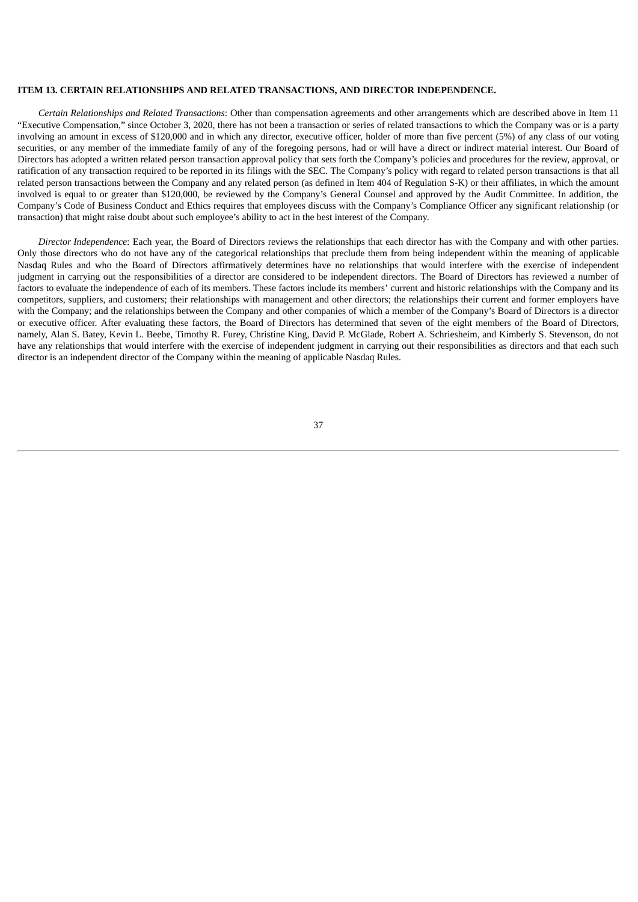**ITEM 13. CERTAIN RELATIONSHIPS AND RELATED TRANSACTIONS, AND DIRECTOR INDEPENDENCE.**

*Certain Relationships and Related Transactions*: Other than compensation agreements and other arrangements which are described above in Item 11 "Executive Compensation," since October 3, 2020, there has not been a transaction or series of related transactions to which the Company was or is a party involving an amount in excess of $120,000 and in which any director, executive officer, holder of more than five percent (5%) of any class of our voting securities, or any member of the immediate family of any of the foregoing persons, had or will have a direct or indirect material interest. Our Board of Directors has adopted a written related person transaction approval policy that sets forth the Company's policies and procedures for the review, approval, or ratification of any transaction required to be reported in its filings with the SEC. The Company's policy with regard to related person transactions is that all related person transactions between the Company and any related person (as defined in Item 404 of Regulation S-K) or their affiliates, in which the amount involved is equal to or greater than $120,000, be reviewed by the Company's General Counsel and approved by the Audit Committee. In addition, the Company's Code of Business Conduct and Ethics requires that employees discuss with the Company's Compliance Officer any significant relationship (or transaction) that might raise doubt about such employee's ability to act in the best interest of the Company.

*Director Independence*: Each year, the Board of Directors reviews the relationships that each director has with the Company and with other parties. Only those directors who do not have any of the categorical relationships that preclude them from being independent within the meaning of applicable Nasdaq Rules and who the Board of Directors affirmatively determines have no relationships that would interfere with the exercise of independent judgment in carrying out the responsibilities of a director are considered to be independent directors. The Board of Directors has reviewed a number of factors to evaluate the independence of each of its members. These factors include its members' current and historic relationships with the Company and its competitors, suppliers, and customers; their relationships with management and other directors; the relationships their current and former employers have with the Company; and the relationships between the Company and other companies of which a member of the Company's Board of Directors is a director or executive officer. After evaluating these factors, the Board of Directors has determined that seven of the eight members of the Board of Directors, namely, Alan S. Batey, Kevin L. Beebe, Timothy R. Furey, Christine King, David P. McGlade, Robert A. Schriesheim, and Kimberly S. Stevenson, do not have any relationships that would interfere with the exercise of independent judgment in carrying out their responsibilities as directors and that each such director is an independent director of the Company within the meaning of applicable Nasdaq Rules.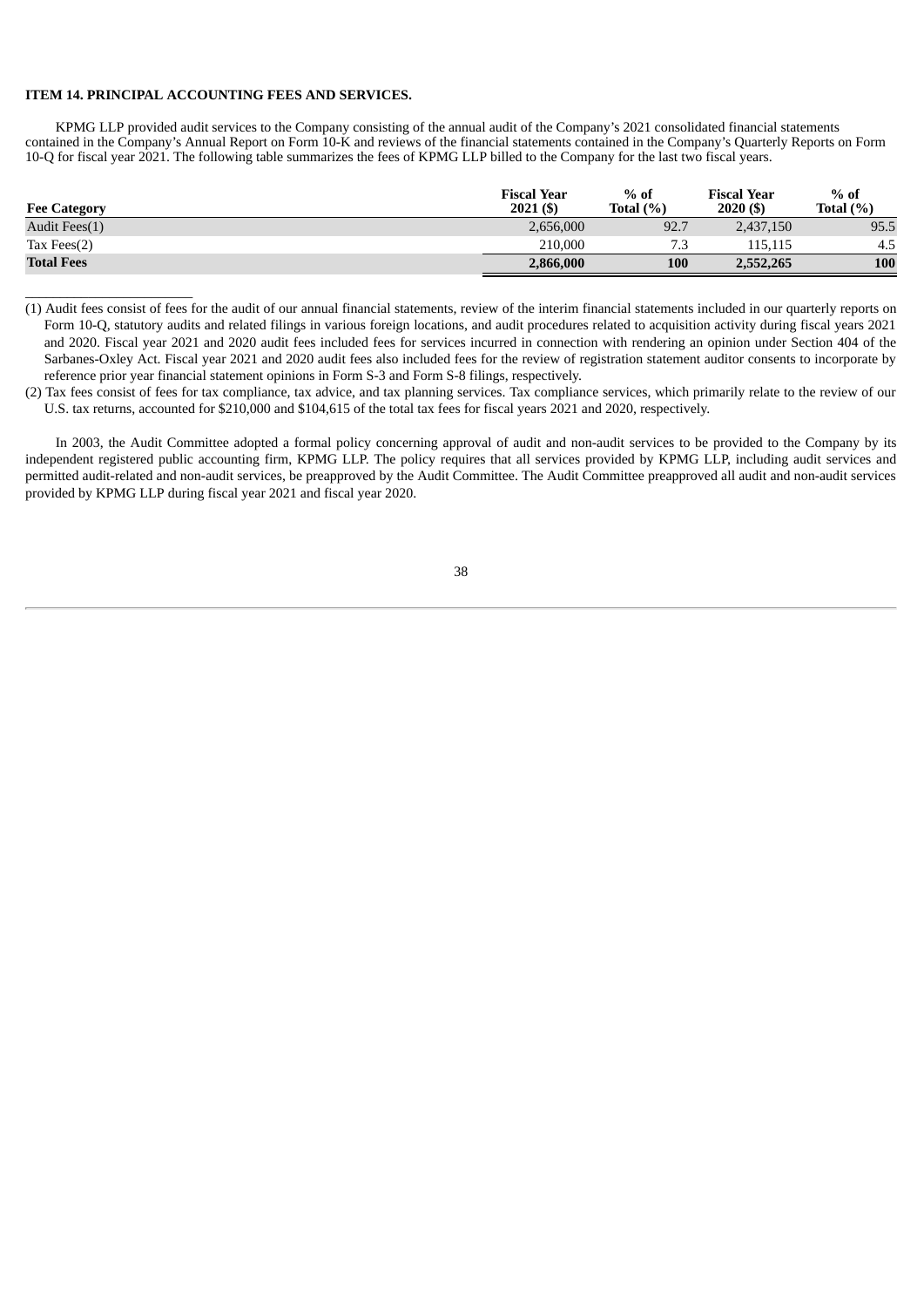### ITEM 14. PRINCIPAL ACCOUNTING FEES AND SERVICES.

KPMG LLP provided audit services to the Company consisting of the annual audit of the Company's 2021 consolidated financial statements contained in the Company's Annual Report on Form 10-K and reviews of the financial statements contained in the Company's Quarterly Reports on Form 10-Q for fiscal year 2021. The following table summarizes the fees of KPMG LLP billed to the Company for the last two fiscal years.

| Fee Category | Fiscal Year 2021 ($) | % of Total (%) | Fiscal Year 2020 ($) | % of Total (%) |
|---|---|---|---|---|
| Audit Fees(1) | 2,656,000 | 92.7 | 2,437,150 | 95.5 |
| Tax Fees(2) | 210,000 | 7.3 | 115,115 | 4.5 |
| **Total Fees** | **2,866,000** | **100** | **2,552,265** | **100** |

(1) Audit fees consist of fees for the audit of our annual financial statements, review of the interim financial statements included in our quarterly reports on Form 10-Q, statutory audits and related filings in various foreign locations, and audit procedures related to acquisition activity during fiscal years 2021 and 2020. Fiscal year 2021 and 2020 audit fees included fees for services incurred in connection with rendering an opinion under Section 404 of the Sarbanes-Oxley Act. Fiscal year 2021 and 2020 audit fees also included fees for the review of registration statement auditor consents to incorporate by reference prior year financial statement opinions in Form S-3 and Form S-8 filings, respectively.

(2) Tax fees consist of fees for tax compliance, tax advice, and tax planning services. Tax compliance services, which primarily relate to the review of our U.S. tax returns, accounted for $210,000 and $104,615 of the total tax fees for fiscal years 2021 and 2020, respectively.

In 2003, the Audit Committee adopted a formal policy concerning approval of audit and non-audit services to be provided to the Company by its independent registered public accounting firm, KPMG LLP. The policy requires that all services provided by KPMG LLP, including audit services and permitted audit-related and non-audit services, be preapproved by the Audit Committee. The Audit Committee preapproved all audit and non-audit services provided by KPMG LLP during fiscal year 2021 and fiscal year 2020.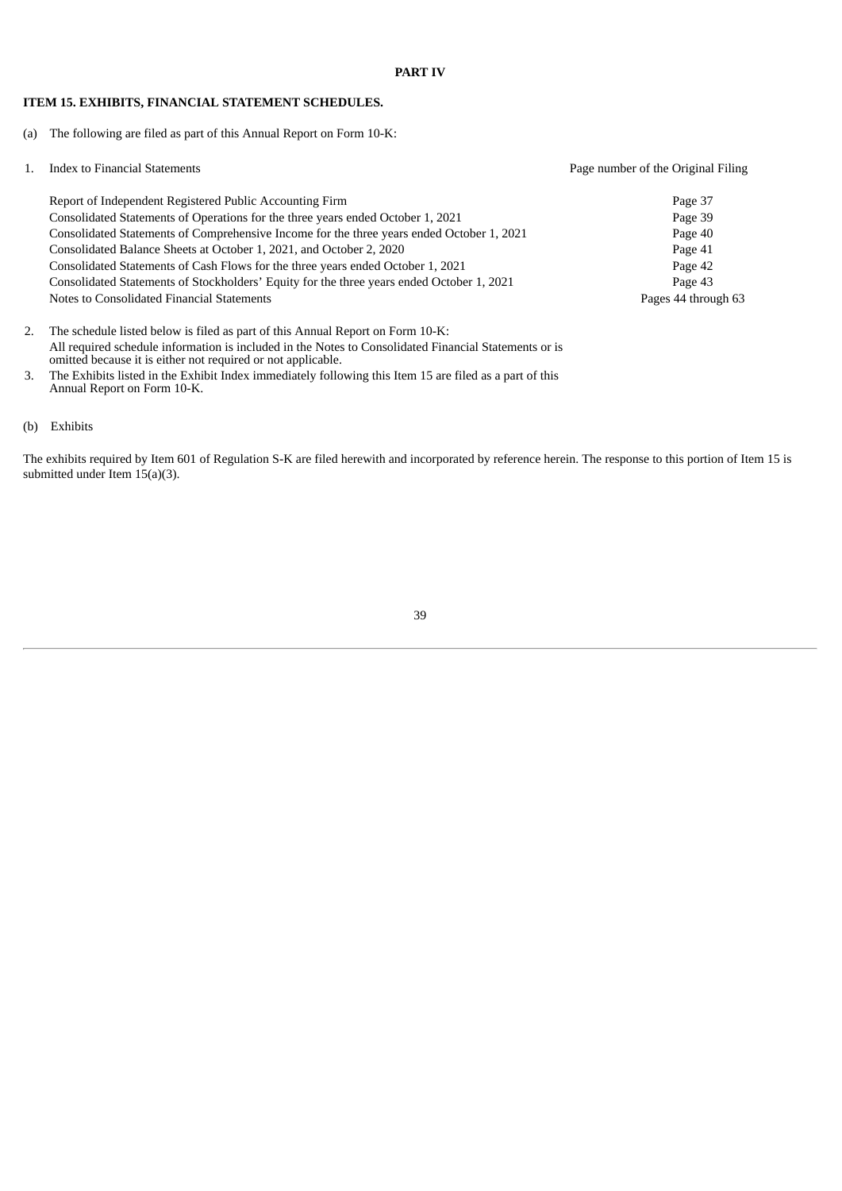**PART IV**

**ITEM 15. EXHIBITS, FINANCIAL STATEMENT SCHEDULES.**

(a) The following are filed as part of this Annual Report on Form 10-K:

| 1. Index to Financial Statements | Page number of the Original Filing |
|---|---|
| Report of Independent Registered Public Accounting Firm | Page 37 |
| Consolidated Statements of Operations for the three years ended October 1, 2021 | Page 39 |
| Consolidated Statements of Comprehensive Income for the three years ended October 1, 2021 | Page 40 |
| Consolidated Balance Sheets at October 1, 2021, and October 2, 2020 | Page 41 |
| Consolidated Statements of Cash Flows for the three years ended October 1, 2021 | Page 42 |
| Consolidated Statements of Stockholders' Equity for the three years ended October 1, 2021 | Page 43 |
| Notes to Consolidated Financial Statements | Pages 44 through 63 |

2. The schedule listed below is filed as part of this Annual Report on Form 10-K:
   All required schedule information is included in the Notes to Consolidated Financial Statements or is omitted because it is either not required or not applicable.
3. The Exhibits listed in the Exhibit Index immediately following this Item 15 are filed as a part of this Annual Report on Form 10-K.

(b) Exhibits

The exhibits required by Item 601 of Regulation S-K are filed herewith and incorporated by reference herein. The response to this portion of Item 15 is submitted under Item 15(a)(3).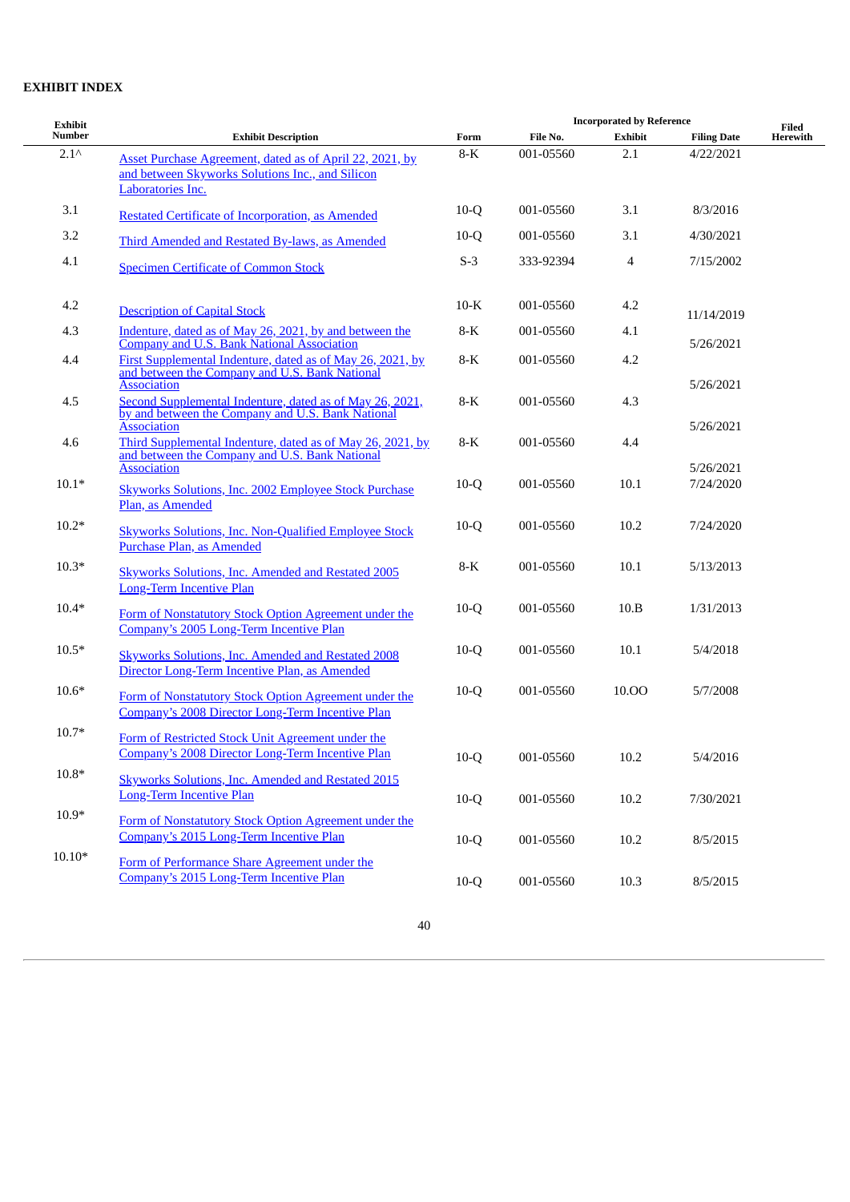**EXHIBIT INDEX**

| Exhibit Number | Exhibit Description | Incorporated by Reference | | | | Filed Herewith |
|---|---|---|---|---|---|---|
| | | Form | File No. | Exhibit | Filing Date | |
| 2.1^ | Asset Purchase Agreement, dated as of April 22, 2021, by and between Skyworks Solutions Inc., and Silicon Laboratories Inc. | 8-K | 001-05560 | 2.1 | 4/22/2021 | |
| 3.1 | Restated Certificate of Incorporation, as Amended | 10-Q | 001-05560 | 3.1 | 8/3/2016 | |
| 3.2 | Third Amended and Restated By-laws, as Amended | 10-Q | 001-05560 | 3.1 | 4/30/2021 | |
| 4.1 | Specimen Certificate of Common Stock | S-3 | 333-92394 | 4 | 7/15/2002 | |
| 4.2 | Description of Capital Stock | 10-K | 001-05560 | 4.2 | 11/14/2019 | |
| 4.3 | Indenture, dated as of May 26, 2021, by and between the Company and U.S. Bank National Association | 8-K | 001-05560 | 4.1 | 5/26/2021 | |
| 4.4 | First Supplemental Indenture, dated as of May 26, 2021, by and between the Company and U.S. Bank National Association | 8-K | 001-05560 | 4.2 | 5/26/2021 | |
| 4.5 | Second Supplemental Indenture, dated as of May 26, 2021, by and between the Company and U.S. Bank National Association | 8-K | 001-05560 | 4.3 | 5/26/2021 | |
| 4.6 | Third Supplemental Indenture, dated as of May 26, 2021, by and between the Company and U.S. Bank National Association | 8-K | 001-05560 | 4.4 | 5/26/2021 | |
| 10.1* | Skyworks Solutions, Inc. 2002 Employee Stock Purchase Plan, as Amended | 10-Q | 001-05560 | 10.1 | 7/24/2020 | |
| 10.2* | Skyworks Solutions, Inc. Non-Qualified Employee Stock Purchase Plan, as Amended | 10-Q | 001-05560 | 10.2 | 7/24/2020 | |
| 10.3* | Skyworks Solutions, Inc. Amended and Restated 2005 Long-Term Incentive Plan | 8-K | 001-05560 | 10.1 | 5/13/2013 | |
| 10.4* | Form of Nonstatutory Stock Option Agreement under the Company's 2005 Long-Term Incentive Plan | 10-Q | 001-05560 | 10.B | 1/31/2013 | |
| 10.5* | Skyworks Solutions, Inc. Amended and Restated 2008 Director Long-Term Incentive Plan, as Amended | 10-Q | 001-05560 | 10.1 | 5/4/2018 | |
| 10.6* | Form of Nonstatutory Stock Option Agreement under the Company's 2008 Director Long-Term Incentive Plan | 10-Q | 001-05560 | 10.OO | 5/7/2008 | |
| 10.7* | Form of Restricted Stock Unit Agreement under the Company's 2008 Director Long-Term Incentive Plan | 10-Q | 001-05560 | 10.2 | 5/4/2016 | |
| 10.8* | Skyworks Solutions, Inc. Amended and Restated 2015 Long-Term Incentive Plan | 10-Q | 001-05560 | 10.2 | 7/30/2021 | |
| 10.9* | Form of Nonstatutory Stock Option Agreement under the Company's 2015 Long-Term Incentive Plan | 10-Q | 001-05560 | 10.2 | 8/5/2015 | |
| 10.10* | Form of Performance Share Agreement under the Company's 2015 Long-Term Incentive Plan | 10-Q | 001-05560 | 10.3 | 8/5/2015 | |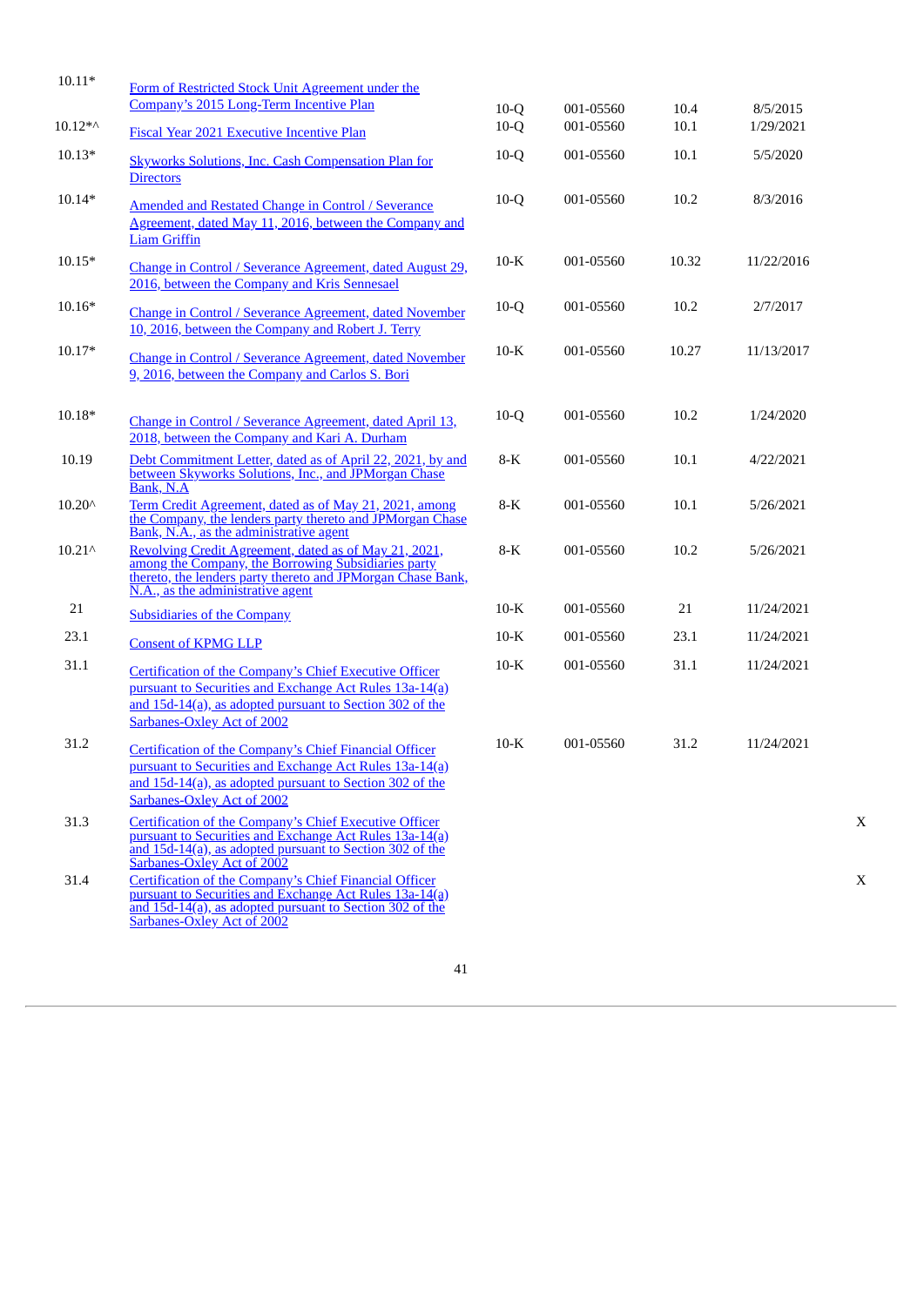| | | | | | | |
|---|---|---|---|---|---|---|
| 10.11* | Form of Restricted Stock Unit Agreement under the Company's 2015 Long-Term Incentive Plan | 10-Q | 001-05560 | 10.4 | 8/5/2015 | |
| 10.12*^ | Fiscal Year 2021 Executive Incentive Plan | 10-Q | 001-05560 | 10.1 | 1/29/2021 | |
| 10.13* | Skyworks Solutions, Inc. Cash Compensation Plan for Directors | 10-Q | 001-05560 | 10.1 | 5/5/2020 | |
| 10.14* | Amended and Restated Change in Control / Severance Agreement, dated May 11, 2016, between the Company and Liam Griffin | 10-Q | 001-05560 | 10.2 | 8/3/2016 | |
| 10.15* | Change in Control / Severance Agreement, dated August 29, 2016, between the Company and Kris Sennesael | 10-K | 001-05560 | 10.32 | 11/22/2016 | |
| 10.16* | Change in Control / Severance Agreement, dated November 10, 2016, between the Company and Robert J. Terry | 10-Q | 001-05560 | 10.2 | 2/7/2017 | |
| 10.17* | Change in Control / Severance Agreement, dated November 9, 2016, between the Company and Carlos S. Bori | 10-K | 001-05560 | 10.27 | 11/13/2017 | |
| 10.18* | Change in Control / Severance Agreement, dated April 13, 2018, between the Company and Kari A. Durham | 10-Q | 001-05560 | 10.2 | 1/24/2020 | |
| 10.19 | Debt Commitment Letter, dated as of April 22, 2021, by and between Skyworks Solutions, Inc., and JPMorgan Chase Bank, N.A | 8-K | 001-05560 | 10.1 | 4/22/2021 | |
| 10.20^ | Term Credit Agreement, dated as of May 21, 2021, among the Company, the lenders party thereto and JPMorgan Chase Bank, N.A., as the administrative agent | 8-K | 001-05560 | 10.1 | 5/26/2021 | |
| 10.21^ | Revolving Credit Agreement, dated as of May 21, 2021, among the Company, the Borrowing Subsidiaries party thereto, the lenders party thereto and JPMorgan Chase Bank, N.A., as the administrative agent | 8-K | 001-05560 | 10.2 | 5/26/2021 | |
| 21 | Subsidiaries of the Company | 10-K | 001-05560 | 21 | 11/24/2021 | |
| 23.1 | Consent of KPMG LLP | 10-K | 001-05560 | 23.1 | 11/24/2021 | |
| 31.1 | Certification of the Company's Chief Executive Officer pursuant to Securities and Exchange Act Rules 13a-14(a) and 15d-14(a), as adopted pursuant to Section 302 of the Sarbanes-Oxley Act of 2002 | 10-K | 001-05560 | 31.1 | 11/24/2021 | |
| 31.2 | Certification of the Company's Chief Financial Officer pursuant to Securities and Exchange Act Rules 13a-14(a) and 15d-14(a), as adopted pursuant to Section 302 of the Sarbanes-Oxley Act of 2002 | 10-K | 001-05560 | 31.2 | 11/24/2021 | |
| 31.3 | Certification of the Company's Chief Executive Officer pursuant to Securities and Exchange Act Rules 13a-14(a) and 15d-14(a), as adopted pursuant to Section 302 of the Sarbanes-Oxley Act of 2002 | | | | | X |
| 31.4 | Certification of the Company's Chief Financial Officer pursuant to Securities and Exchange Act Rules 13a-14(a) and 15d-14(a), as adopted pursuant to Section 302 of the Sarbanes-Oxley Act of 2002 | | | | | X |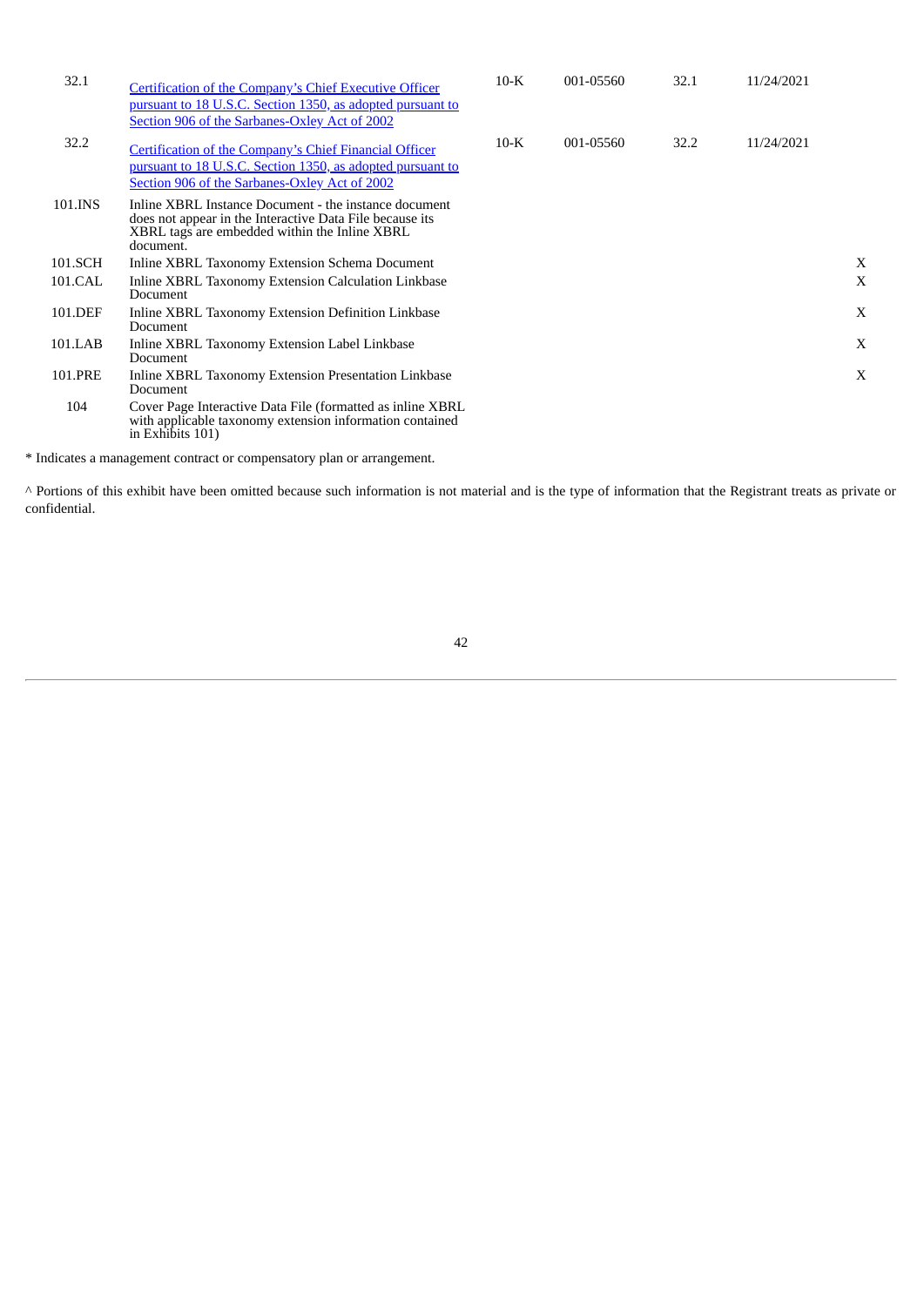| | | | | | | |
|---|---|---|---|---|---|---|
| 32.1 | Certification of the Company's Chief Executive Officer pursuant to 18 U.S.C. Section 1350, as adopted pursuant to Section 906 of the Sarbanes-Oxley Act of 2002 | 10-K | 001-05560 | 32.1 | 11/24/2021 | |
| 32.2 | Certification of the Company's Chief Financial Officer pursuant to 18 U.S.C. Section 1350, as adopted pursuant to Section 906 of the Sarbanes-Oxley Act of 2002 | 10-K | 001-05560 | 32.2 | 11/24/2021 | |
| 101.INS | Inline XBRL Instance Document - the instance document does not appear in the Interactive Data File because its XBRL tags are embedded within the Inline XBRL document. | | | | | |
| 101.SCH | Inline XBRL Taxonomy Extension Schema Document | | | | | X |
| 101.CAL | Inline XBRL Taxonomy Extension Calculation Linkbase Document | | | | | X |
| 101.DEF | Inline XBRL Taxonomy Extension Definition Linkbase Document | | | | | X |
| 101.LAB | Inline XBRL Taxonomy Extension Label Linkbase Document | | | | | X |
| 101.PRE | Inline XBRL Taxonomy Extension Presentation Linkbase Document | | | | | X |
| 104 | Cover Page Interactive Data File (formatted as inline XBRL with applicable taxonomy extension information contained in Exhibits 101) | | | | | |

* Indicates a management contract or compensatory plan or arrangement.

^ Portions of this exhibit have been omitted because such information is not material and is the type of information that the Registrant treats as private or confidential.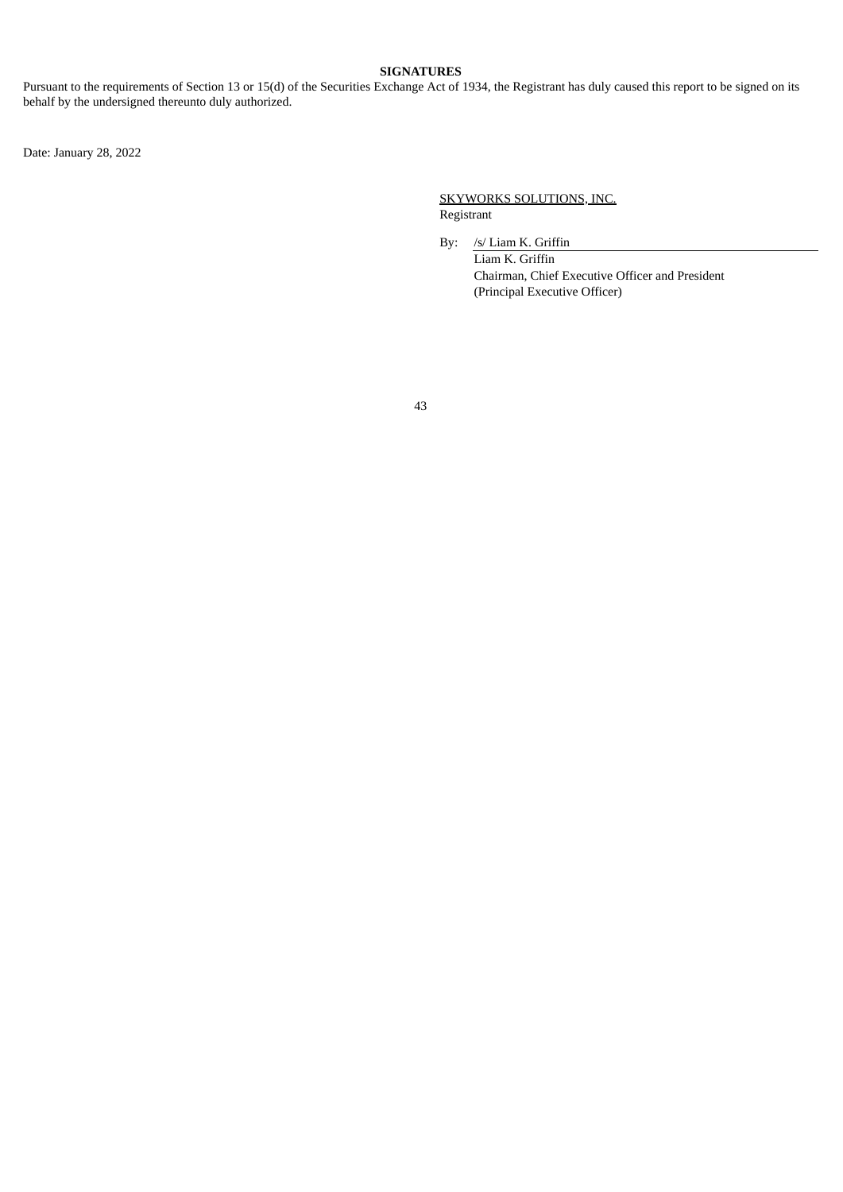**SIGNATURES**

Pursuant to the requirements of Section 13 or 15(d) of the Securities Exchange Act of 1934, the Registrant has duly caused this report to be signed on its behalf by the undersigned thereunto duly authorized.

Date: January 28, 2022

SKYWORKS SOLUTIONS, INC.
Registrant

By: /s/ Liam K. Griffin
Liam K. Griffin
Chairman, Chief Executive Officer and President
(Principal Executive Officer)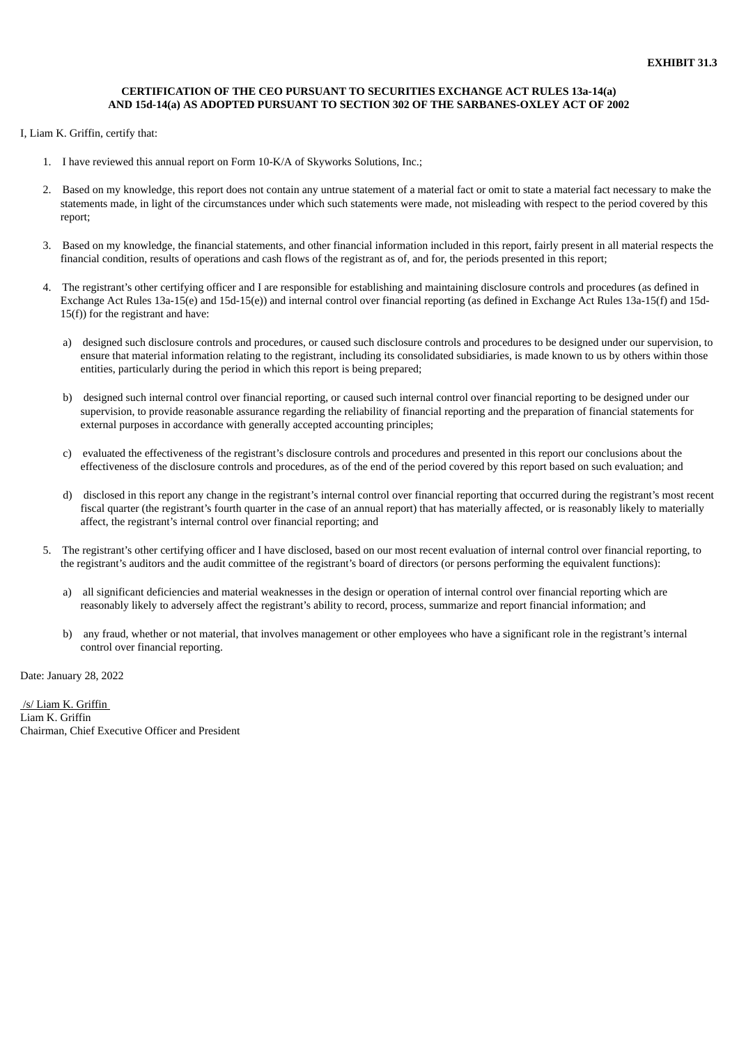**EXHIBIT 31.3**

**CERTIFICATION OF THE CEO PURSUANT TO SECURITIES EXCHANGE ACT RULES 13a-14(a) AND 15d-14(a) AS ADOPTED PURSUANT TO SECTION 302 OF THE SARBANES-OXLEY ACT OF 2002**

I, Liam K. Griffin, certify that:

1. I have reviewed this annual report on Form 10-K/A of Skyworks Solutions, Inc.;

2. Based on my knowledge, this report does not contain any untrue statement of a material fact or omit to state a material fact necessary to make the statements made, in light of the circumstances under which such statements were made, not misleading with respect to the period covered by this report;

3. Based on my knowledge, the financial statements, and other financial information included in this report, fairly present in all material respects the financial condition, results of operations and cash flows of the registrant as of, and for, the periods presented in this report;

4. The registrant's other certifying officer and I are responsible for establishing and maintaining disclosure controls and procedures (as defined in Exchange Act Rules 13a-15(e) and 15d-15(e)) and internal control over financial reporting (as defined in Exchange Act Rules 13a-15(f) and 15d-15(f)) for the registrant and have:

   a) designed such disclosure controls and procedures, or caused such disclosure controls and procedures to be designed under our supervision, to ensure that material information relating to the registrant, including its consolidated subsidiaries, is made known to us by others within those entities, particularly during the period in which this report is being prepared;

   b) designed such internal control over financial reporting, or caused such internal control over financial reporting to be designed under our supervision, to provide reasonable assurance regarding the reliability of financial reporting and the preparation of financial statements for external purposes in accordance with generally accepted accounting principles;

   c) evaluated the effectiveness of the registrant's disclosure controls and procedures and presented in this report our conclusions about the effectiveness of the disclosure controls and procedures, as of the end of the period covered by this report based on such evaluation; and

   d) disclosed in this report any change in the registrant's internal control over financial reporting that occurred during the registrant's most recent fiscal quarter (the registrant's fourth quarter in the case of an annual report) that has materially affected, or is reasonably likely to materially affect, the registrant's internal control over financial reporting; and

5. The registrant's other certifying officer and I have disclosed, based on our most recent evaluation of internal control over financial reporting, to the registrant's auditors and the audit committee of the registrant's board of directors (or persons performing the equivalent functions):

   a) all significant deficiencies and material weaknesses in the design or operation of internal control over financial reporting which are reasonably likely to adversely affect the registrant's ability to record, process, summarize and report financial information; and

   b) any fraud, whether or not material, that involves management or other employees who have a significant role in the registrant's internal control over financial reporting.

Date: January 28, 2022

/s/ Liam K. Griffin
Liam K. Griffin
Chairman, Chief Executive Officer and President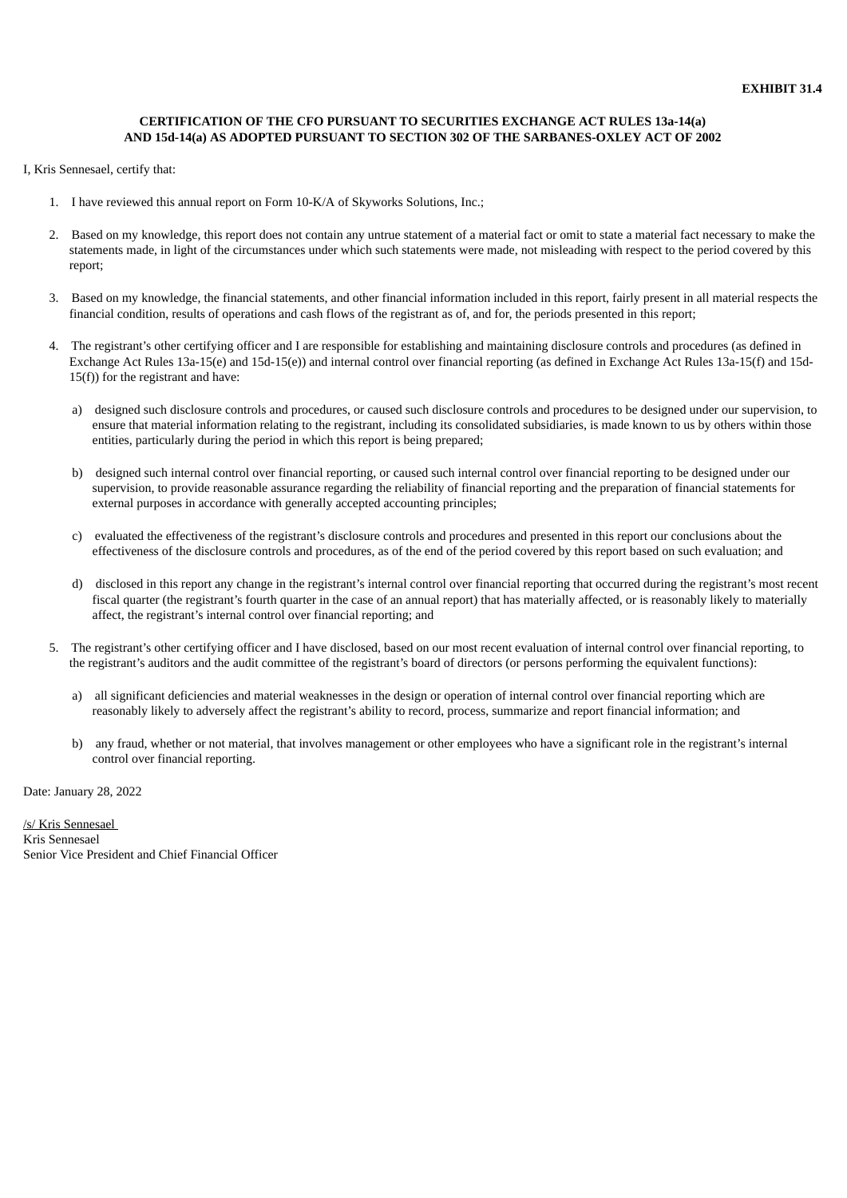**EXHIBIT 31.4**

**CERTIFICATION OF THE CFO PURSUANT TO SECURITIES EXCHANGE ACT RULES 13a-14(a) AND 15d-14(a) AS ADOPTED PURSUANT TO SECTION 302 OF THE SARBANES-OXLEY ACT OF 2002**

I, Kris Sennesael, certify that:

1. I have reviewed this annual report on Form 10-K/A of Skyworks Solutions, Inc.;

2. Based on my knowledge, this report does not contain any untrue statement of a material fact or omit to state a material fact necessary to make the statements made, in light of the circumstances under which such statements were made, not misleading with respect to the period covered by this report;

3. Based on my knowledge, the financial statements, and other financial information included in this report, fairly present in all material respects the financial condition, results of operations and cash flows of the registrant as of, and for, the periods presented in this report;

4. The registrant's other certifying officer and I are responsible for establishing and maintaining disclosure controls and procedures (as defined in Exchange Act Rules 13a-15(e) and 15d-15(e)) and internal control over financial reporting (as defined in Exchange Act Rules 13a-15(f) and 15d-15(f)) for the registrant and have:

   a) designed such disclosure controls and procedures, or caused such disclosure controls and procedures to be designed under our supervision, to ensure that material information relating to the registrant, including its consolidated subsidiaries, is made known to us by others within those entities, particularly during the period in which this report is being prepared;

   b) designed such internal control over financial reporting, or caused such internal control over financial reporting to be designed under our supervision, to provide reasonable assurance regarding the reliability of financial reporting and the preparation of financial statements for external purposes in accordance with generally accepted accounting principles;

   c) evaluated the effectiveness of the registrant's disclosure controls and procedures and presented in this report our conclusions about the effectiveness of the disclosure controls and procedures, as of the end of the period covered by this report based on such evaluation; and

   d) disclosed in this report any change in the registrant's internal control over financial reporting that occurred during the registrant's most recent fiscal quarter (the registrant's fourth quarter in the case of an annual report) that has materially affected, or is reasonably likely to materially affect, the registrant's internal control over financial reporting; and

5. The registrant's other certifying officer and I have disclosed, based on our most recent evaluation of internal control over financial reporting, to the registrant's auditors and the audit committee of the registrant's board of directors (or persons performing the equivalent functions):

   a) all significant deficiencies and material weaknesses in the design or operation of internal control over financial reporting which are reasonably likely to adversely affect the registrant's ability to record, process, summarize and report financial information; and

   b) any fraud, whether or not material, that involves management or other employees who have a significant role in the registrant's internal control over financial reporting.

Date: January 28, 2022

/s/ Kris Sennesael
Kris Sennesael
Senior Vice President and Chief Financial Officer